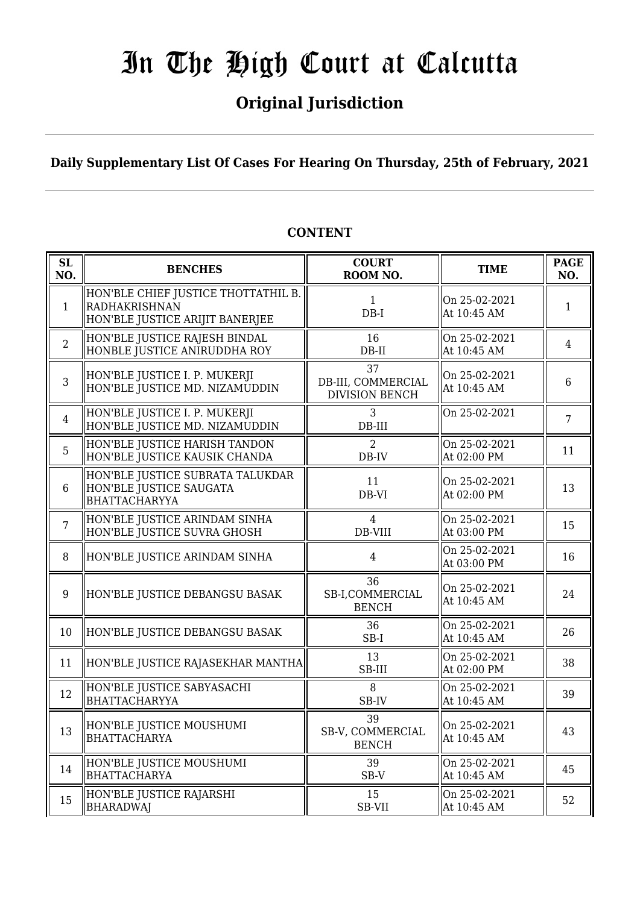# In The High Court at Calcutta

## Original Jurisdiction

**Daily Supplementary List Of Cases For Hearing On Thursday, 25th of February, 2021**

**CONTENT**

| SL NO. | BENCHES | COURT ROOM NO. | TIME | PAGE NO. |
|---|---|---|---|---|
| 1 | HON'BLE CHIEF JUSTICE THOTTATHIL B. RADHAKRISHNAN<br>HON'BLE JUSTICE ARIJIT BANERJEE | 1<br>DB-I | On 25-02-2021<br>At 10:45 AM | 1 |
| 2 | HON'BLE JUSTICE RAJESH BINDAL<br>HONBLE JUSTICE ANIRUDDHA ROY | 16<br>DB-II | On 25-02-2021<br>At 10:45 AM | 4 |
| 3 | HON'BLE JUSTICE I. P. MUKERJI<br>HON'BLE JUSTICE MD. NIZAMUDDIN | 37<br>DB-III, COMMERCIAL DIVISION BENCH | On 25-02-2021<br>At 10:45 AM | 6 |
| 4 | HON'BLE JUSTICE I. P. MUKERJI<br>HON'BLE JUSTICE MD. NIZAMUDDIN | 3<br>DB-III | On 25-02-2021 | 7 |
| 5 | HON'BLE JUSTICE HARISH TANDON<br>HON'BLE JUSTICE KAUSIK CHANDA | 2<br>DB-IV | On 25-02-2021<br>At 02:00 PM | 11 |
| 6 | HON'BLE JUSTICE SUBRATA TALUKDAR<br>HON'BLE JUSTICE SAUGATA BHATTACHARYYA | 11<br>DB-VI | On 25-02-2021<br>At 02:00 PM | 13 |
| 7 | HON'BLE JUSTICE ARINDAM SINHA<br>HON'BLE JUSTICE SUVRA GHOSH | 4<br>DB-VIII | On 25-02-2021<br>At 03:00 PM | 15 |
| 8 | HON'BLE JUSTICE ARINDAM SINHA | 4 | On 25-02-2021<br>At 03:00 PM | 16 |
| 9 | HON'BLE JUSTICE DEBANGSU BASAK | 36<br>SB-I,COMMERCIAL BENCH | On 25-02-2021<br>At 10:45 AM | 24 |
| 10 | HON'BLE JUSTICE DEBANGSU BASAK | 36<br>SB-I | On 25-02-2021<br>At 10:45 AM | 26 |
| 11 | HON'BLE JUSTICE RAJASEKHAR MANTHA | 13<br>SB-III | On 25-02-2021<br>At 02:00 PM | 38 |
| 12 | HON'BLE JUSTICE SABYASACHI BHATTACHARYYA | 8<br>SB-IV | On 25-02-2021<br>At 10:45 AM | 39 |
| 13 | HON'BLE JUSTICE MOUSHUMI BHATTACHARYA | 39<br>SB-V, COMMERCIAL BENCH | On 25-02-2021<br>At 10:45 AM | 43 |
| 14 | HON'BLE JUSTICE MOUSHUMI BHATTACHARYA | 39<br>SB-V | On 25-02-2021<br>At 10:45 AM | 45 |
| 15 | HON'BLE JUSTICE RAJARSHI BHARADWAJ | 15<br>SB-VII | On 25-02-2021<br>At 10:45 AM | 52 |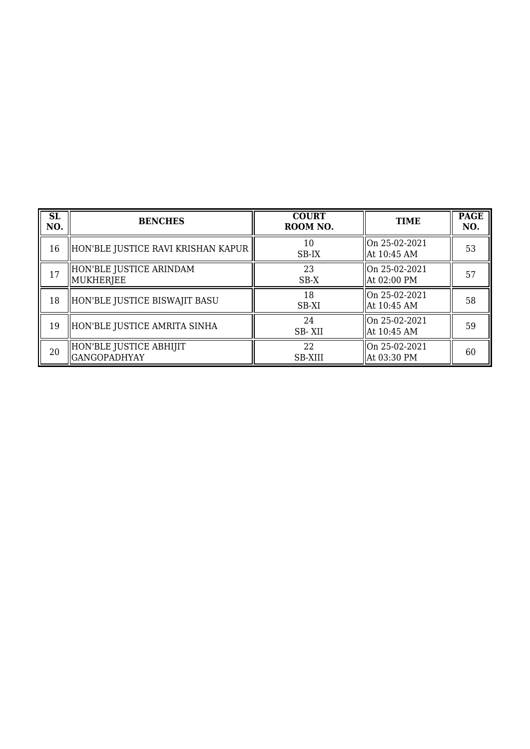| SL NO. | BENCHES | COURT ROOM NO. | TIME | PAGE NO. |
|---|---|---|---|---|
| 16 | HON'BLE JUSTICE RAVI KRISHAN KAPUR | 10<br>SB-IX | On 25-02-2021<br>At 10:45 AM | 53 |
| 17 | HON'BLE JUSTICE ARINDAM MUKHERJEE | 23<br>SB-X | On 25-02-2021<br>At 02:00 PM | 57 |
| 18 | HON'BLE JUSTICE BISWAJIT BASU | 18<br>SB-XI | On 25-02-2021<br>At 10:45 AM | 58 |
| 19 | HON'BLE JUSTICE AMRITA SINHA | 24<br>SB- XII | On 25-02-2021<br>At 10:45 AM | 59 |
| 20 | HON'BLE JUSTICE ABHIJIT GANGOPADHYAY | 22<br>SB-XIII | On 25-02-2021<br>At 03:30 PM | 60 |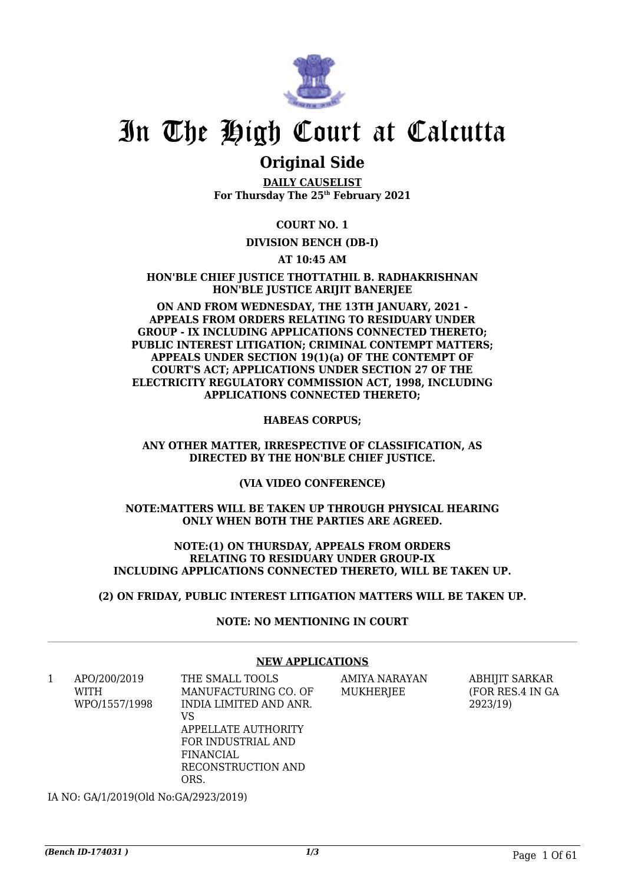# In The High Court at Calcutta

## Original Side

**DAILY CAUSELIST**
**For Thursday The 25th February 2021**

**COURT NO. 1**

**DIVISION BENCH (DB-I)**

**AT 10:45 AM**

**HON'BLE CHIEF JUSTICE THOTTATHIL B. RADHAKRISHNAN**
**HON'BLE JUSTICE ARIJIT BANERJEE**

**ON AND FROM WEDNESDAY, THE 13TH JANUARY, 2021 - APPEALS FROM ORDERS RELATING TO RESIDUARY UNDER GROUP - IX INCLUDING APPLICATIONS CONNECTED THERETO; PUBLIC INTEREST LITIGATION; CRIMINAL CONTEMPT MATTERS; APPEALS UNDER SECTION 19(1)(a) OF THE CONTEMPT OF COURT'S ACT; APPLICATIONS UNDER SECTION 27 OF THE ELECTRICITY REGULATORY COMMISSION ACT, 1998, INCLUDING APPLICATIONS CONNECTED THERETO;**

**HABEAS CORPUS;**

**ANY OTHER MATTER, IRRESPECTIVE OF CLASSIFICATION, AS DIRECTED BY THE HON'BLE CHIEF JUSTICE.**

**(VIA VIDEO CONFERENCE)**

**NOTE:MATTERS WILL BE TAKEN UP THROUGH PHYSICAL HEARING ONLY WHEN BOTH THE PARTIES ARE AGREED.**

**NOTE:(1) ON THURSDAY, APPEALS FROM ORDERS RELATING TO RESIDUARY UNDER GROUP-IX INCLUDING APPLICATIONS CONNECTED THERETO, WILL BE TAKEN UP.**

**(2) ON FRIDAY, PUBLIC INTEREST LITIGATION MATTERS WILL BE TAKEN UP.**

**NOTE: NO MENTIONING IN COURT**

---

**NEW APPLICATIONS**

| | | | | |
|---|---|---|---|---|
| 1 | APO/200/2019 WITH WPO/1557/1998 | THE SMALL TOOLS MANUFACTURING CO. OF INDIA LIMITED AND ANR. VS APPELLATE AUTHORITY FOR INDUSTRIAL AND FINANCIAL RECONSTRUCTION AND ORS. | AMIYA NARAYAN MUKHERJEE | ABHIJIT SARKAR (FOR RES.4 IN GA 2923/19) |

IA NO: GA/1/2019(Old No:GA/2923/2019)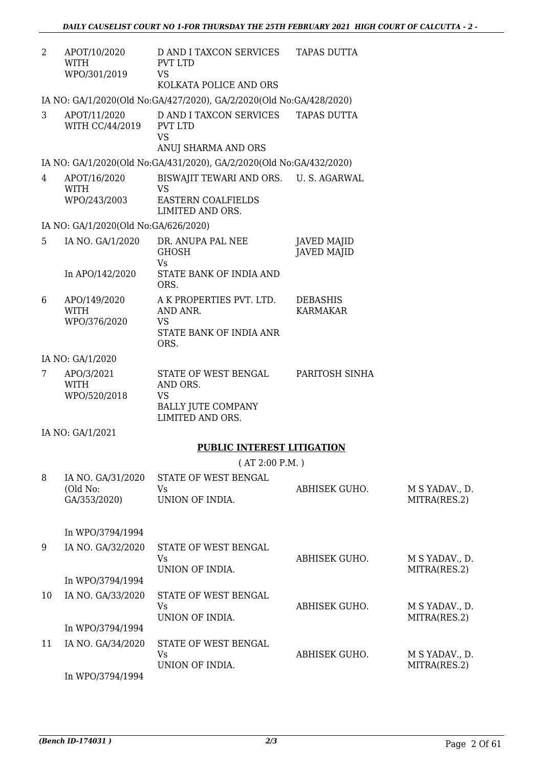| | | | | |
|---|---|---|---|---|
| 2 | APOT/10/2020 WITH WPO/301/2019 | D AND I TAXCON SERVICES PVT LTD VS KOLKATA POLICE AND ORS | TAPAS DUTTA | |

IA NO: GA/1/2020(Old No:GA/427/2020), GA/2/2020(Old No:GA/428/2020)

| | | | | |
|---|---|---|---|---|
| 3 | APOT/11/2020 WITH CC/44/2019 | D AND I TAXCON SERVICES PVT LTD VS ANUJ SHARMA AND ORS | TAPAS DUTTA | |

IA NO: GA/1/2020(Old No:GA/431/2020), GA/2/2020(Old No:GA/432/2020)

| | | | | |
|---|---|---|---|---|
| 4 | APOT/16/2020 WITH WPO/243/2003 | BISWAJIT TEWARI AND ORS. VS EASTERN COALFIELDS LIMITED AND ORS. | U. S. AGARWAL | |

IA NO: GA/1/2020(Old No:GA/626/2020)

| | | | | |
|---|---|---|---|---|
| 5 | IA NO. GA/1/2020 In APO/142/2020 | DR. ANUPA PAL NEE GHOSH Vs STATE BANK OF INDIA AND ORS. | JAVED MAJID JAVED MAJID | |
| 6 | APO/149/2020 WITH WPO/376/2020 | A K PROPERTIES PVT. LTD. AND ANR. VS STATE BANK OF INDIA ANR ORS. | DEBASHIS KARMAKAR | |

IA NO: GA/1/2020

| | | | | |
|---|---|---|---|---|
| 7 | APO/3/2021 WITH WPO/520/2018 | STATE OF WEST BENGAL AND ORS. VS BALLY JUTE COMPANY LIMITED AND ORS. | PARITOSH SINHA | |

IA NO: GA/1/2021

## PUBLIC INTEREST LITIGATION

( AT 2:00 P.M. )

| | | | | |
|---|---|---|---|---|
| 8 | IA NO. GA/31/2020 (Old No: GA/353/2020) In WPO/3794/1994 | STATE OF WEST BENGAL Vs UNION OF INDIA. | ABHISEK GUHO. | M S YADAV., D. MITRA(RES.2) |
| 9 | IA NO. GA/32/2020 In WPO/3794/1994 | STATE OF WEST BENGAL Vs UNION OF INDIA. | ABHISEK GUHO. | M S YADAV., D. MITRA(RES.2) |
| 10 | IA NO. GA/33/2020 In WPO/3794/1994 | STATE OF WEST BENGAL Vs UNION OF INDIA. | ABHISEK GUHO. | M S YADAV., D. MITRA(RES.2) |
| 11 | IA NO. GA/34/2020 In WPO/3794/1994 | STATE OF WEST BENGAL Vs UNION OF INDIA. | ABHISEK GUHO. | M S YADAV., D. MITRA(RES.2) |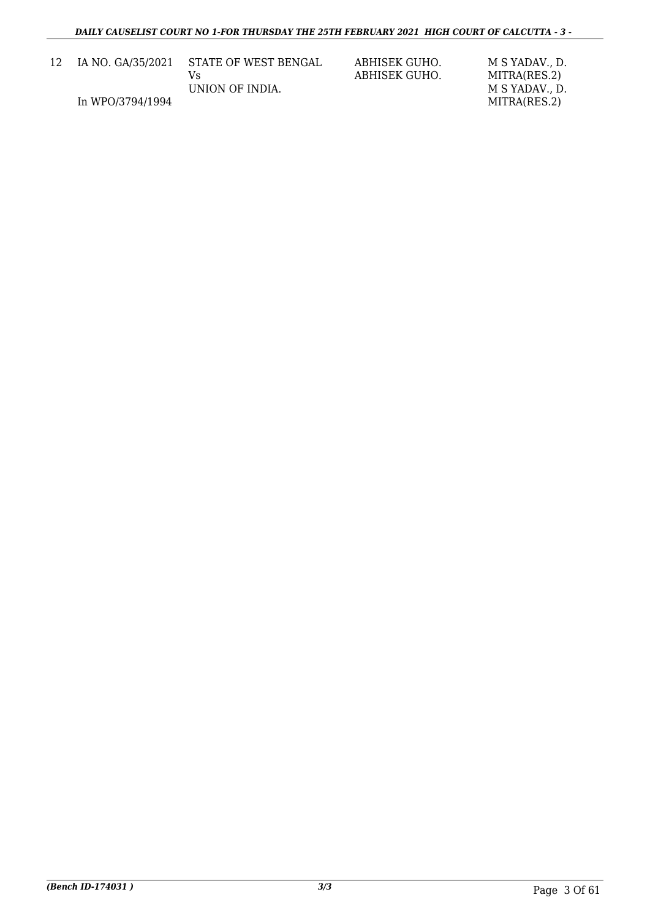| | | | | |
|---|---|---|---|---|
| 12 | IA NO. GA/35/2021<br><br>In WPO/3794/1994 | STATE OF WEST BENGAL<br>Vs<br>UNION OF INDIA. | ABHISEK GUHO.<br>ABHISEK GUHO. | M S YADAV., D. MITRA(RES.2)<br>M S YADAV., D. MITRA(RES.2) |

*(Bench ID-174031 )* 3/3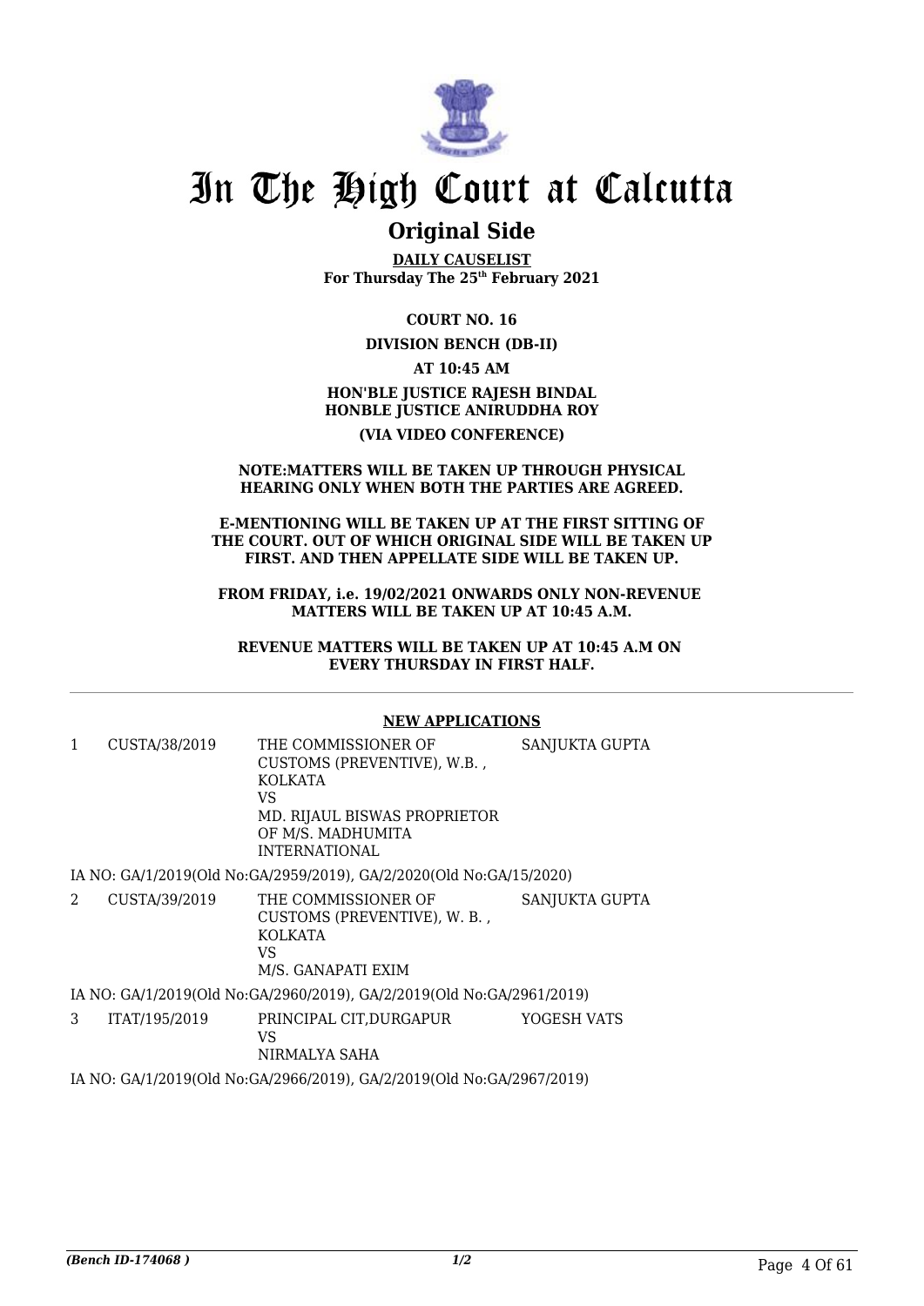# In The High Court at Calcutta

## Original Side

**DAILY CAUSELIST**
**For Thursday The 25th February 2021**

**COURT NO. 16**

**DIVISION BENCH (DB-II)**

**AT 10:45 AM**

**HON'BLE JUSTICE RAJESH BINDAL**
**HONBLE JUSTICE ANIRUDDHA ROY**

**(VIA VIDEO CONFERENCE)**

**NOTE:MATTERS WILL BE TAKEN UP THROUGH PHYSICAL HEARING ONLY WHEN BOTH THE PARTIES ARE AGREED.**

**E-MENTIONING WILL BE TAKEN UP AT THE FIRST SITTING OF THE COURT. OUT OF WHICH ORIGINAL SIDE WILL BE TAKEN UP FIRST. AND THEN APPELLATE SIDE WILL BE TAKEN UP.**

**FROM FRIDAY, i.e. 19/02/2021 ONWARDS ONLY NON-REVENUE MATTERS WILL BE TAKEN UP AT 10:45 A.M.**

**REVENUE MATTERS WILL BE TAKEN UP AT 10:45 A.M ON EVERY THURSDAY IN FIRST HALF.**

**NEW APPLICATIONS**

| | | | |
|---|---|---|---|
| 1 | CUSTA/38/2019 | THE COMMISSIONER OF CUSTOMS (PREVENTIVE), W.B. , KOLKATA<br>VS<br>MD. RIJAUL BISWAS PROPRIETOR OF M/S. MADHUMITA INTERNATIONAL | SANJUKTA GUPTA |

IA NO: GA/1/2019(Old No:GA/2959/2019), GA/2/2020(Old No:GA/15/2020)

| | | | |
|---|---|---|---|
| 2 | CUSTA/39/2019 | THE COMMISSIONER OF CUSTOMS (PREVENTIVE), W. B. , KOLKATA<br>VS<br>M/S. GANAPATI EXIM | SANJUKTA GUPTA |

IA NO: GA/1/2019(Old No:GA/2960/2019), GA/2/2019(Old No:GA/2961/2019)

| | | | |
|---|---|---|---|
| 3 | ITAT/195/2019 | PRINCIPAL CIT,DURGAPUR<br>VS<br>NIRMALYA SAHA | YOGESH VATS |

IA NO: GA/1/2019(Old No:GA/2966/2019), GA/2/2019(Old No:GA/2967/2019)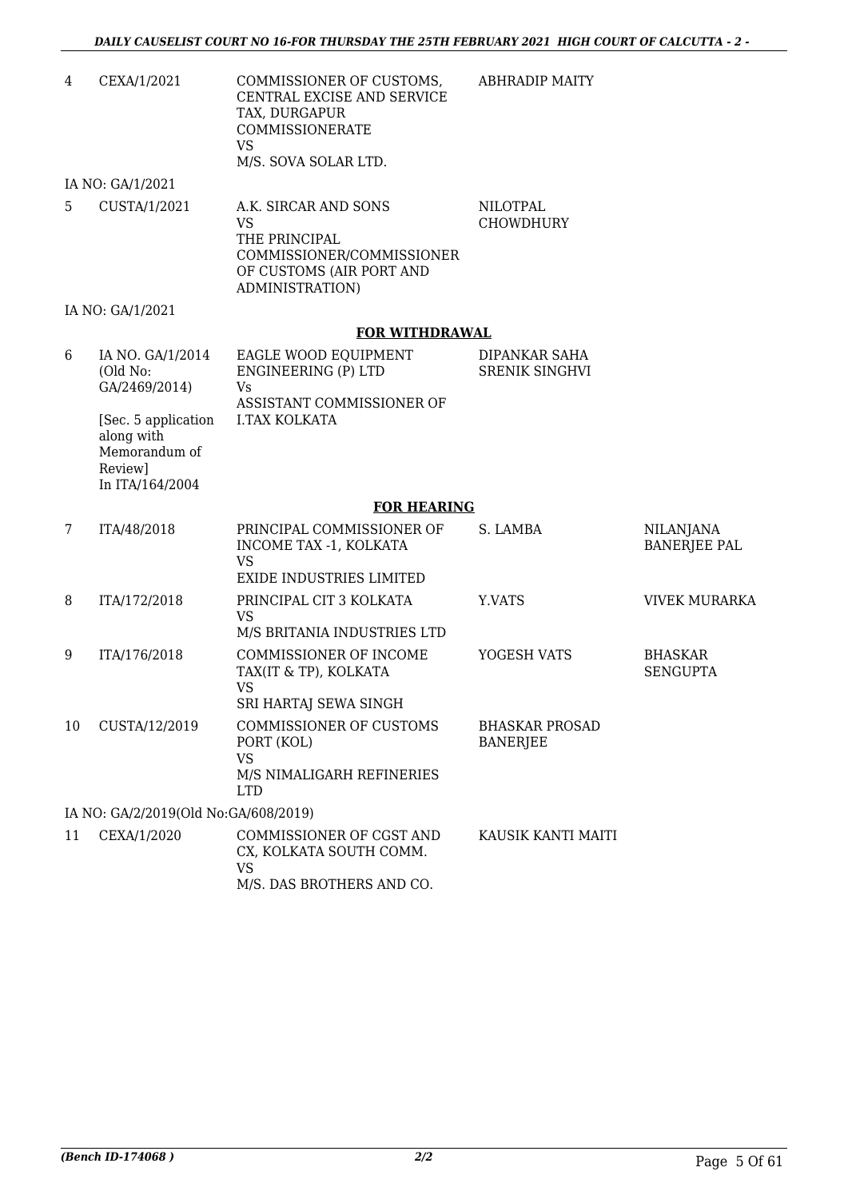| | | | | |
|---|---|---|---|---|
| 4 | CEXA/1/2021 | COMMISSIONER OF CUSTOMS, CENTRAL EXCISE AND SERVICE TAX, DURGAPUR COMMISSIONERATE<br>VS<br>M/S. SOVA SOLAR LTD. | ABHRADIP MAITY | |
| | IA NO: GA/1/2021 | | | |
| 5 | CUSTA/1/2021 | A.K. SIRCAR AND SONS<br>VS<br>THE PRINCIPAL COMMISSIONER/COMMISSIONER OF CUSTOMS (AIR PORT AND ADMINISTRATION) | NILOTPAL CHOWDHURY | |
| | IA NO: GA/1/2021 | | | |

**FOR WITHDRAWAL**

| | | | | |
|---|---|---|---|---|
| 6 | IA NO. GA/1/2014 (Old No: GA/2469/2014)<br><br>[Sec. 5 application along with Memorandum of Review]<br>In ITA/164/2004 | EAGLE WOOD EQUIPMENT ENGINEERING (P) LTD<br>Vs<br>ASSISTANT COMMISSIONER OF I.TAX KOLKATA | DIPANKAR SAHA<br>SRENIK SINGHVI | |

**FOR HEARING**

| | | | | |
|---|---|---|---|---|
| 7 | ITA/48/2018 | PRINCIPAL COMMISSIONER OF INCOME TAX -1, KOLKATA<br>VS<br>EXIDE INDUSTRIES LIMITED | S. LAMBA | NILANJANA BANERJEE PAL |
| 8 | ITA/172/2018 | PRINCIPAL CIT 3 KOLKATA<br>VS<br>M/S BRITANIA INDUSTRIES LTD | Y.VATS | VIVEK MURARKA |
| 9 | ITA/176/2018 | COMMISSIONER OF INCOME TAX(IT & TP), KOLKATA<br>VS<br>SRI HARTAJ SEWA SINGH | YOGESH VATS | BHASKAR SENGUPTA |
| 10 | CUSTA/12/2019 | COMMISSIONER OF CUSTOMS PORT (KOL)<br>VS<br>M/S NIMALIGARH REFINERIES LTD | BHASKAR PROSAD BANERJEE | |
| | IA NO: GA/2/2019(Old No:GA/608/2019) | | | |
| 11 | CEXA/1/2020 | COMMISSIONER OF CGST AND CX, KOLKATA SOUTH COMM.<br>VS<br>M/S. DAS BROTHERS AND CO. | KAUSIK KANTI MAITI | |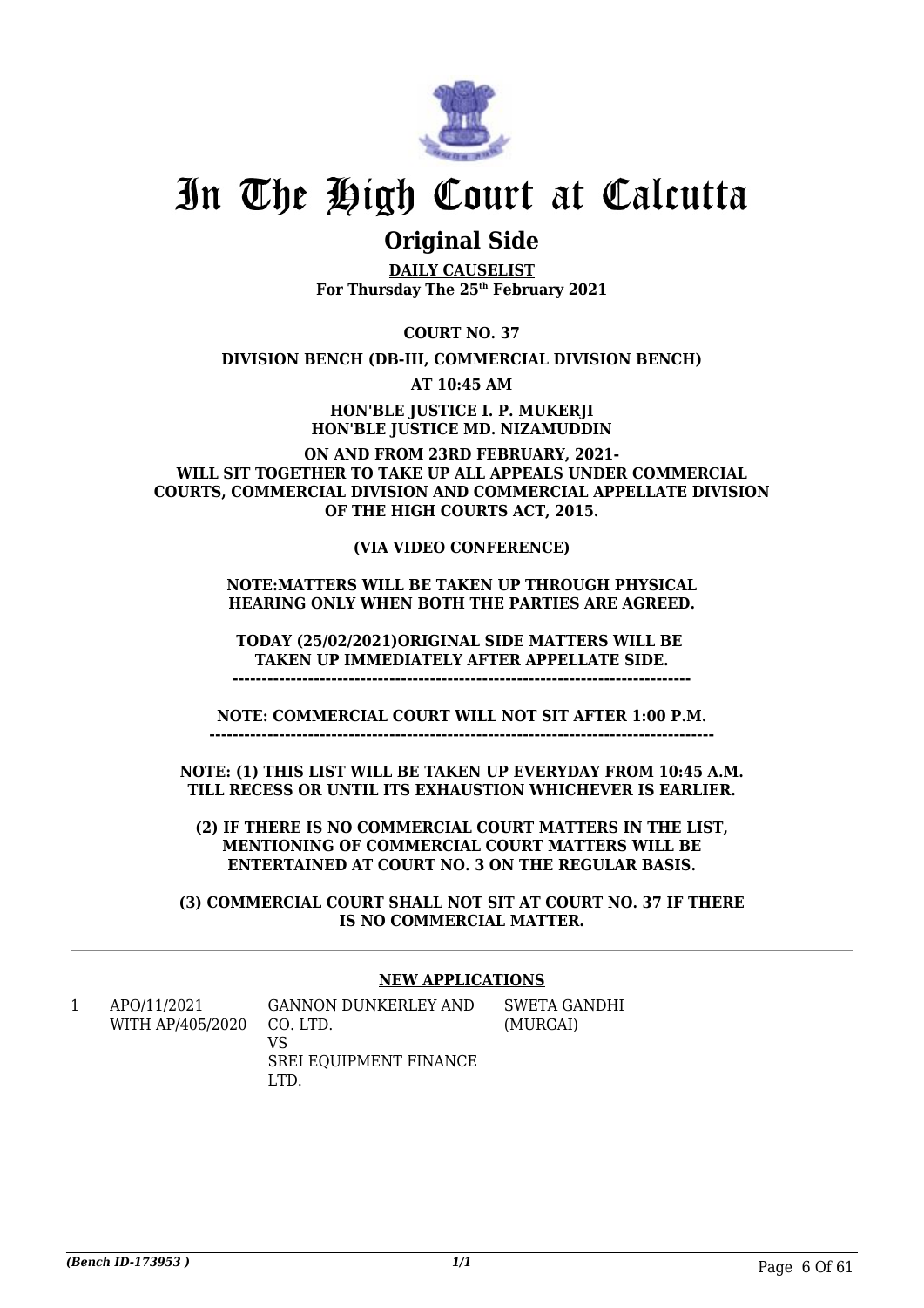# In The High Court at Calcutta

## Original Side

**DAILY CAUSELIST**
**For Thursday The 25th February 2021**

**COURT NO. 37**

**DIVISION BENCH (DB-III, COMMERCIAL DIVISION BENCH)**

**AT 10:45 AM**

**HON'BLE JUSTICE I. P. MUKERJI**
**HON'BLE JUSTICE MD. NIZAMUDDIN**

**ON AND FROM 23RD FEBRUARY, 2021- WILL SIT TOGETHER TO TAKE UP ALL APPEALS UNDER COMMERCIAL COURTS, COMMERCIAL DIVISION AND COMMERCIAL APPELLATE DIVISION OF THE HIGH COURTS ACT, 2015.**

**(VIA VIDEO CONFERENCE)**

**NOTE:MATTERS WILL BE TAKEN UP THROUGH PHYSICAL HEARING ONLY WHEN BOTH THE PARTIES ARE AGREED.**

**TODAY (25/02/2021)ORIGINAL SIDE MATTERS WILL BE TAKEN UP IMMEDIATELY AFTER APPELLATE SIDE.**
**------------------------------------------------------------------------------**

**NOTE: COMMERCIAL COURT WILL NOT SIT AFTER 1:00 P.M.**
**------------------------------------------------------------------------------------**

**NOTE: (1) THIS LIST WILL BE TAKEN UP EVERYDAY FROM 10:45 A.M. TILL RECESS OR UNTIL ITS EXHAUSTION WHICHEVER IS EARLIER.**

**(2) IF THERE IS NO COMMERCIAL COURT MATTERS IN THE LIST, MENTIONING OF COMMERCIAL COURT MATTERS WILL BE ENTERTAINED AT COURT NO. 3 ON THE REGULAR BASIS.**

**(3) COMMERCIAL COURT SHALL NOT SIT AT COURT NO. 37 IF THERE IS NO COMMERCIAL MATTER.**

**NEW APPLICATIONS**

| | | | |
|---|---|---|---|
| 1 | APO/11/2021 WITH AP/405/2020 | GANNON DUNKERLEY AND CO. LTD. VS SREI EQUIPMENT FINANCE LTD. | SWETA GANDHI (MURGAI) |

*(Bench ID-173953 )* 1/1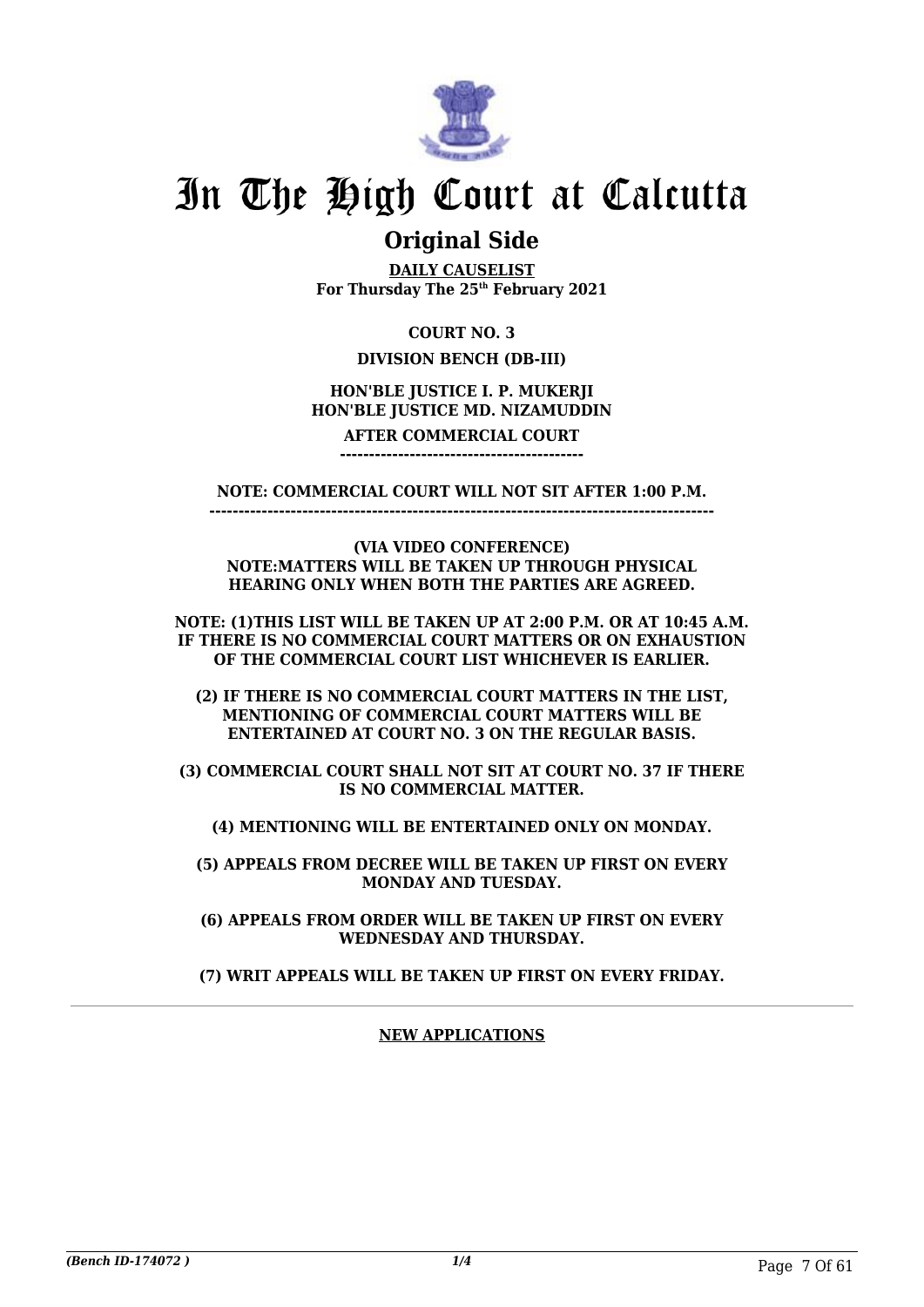# In The High Court at Calcutta

## Original Side

**DAILY CAUSELIST**
**For Thursday The 25th February 2021**

**COURT NO. 3**

**DIVISION BENCH (DB-III)**

**HON'BLE JUSTICE I. P. MUKERJI**
**HON'BLE JUSTICE MD. NIZAMUDDIN**

**AFTER COMMERCIAL COURT**
**------------------------------------------**

**NOTE: COMMERCIAL COURT WILL NOT SIT AFTER 1:00 P.M.**
**------------------------------------------------------------------------------------**

**(VIA VIDEO CONFERENCE)**
**NOTE:MATTERS WILL BE TAKEN UP THROUGH PHYSICAL HEARING ONLY WHEN BOTH THE PARTIES ARE AGREED.**

**NOTE: (1)THIS LIST WILL BE TAKEN UP AT 2:00 P.M. OR AT 10:45 A.M. IF THERE IS NO COMMERCIAL COURT MATTERS OR ON EXHAUSTION OF THE COMMERCIAL COURT LIST WHICHEVER IS EARLIER.**

**(2) IF THERE IS NO COMMERCIAL COURT MATTERS IN THE LIST, MENTIONING OF COMMERCIAL COURT MATTERS WILL BE ENTERTAINED AT COURT NO. 3 ON THE REGULAR BASIS.**

**(3) COMMERCIAL COURT SHALL NOT SIT AT COURT NO. 37 IF THERE IS NO COMMERCIAL MATTER.**

**(4) MENTIONING WILL BE ENTERTAINED ONLY ON MONDAY.**

**(5) APPEALS FROM DECREE WILL BE TAKEN UP FIRST ON EVERY MONDAY AND TUESDAY.**

**(6) APPEALS FROM ORDER WILL BE TAKEN UP FIRST ON EVERY WEDNESDAY AND THURSDAY.**

**(7) WRIT APPEALS WILL BE TAKEN UP FIRST ON EVERY FRIDAY.**

**NEW APPLICATIONS**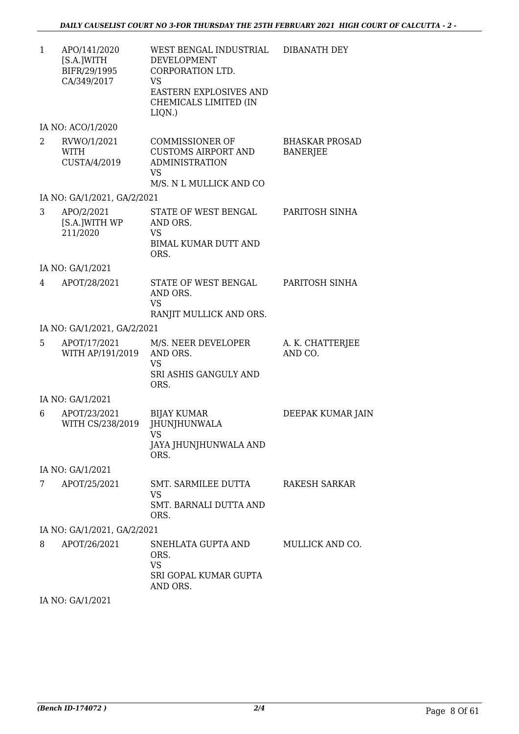| | | | |
|---|---|---|---|
| 1 | APO/141/2020 [S.A.]WITH BIFR/29/1995 CA/349/2017 | WEST BENGAL INDUSTRIAL DEVELOPMENT CORPORATION LTD. VS EASTERN EXPLOSIVES AND CHEMICALS LIMITED (IN LIQN.) | DIBANATH DEY |
| | IA NO: ACO/1/2020 | | |
| 2 | RVWO/1/2021 WITH CUSTA/4/2019 | COMMISSIONER OF CUSTOMS AIRPORT AND ADMINISTRATION VS M/S. N L MULLICK AND CO | BHASKAR PROSAD BANERJEE |
| | IA NO: GA/1/2021, GA/2/2021 | | |
| 3 | APO/2/2021 [S.A.]WITH WP 211/2020 | STATE OF WEST BENGAL AND ORS. VS BIMAL KUMAR DUTT AND ORS. | PARITOSH SINHA |
| | IA NO: GA/1/2021 | | |
| 4 | APOT/28/2021 | STATE OF WEST BENGAL AND ORS. VS RANJIT MULLICK AND ORS. | PARITOSH SINHA |
| | IA NO: GA/1/2021, GA/2/2021 | | |
| 5 | APOT/17/2021 WITH AP/191/2019 | M/S. NEER DEVELOPER AND ORS. VS SRI ASHIS GANGULY AND ORS. | A. K. CHATTERJEE AND CO. |
| | IA NO: GA/1/2021 | | |
| 6 | APOT/23/2021 WITH CS/238/2019 | BIJAY KUMAR JHUNJHUNWALA VS JAYA JHUNJHUNWALA AND ORS. | DEEPAK KUMAR JAIN |
| | IA NO: GA/1/2021 | | |
| 7 | APOT/25/2021 | SMT. SARMILEE DUTTA VS SMT. BARNALI DUTTA AND ORS. | RAKESH SARKAR |
| | IA NO: GA/1/2021, GA/2/2021 | | |
| 8 | APOT/26/2021 | SNEHLATA GUPTA AND ORS. VS SRI GOPAL KUMAR GUPTA AND ORS. | MULLICK AND CO. |
| | IA NO: GA/1/2021 | | |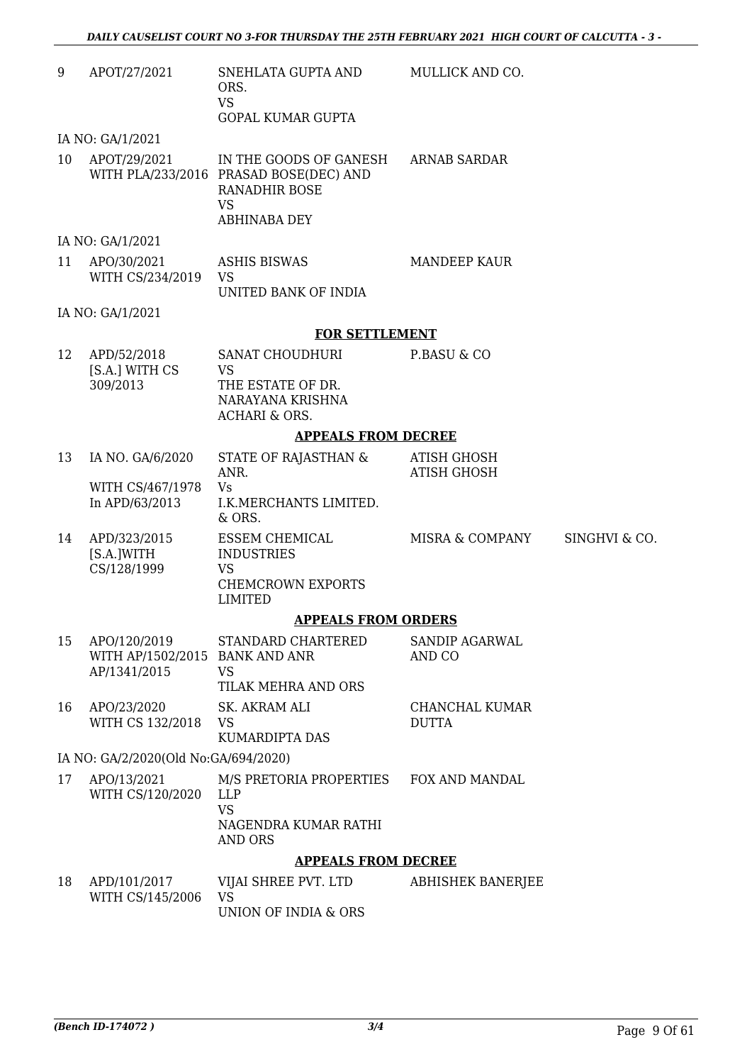| | | | | |
|---|---|---|---|---|
| 9 | APOT/27/2021 | SNEHLATA GUPTA AND ORS.<br>VS<br>GOPAL KUMAR GUPTA | MULLICK AND CO. | |

IA NO: GA/1/2021

| | | | | |
|---|---|---|---|---|
| 10 | APOT/29/2021<br>WITH PLA/233/2016 | IN THE GOODS OF GANESH PRASAD BOSE(DEC) AND RANADHIR BOSE<br>VS<br>ABHINABA DEY | ARNAB SARDAR | |

IA NO: GA/1/2021

| | | | | |
|---|---|---|---|---|
| 11 | APO/30/2021<br>WITH CS/234/2019 | ASHIS BISWAS<br>VS<br>UNITED BANK OF INDIA | MANDEEP KAUR | |

IA NO: GA/1/2021

## FOR SETTLEMENT

| | | | | |
|---|---|---|---|---|
| 12 | APD/52/2018 [S.A.] WITH CS 309/2013 | SANAT CHOUDHURI<br>VS<br>THE ESTATE OF DR. NARAYANA KRISHNA ACHARI & ORS. | P.BASU & CO | |

## APPEALS FROM DECREE

| | | | | |
|---|---|---|---|---|
| 13 | IA NO. GA/6/2020<br>WITH CS/467/1978<br>In APD/63/2013 | STATE OF RAJASTHAN & ANR.<br>Vs<br>I.K.MERCHANTS LIMITED. & ORS. | ATISH GHOSH<br>ATISH GHOSH | |
| 14 | APD/323/2015 [S.A.]WITH CS/128/1999 | ESSEM CHEMICAL INDUSTRIES<br>VS<br>CHEMCROWN EXPORTS LIMITED | MISRA & COMPANY | SINGHVI & CO. |

## APPEALS FROM ORDERS

| | | | | |
|---|---|---|---|---|
| 15 | APO/120/2019<br>WITH AP/1502/2015<br>AP/1341/2015 | STANDARD CHARTERED BANK AND ANR<br>VS<br>TILAK MEHRA AND ORS | SANDIP AGARWAL AND CO | |
| 16 | APO/23/2020<br>WITH CS 132/2018 | SK. AKRAM ALI<br>VS<br>KUMARDIPTA DAS | CHANCHAL KUMAR DUTTA | |

IA NO: GA/2/2020(Old No:GA/694/2020)

| | | | | |
|---|---|---|---|---|
| 17 | APO/13/2021<br>WITH CS/120/2020 | M/S PRETORIA PROPERTIES LLP<br>VS<br>NAGENDRA KUMAR RATHI AND ORS | FOX AND MANDAL | |

## APPEALS FROM DECREE

| | | | | |
|---|---|---|---|---|
| 18 | APD/101/2017<br>WITH CS/145/2006 | VIJAI SHREE PVT. LTD<br>VS<br>UNION OF INDIA & ORS | ABHISHEK BANERJEE | |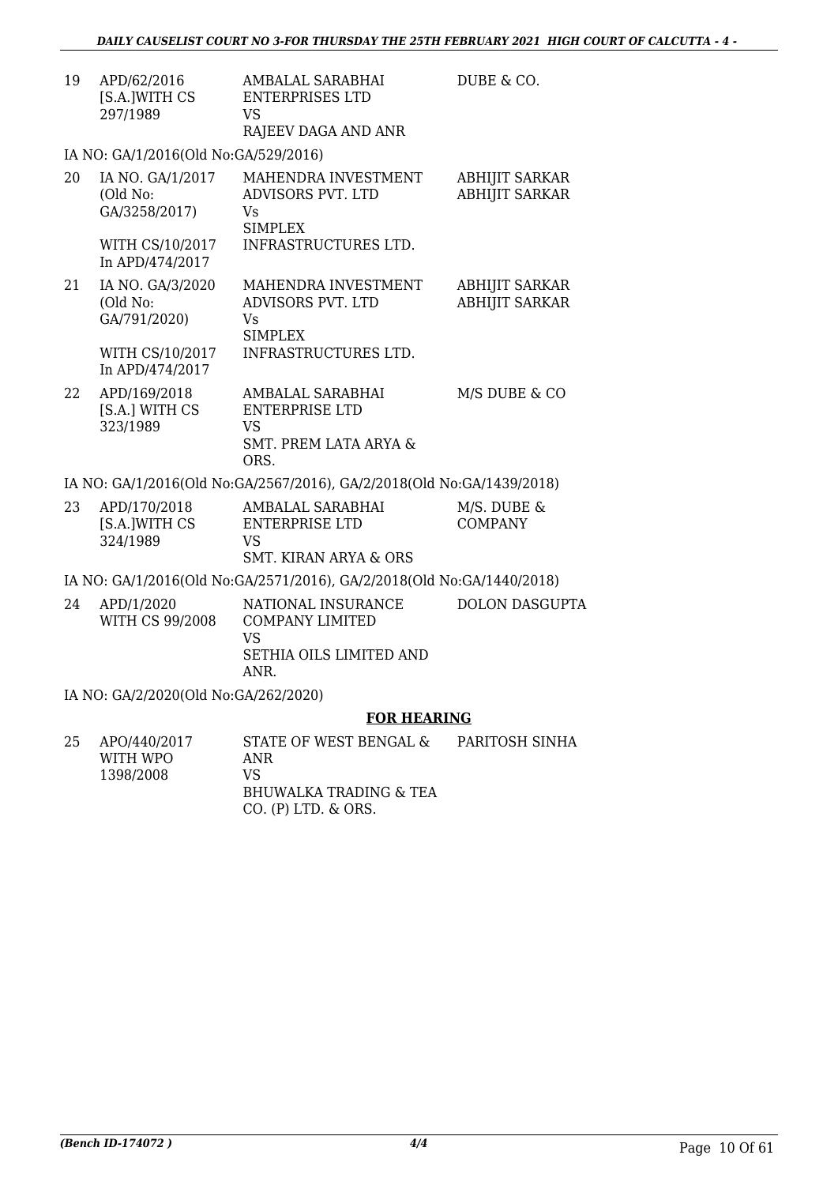| | | | |
|---|---|---|---|
| 19 | APD/62/2016 [S.A.]WITH CS 297/1989 | AMBALAL SARABHAI ENTERPRISES LTD VS RAJEEV DAGA AND ANR | DUBE & CO. |

IA NO: GA/1/2016(Old No:GA/529/2016)

| | | | |
|---|---|---|---|
| 20 | IA NO. GA/1/2017 (Old No: GA/3258/2017) WITH CS/10/2017 In APD/474/2017 | MAHENDRA INVESTMENT ADVISORS PVT. LTD Vs SIMPLEX INFRASTRUCTURES LTD. | ABHIJIT SARKAR ABHIJIT SARKAR |
| 21 | IA NO. GA/3/2020 (Old No: GA/791/2020) WITH CS/10/2017 In APD/474/2017 | MAHENDRA INVESTMENT ADVISORS PVT. LTD Vs SIMPLEX INFRASTRUCTURES LTD. | ABHIJIT SARKAR ABHIJIT SARKAR |
| 22 | APD/169/2018 [S.A.] WITH CS 323/1989 | AMBALAL SARABHAI ENTERPRISE LTD VS SMT. PREM LATA ARYA & ORS. | M/S DUBE & CO |

IA NO: GA/1/2016(Old No:GA/2567/2016), GA/2/2018(Old No:GA/1439/2018)

| | | | |
|---|---|---|---|
| 23 | APD/170/2018 [S.A.]WITH CS 324/1989 | AMBALAL SARABHAI ENTERPRISE LTD VS SMT. KIRAN ARYA & ORS | M/S. DUBE & COMPANY |

IA NO: GA/1/2016(Old No:GA/2571/2016), GA/2/2018(Old No:GA/1440/2018)

| | | | |
|---|---|---|---|
| 24 | APD/1/2020 WITH CS 99/2008 | NATIONAL INSURANCE COMPANY LIMITED VS SETHIA OILS LIMITED AND ANR. | DOLON DASGUPTA |

IA NO: GA/2/2020(Old No:GA/262/2020)

**FOR HEARING**

| | | | |
|---|---|---|---|
| 25 | APO/440/2017 WITH WPO 1398/2008 | STATE OF WEST BENGAL & ANR VS BHUWALKA TRADING & TEA CO. (P) LTD. & ORS. | PARITOSH SINHA |

(Bench ID-174072 )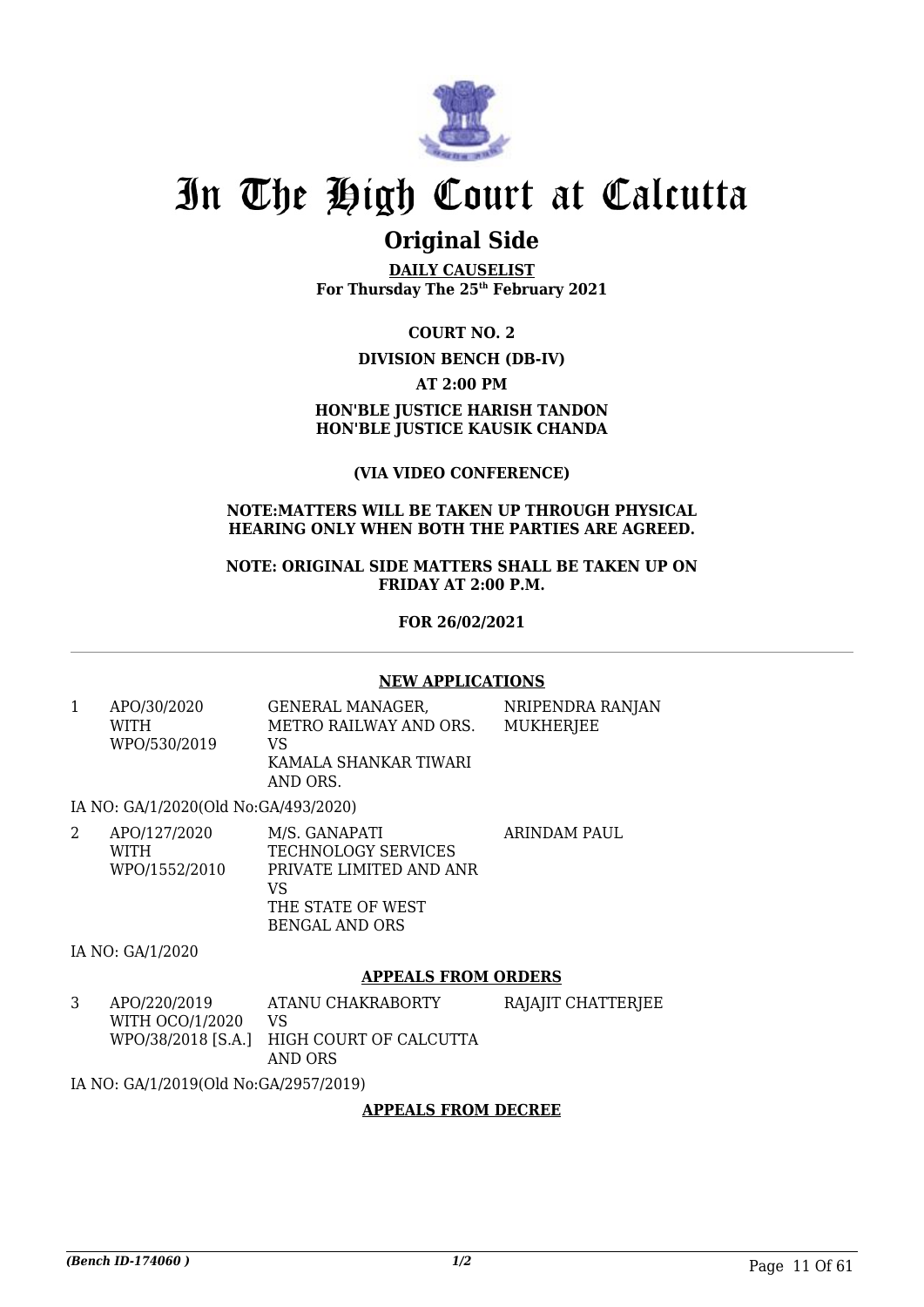# In The High Court at Calcutta

## Original Side

**DAILY CAUSELIST**
**For Thursday The 25th February 2021**

**COURT NO. 2**

**DIVISION BENCH (DB-IV)**

**AT 2:00 PM**

**HON'BLE JUSTICE HARISH TANDON**
**HON'BLE JUSTICE KAUSIK CHANDA**

**(VIA VIDEO CONFERENCE)**

**NOTE:MATTERS WILL BE TAKEN UP THROUGH PHYSICAL HEARING ONLY WHEN BOTH THE PARTIES ARE AGREED.**

**NOTE: ORIGINAL SIDE MATTERS SHALL BE TAKEN UP ON FRIDAY AT 2:00 P.M.**

**FOR 26/02/2021**

---

**NEW APPLICATIONS**

| | | | |
|---|---|---|---|
| 1 | APO/30/2020 WITH WPO/530/2019 | GENERAL MANAGER, METRO RAILWAY AND ORS. VS KAMALA SHANKAR TIWARI AND ORS. | NRIPENDRA RANJAN MUKHERJEE |

IA NO: GA/1/2020(Old No:GA/493/2020)

| | | | |
|---|---|---|---|
| 2 | APO/127/2020 WITH WPO/1552/2010 | M/S. GANAPATI TECHNOLOGY SERVICES PRIVATE LIMITED AND ANR VS THE STATE OF WEST BENGAL AND ORS | ARINDAM PAUL |

IA NO: GA/1/2020

**APPEALS FROM ORDERS**

| | | | |
|---|---|---|---|
| 3 | APO/220/2019 WITH OCO/1/2020 WPO/38/2018 [S.A.] | ATANU CHAKRABORTY VS HIGH COURT OF CALCUTTA AND ORS | RAJAJIT CHATTERJEE |

IA NO: GA/1/2019(Old No:GA/2957/2019)

**APPEALS FROM DECREE**

*(Bench ID-174060 )* 1/2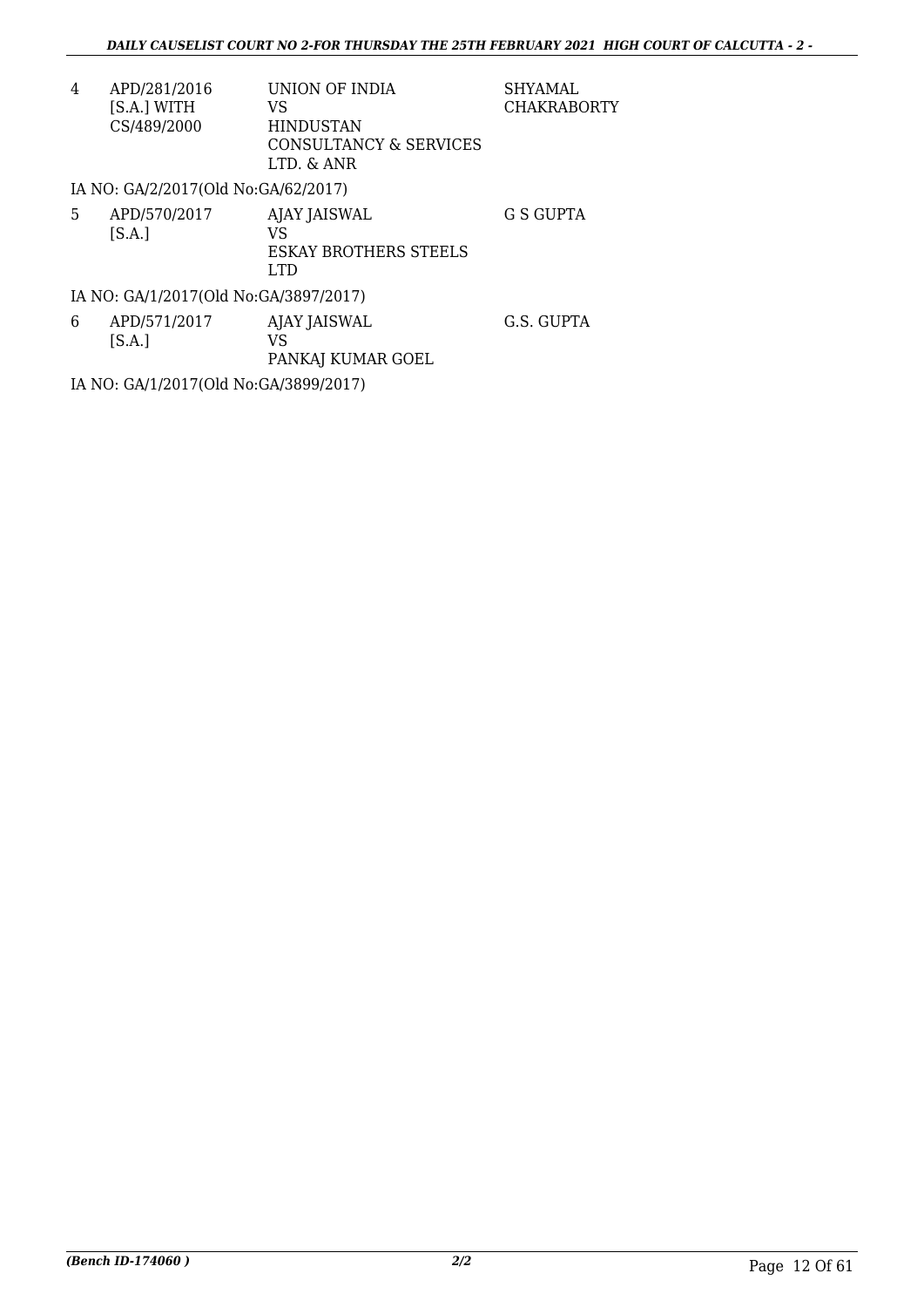| | | | |
|---|---|---|---|
| 4 | APD/281/2016 [S.A.] WITH CS/489/2000 | UNION OF INDIA VS HINDUSTAN CONSULTANCY & SERVICES LTD. & ANR | SHYAMAL CHAKRABORTY |

IA NO: GA/2/2017(Old No:GA/62/2017)

| | | | |
|---|---|---|---|
| 5 | APD/570/2017 [S.A.] | AJAY JAISWAL VS ESKAY BROTHERS STEELS LTD | G S GUPTA |

IA NO: GA/1/2017(Old No:GA/3897/2017)

| | | | |
|---|---|---|---|
| 6 | APD/571/2017 [S.A.] | AJAY JAISWAL VS PANKAJ KUMAR GOEL | G.S. GUPTA |

IA NO: GA/1/2017(Old No:GA/3899/2017)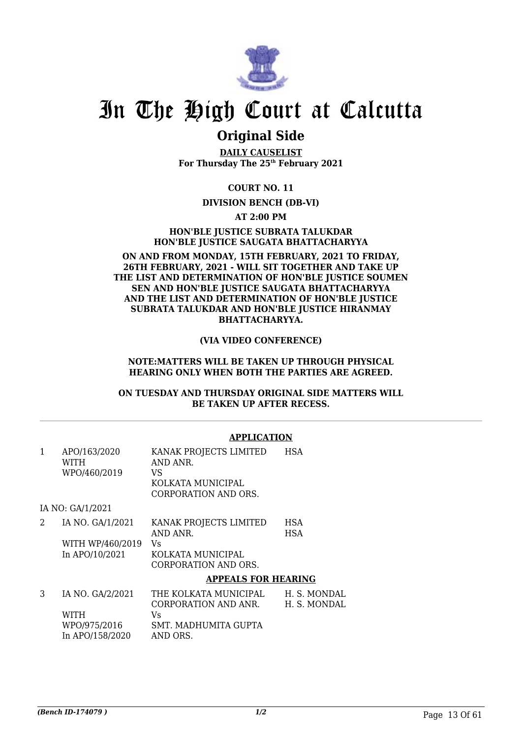# In The High Court at Calcutta

## Original Side

**DAILY CAUSELIST**
**For Thursday The 25th February 2021**

**COURT NO. 11**

**DIVISION BENCH (DB-VI)**

**AT 2:00 PM**

**HON'BLE JUSTICE SUBRATA TALUKDAR**
**HON'BLE JUSTICE SAUGATA BHATTACHARYYA**

**ON AND FROM MONDAY, 15TH FEBRUARY, 2021 TO FRIDAY, 26TH FEBRUARY, 2021 - WILL SIT TOGETHER AND TAKE UP THE LIST AND DETERMINATION OF HON'BLE JUSTICE SOUMEN SEN AND HON'BLE JUSTICE SAUGATA BHATTACHARYYA AND THE LIST AND DETERMINATION OF HON'BLE JUSTICE SUBRATA TALUKDAR AND HON'BLE JUSTICE HIRANMAY BHATTACHARYYA.**

**(VIA VIDEO CONFERENCE)**

**NOTE:MATTERS WILL BE TAKEN UP THROUGH PHYSICAL HEARING ONLY WHEN BOTH THE PARTIES ARE AGREED.**

**ON TUESDAY AND THURSDAY ORIGINAL SIDE MATTERS WILL BE TAKEN UP AFTER RECESS.**

---

### APPLICATION

| | | | |
|---|---|---|---|
| 1 | APO/163/2020<br>WITH<br>WPO/460/2019 | KANAK PROJECTS LIMITED AND ANR.<br>VS<br>KOLKATA MUNICIPAL CORPORATION AND ORS. | HSA |

IA NO: GA/1/2021

| | | | |
|---|---|---|---|
| 2 | IA NO. GA/1/2021<br>WITH WP/460/2019<br>In APO/10/2021 | KANAK PROJECTS LIMITED AND ANR.<br>Vs<br>KOLKATA MUNICIPAL CORPORATION AND ORS. | HSA<br>HSA |

### APPEALS FOR HEARING

| | | | |
|---|---|---|---|
| 3 | IA NO. GA/2/2021<br>WITH<br>WPO/975/2016<br>In APO/158/2020 | THE KOLKATA MUNICIPAL CORPORATION AND ANR.<br>Vs<br>SMT. MADHUMITA GUPTA AND ORS. | H. S. MONDAL<br>H. S. MONDAL |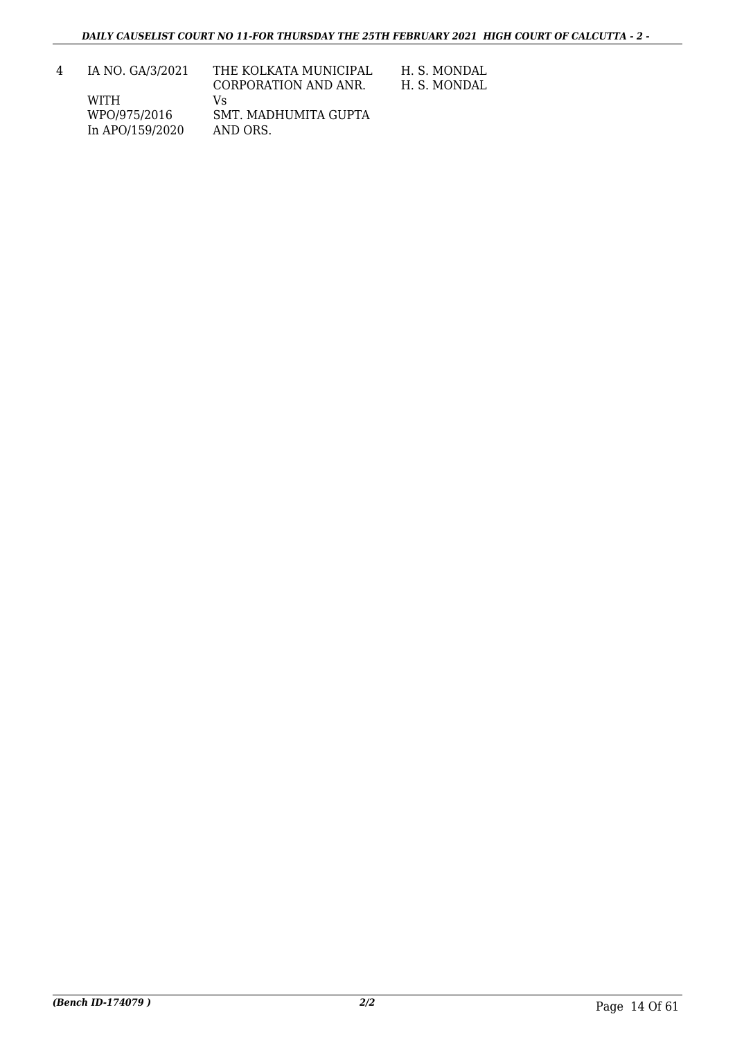| 4 | IA NO. GA/3/2021<br><br>WITH<br>WPO/975/2016<br>In APO/159/2020 | THE KOLKATA MUNICIPAL CORPORATION AND ANR.<br>Vs<br>SMT. MADHUMITA GUPTA AND ORS. | H. S. MONDAL<br>H. S. MONDAL |
|---|---|---|---|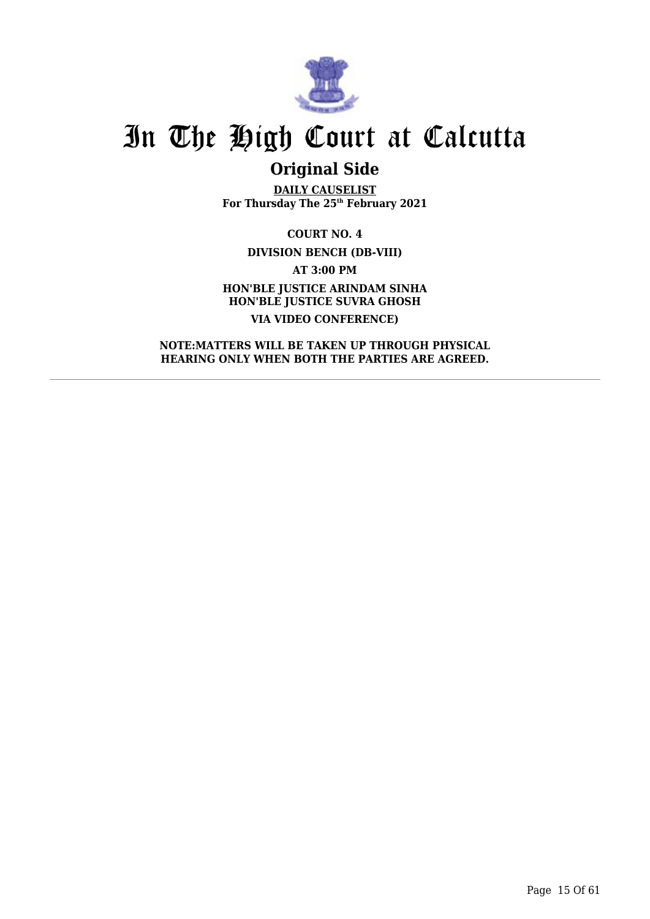# In The High Court at Calcutta

## Original Side

**DAILY CAUSELIST**
**For Thursday The 25th February 2021**

**COURT NO. 4**

**DIVISION BENCH (DB-VIII)**

**AT 3:00 PM**

**HON'BLE JUSTICE ARINDAM SINHA**
**HON'BLE JUSTICE SUVRA GHOSH**

**VIA VIDEO CONFERENCE)**

**NOTE:MATTERS WILL BE TAKEN UP THROUGH PHYSICAL HEARING ONLY WHEN BOTH THE PARTIES ARE AGREED.**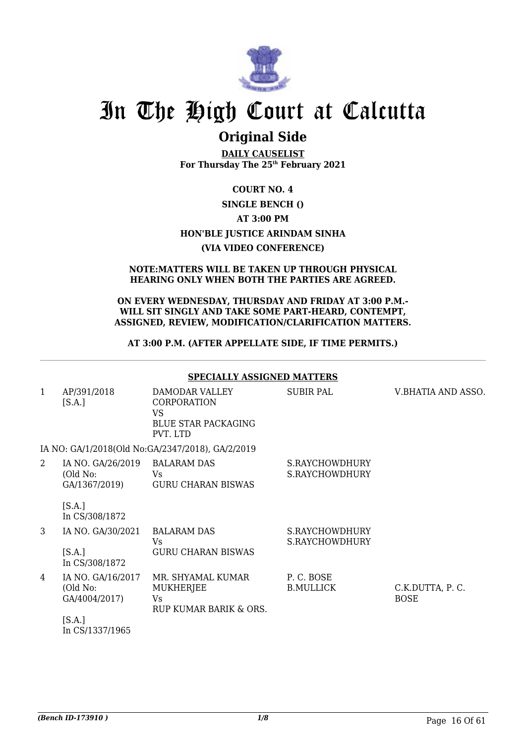# In The High Court at Calcutta

## Original Side

**DAILY CAUSELIST**
**For Thursday The 25th February 2021**

**COURT NO. 4**

**SINGLE BENCH ()**

**AT 3:00 PM**

**HON'BLE JUSTICE ARINDAM SINHA**

**(VIA VIDEO CONFERENCE)**

**NOTE:MATTERS WILL BE TAKEN UP THROUGH PHYSICAL HEARING ONLY WHEN BOTH THE PARTIES ARE AGREED.**

**ON EVERY WEDNESDAY, THURSDAY AND FRIDAY AT 3:00 P.M.- WILL SIT SINGLY AND TAKE SOME PART-HEARD, CONTEMPT, ASSIGNED, REVIEW, MODIFICATION/CLARIFICATION MATTERS.**

**AT 3:00 P.M. (AFTER APPELLATE SIDE, IF TIME PERMITS.)**

### SPECIALLY ASSIGNED MATTERS

| | | | | |
|---|---|---|---|---|
| 1 | AP/391/2018 [S.A.] | DAMODAR VALLEY CORPORATION VS BLUE STAR PACKAGING PVT. LTD | SUBIR PAL | V.BHATIA AND ASSO. |
| | IA NO: GA/1/2018(Old No:GA/2347/2018), GA/2/2019 | | | |
| 2 | IA NO. GA/26/2019 (Old No: GA/1367/2019) [S.A.] In CS/308/1872 | BALARAM DAS Vs GURU CHARAN BISWAS | S.RAYCHOWDHURY S.RAYCHOWDHURY | |
| 3 | IA NO. GA/30/2021 [S.A.] In CS/308/1872 | BALARAM DAS Vs GURU CHARAN BISWAS | S.RAYCHOWDHURY S.RAYCHOWDHURY | |
| 4 | IA NO. GA/16/2017 (Old No: GA/4004/2017) [S.A.] In CS/1337/1965 | MR. SHYAMAL KUMAR MUKHERJEE Vs RUP KUMAR BARIK & ORS. | P. C. BOSE B.MULLICK | C.K.DUTTA, P. C. BOSE |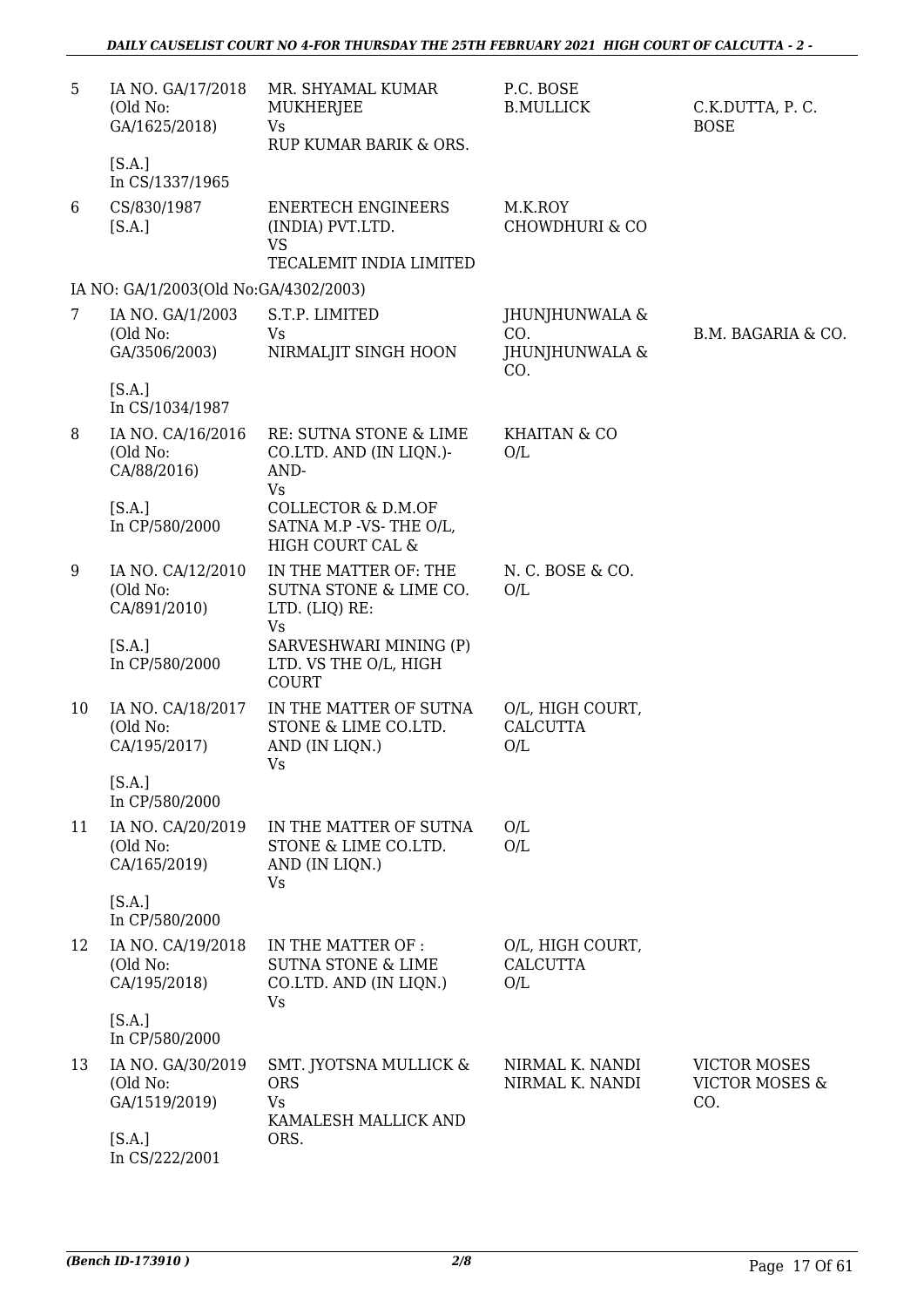| 5 | IA NO. GA/17/2018 (Old No: GA/1625/2018) [S.A.] In CS/1337/1965 | MR. SHYAMAL KUMAR MUKHERJEE Vs RUP KUMAR BARIK & ORS. | P.C. BOSE B.MULLICK | C.K.DUTTA, P. C. BOSE |
|---|---|---|---|---|
| 6 | CS/830/1987 [S.A.] | ENERTECH ENGINEERS (INDIA) PVT.LTD. VS TECALEMIT INDIA LIMITED | M.K.ROY CHOWDHURI & CO | |
| | IA NO: GA/1/2003(Old No:GA/4302/2003) | | | |
| 7 | IA NO. GA/1/2003 (Old No: GA/3506/2003) [S.A.] In CS/1034/1987 | S.T.P. LIMITED Vs NIRMALJIT SINGH HOON | JHUNJHUNWALA & CO. JHUNJHUNWALA & CO. | B.M. BAGARIA & CO. |
| 8 | IA NO. CA/16/2016 (Old No: CA/88/2016) [S.A.] In CP/580/2000 | RE: SUTNA STONE & LIME CO.LTD. AND (IN LIQN.)-AND- Vs COLLECTOR & D.M.OF SATNA M.P -VS- THE O/L, HIGH COURT CAL & | KHAITAN & CO O/L | |
| 9 | IA NO. CA/12/2010 (Old No: CA/891/2010) [S.A.] In CP/580/2000 | IN THE MATTER OF: THE SUTNA STONE & LIME CO. LTD. (LIQ) RE: Vs SARVESHWARI MINING (P) LTD. VS THE O/L, HIGH COURT | N. C. BOSE & CO. O/L | |
| 10 | IA NO. CA/18/2017 (Old No: CA/195/2017) [S.A.] In CP/580/2000 | IN THE MATTER OF SUTNA STONE & LIME CO.LTD. AND (IN LIQN.) Vs | O/L, HIGH COURT, CALCUTTA O/L | |
| 11 | IA NO. CA/20/2019 (Old No: CA/165/2019) [S.A.] In CP/580/2000 | IN THE MATTER OF SUTNA STONE & LIME CO.LTD. AND (IN LIQN.) Vs | O/L O/L | |
| 12 | IA NO. CA/19/2018 (Old No: CA/195/2018) [S.A.] In CP/580/2000 | IN THE MATTER OF : SUTNA STONE & LIME CO.LTD. AND (IN LIQN.) Vs | O/L, HIGH COURT, CALCUTTA O/L | |
| 13 | IA NO. GA/30/2019 (Old No: GA/1519/2019) [S.A.] In CS/222/2001 | SMT. JYOTSNA MULLICK & ORS Vs KAMALESH MALLICK AND ORS. | NIRMAL K. NANDI NIRMAL K. NANDI | VICTOR MOSES VICTOR MOSES & CO. |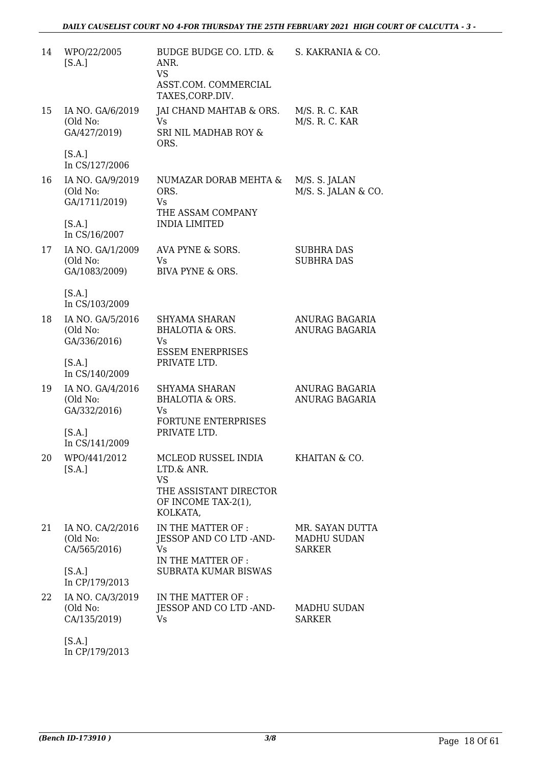| 14 | WPO/22/2005<br>[S.A.] | BUDGE BUDGE CO. LTD. & ANR.<br>VS<br>ASST.COM. COMMERCIAL TAXES,CORP.DIV. | S. KAKRANIA & CO. |
|---|---|---|---|
| 15 | IA NO. GA/6/2019<br>(Old No: GA/427/2019)<br>[S.A.]<br>In CS/127/2006 | JAI CHAND MAHTAB & ORS.<br>Vs<br>SRI NIL MADHAB ROY & ORS. | M/S. R. C. KAR<br>M/S. R. C. KAR |
| 16 | IA NO. GA/9/2019<br>(Old No: GA/1711/2019)<br>[S.A.]<br>In CS/16/2007 | NUMAZAR DORAB MEHTA & ORS.<br>Vs<br>THE ASSAM COMPANY INDIA LIMITED | M/S. S. JALAN<br>M/S. S. JALAN & CO. |
| 17 | IA NO. GA/1/2009<br>(Old No: GA/1083/2009)<br>[S.A.]<br>In CS/103/2009 | AVA PYNE & SORS.<br>Vs<br>BIVA PYNE & ORS. | SUBHRA DAS<br>SUBHRA DAS |
| 18 | IA NO. GA/5/2016<br>(Old No: GA/336/2016)<br>[S.A.]<br>In CS/140/2009 | SHYAMA SHARAN BHALOTIA & ORS.<br>Vs<br>ESSEM ENERPRISES PRIVATE LTD. | ANURAG BAGARIA<br>ANURAG BAGARIA |
| 19 | IA NO. GA/4/2016<br>(Old No: GA/332/2016)<br>[S.A.]<br>In CS/141/2009 | SHYAMA SHARAN BHALOTIA & ORS.<br>Vs<br>FORTUNE ENTERPRISES PRIVATE LTD. | ANURAG BAGARIA<br>ANURAG BAGARIA |
| 20 | WPO/441/2012<br>[S.A.] | MCLEOD RUSSEL INDIA LTD.& ANR.<br>VS<br>THE ASSISTANT DIRECTOR OF INCOME TAX-2(1), KOLKATA, | KHAITAN & CO. |
| 21 | IA NO. CA/2/2016<br>(Old No: CA/565/2016)<br>[S.A.]<br>In CP/179/2013 | IN THE MATTER OF : JESSOP AND CO LTD -AND-<br>Vs<br>IN THE MATTER OF : SUBRATA KUMAR BISWAS | MR. SAYAN DUTTA<br>MADHU SUDAN SARKER |
| 22 | IA NO. CA/3/2019<br>(Old No: CA/135/2019)<br>[S.A.]<br>In CP/179/2013 | IN THE MATTER OF : JESSOP AND CO LTD -AND-<br>Vs | MADHU SUDAN SARKER |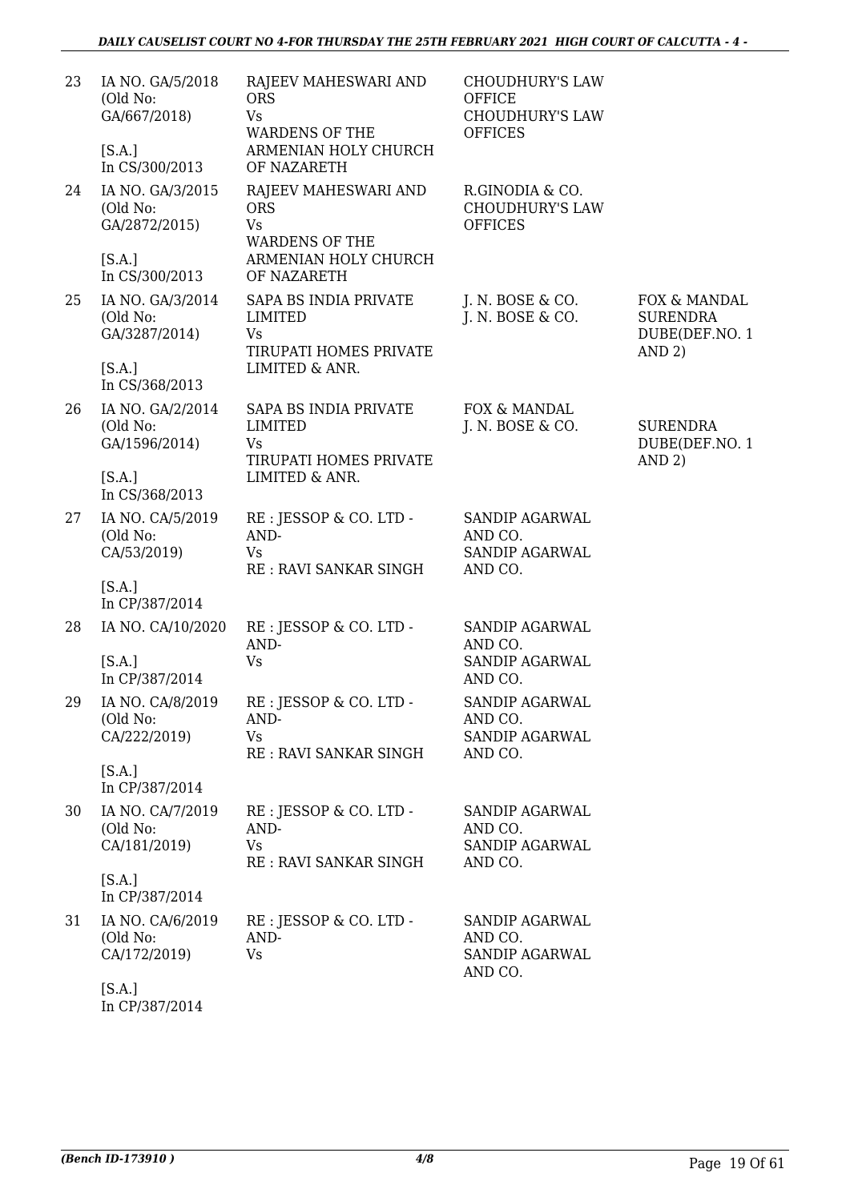| 23 | IA NO. GA/5/2018 (Old No: GA/667/2018) [S.A.] In CS/300/2013 | RAJEEV MAHESWARI AND ORS Vs WARDENS OF THE ARMENIAN HOLY CHURCH OF NAZARETH | CHOUDHURY'S LAW OFFICE CHOUDHURY'S LAW OFFICES | |
|---|---|---|---|---|
| 24 | IA NO. GA/3/2015 (Old No: GA/2872/2015) [S.A.] In CS/300/2013 | RAJEEV MAHESWARI AND ORS Vs WARDENS OF THE ARMENIAN HOLY CHURCH OF NAZARETH | R.GINODIA & CO. CHOUDHURY'S LAW OFFICES | |
| 25 | IA NO. GA/3/2014 (Old No: GA/3287/2014) [S.A.] In CS/368/2013 | SAPA BS INDIA PRIVATE LIMITED Vs TIRUPATI HOMES PRIVATE LIMITED & ANR. | J. N. BOSE & CO. J. N. BOSE & CO. | FOX & MANDAL SURENDRA DUBE(DEF.NO. 1 AND 2) |
| 26 | IA NO. GA/2/2014 (Old No: GA/1596/2014) [S.A.] In CS/368/2013 | SAPA BS INDIA PRIVATE LIMITED Vs TIRUPATI HOMES PRIVATE LIMITED & ANR. | FOX & MANDAL J. N. BOSE & CO. | SURENDRA DUBE(DEF.NO. 1 AND 2) |
| 27 | IA NO. CA/5/2019 (Old No: CA/53/2019) [S.A.] In CP/387/2014 | RE : JESSOP & CO. LTD -AND- Vs RE : RAVI SANKAR SINGH | SANDIP AGARWAL AND CO. SANDIP AGARWAL AND CO. | |
| 28 | IA NO. CA/10/2020 [S.A.] In CP/387/2014 | RE : JESSOP & CO. LTD -AND- Vs | SANDIP AGARWAL AND CO. SANDIP AGARWAL AND CO. | |
| 29 | IA NO. CA/8/2019 (Old No: CA/222/2019) [S.A.] In CP/387/2014 | RE : JESSOP & CO. LTD -AND- Vs RE : RAVI SANKAR SINGH | SANDIP AGARWAL AND CO. SANDIP AGARWAL AND CO. | |
| 30 | IA NO. CA/7/2019 (Old No: CA/181/2019) [S.A.] In CP/387/2014 | RE : JESSOP & CO. LTD -AND- Vs RE : RAVI SANKAR SINGH | SANDIP AGARWAL AND CO. SANDIP AGARWAL AND CO. | |
| 31 | IA NO. CA/6/2019 (Old No: CA/172/2019) [S.A.] In CP/387/2014 | RE : JESSOP & CO. LTD -AND- Vs | SANDIP AGARWAL AND CO. SANDIP AGARWAL AND CO. | |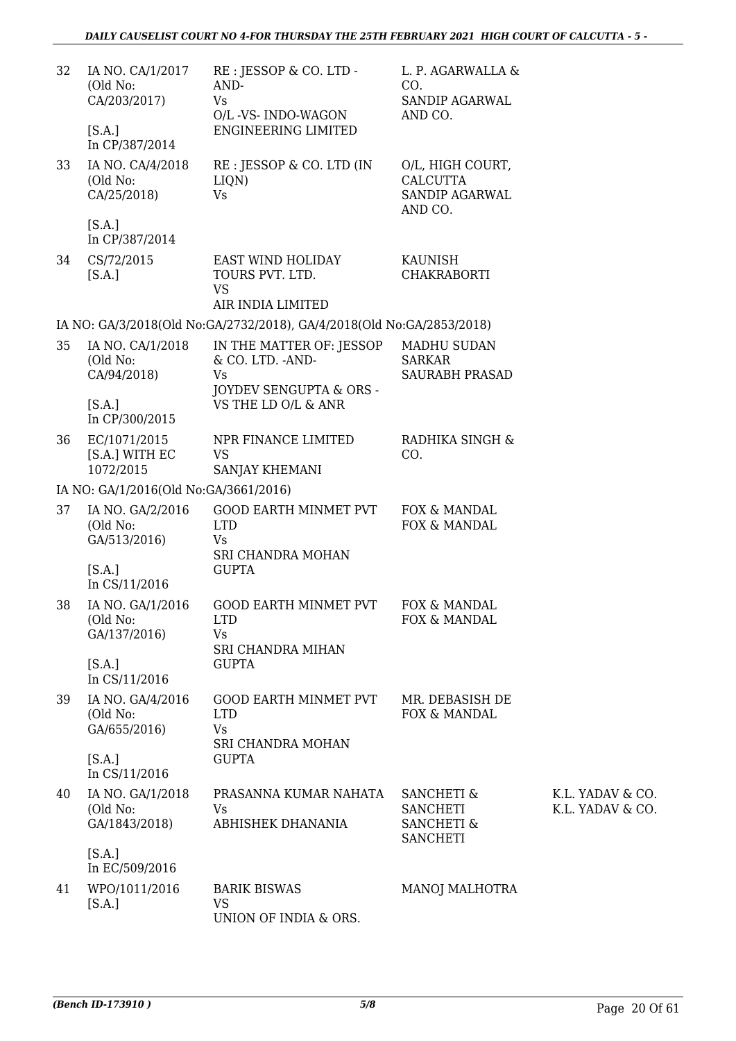| 32 | IA NO. CA/1/2017 (Old No: CA/203/2017) [S.A.] In CP/387/2014 | RE : JESSOP & CO. LTD - AND- Vs O/L -VS- INDO-WAGON ENGINEERING LIMITED | L. P. AGARWALLA & CO. SANDIP AGARWAL AND CO. | |
|---|---|---|---|---|
| 33 | IA NO. CA/4/2018 (Old No: CA/25/2018) [S.A.] In CP/387/2014 | RE : JESSOP & CO. LTD (IN LIQN) Vs | O/L, HIGH COURT, CALCUTTA SANDIP AGARWAL AND CO. | |
| 34 | CS/72/2015 [S.A.] | EAST WIND HOLIDAY TOURS PVT. LTD. VS AIR INDIA LIMITED | KAUNISH CHAKRABORTI | |

IA NO: GA/3/2018(Old No:GA/2732/2018), GA/4/2018(Old No:GA/2853/2018)

| 35 | IA NO. CA/1/2018 (Old No: CA/94/2018) [S.A.] In CP/300/2015 | IN THE MATTER OF: JESSOP & CO. LTD. -AND- Vs JOYDEV SENGUPTA & ORS - VS THE LD O/L & ANR | MADHU SUDAN SARKAR SAURABH PRASAD | |
|---|---|---|---|---|
| 36 | EC/1071/2015 [S.A.] WITH EC 1072/2015 | NPR FINANCE LIMITED VS SANJAY KHEMANI | RADHIKA SINGH & CO. | |

IA NO: GA/1/2016(Old No:GA/3661/2016)

| 37 | IA NO. GA/2/2016 (Old No: GA/513/2016) [S.A.] In CS/11/2016 | GOOD EARTH MINMET PVT LTD Vs SRI CHANDRA MOHAN GUPTA | FOX & MANDAL FOX & MANDAL | |
|---|---|---|---|---|
| 38 | IA NO. GA/1/2016 (Old No: GA/137/2016) [S.A.] In CS/11/2016 | GOOD EARTH MINMET PVT LTD Vs SRI CHANDRA MIHAN GUPTA | FOX & MANDAL FOX & MANDAL | |
| 39 | IA NO. GA/4/2016 (Old No: GA/655/2016) [S.A.] In CS/11/2016 | GOOD EARTH MINMET PVT LTD Vs SRI CHANDRA MOHAN GUPTA | MR. DEBASISH DE FOX & MANDAL | |
| 40 | IA NO. GA/1/2018 (Old No: GA/1843/2018) [S.A.] In EC/509/2016 | PRASANNA KUMAR NAHATA Vs ABHISHEK DHANANIA | SANCHETI & SANCHETI SANCHETI & SANCHETI | K.L. YADAV & CO. K.L. YADAV & CO. |
| 41 | WPO/1011/2016 [S.A.] | BARIK BISWAS VS UNION OF INDIA & ORS. | MANOJ MALHOTRA | |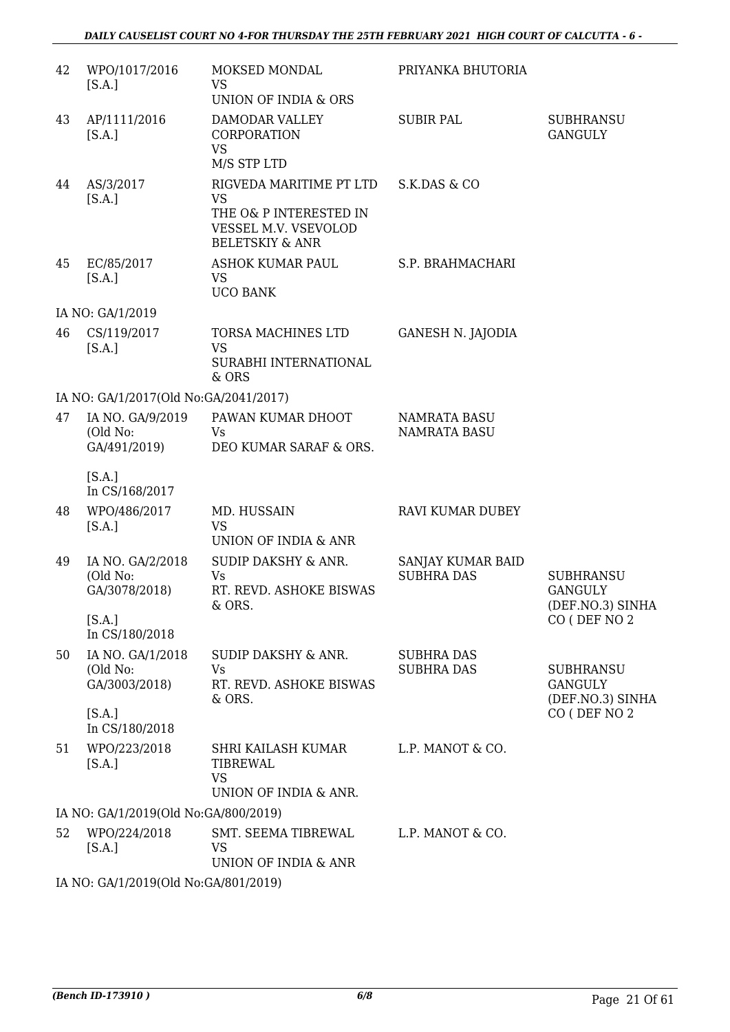| | | | | |
|---|---|---|---|---|
| 42 | WPO/1017/2016 [S.A.] | MOKSED MONDAL VS UNION OF INDIA & ORS | PRIYANKA BHUTORIA | |
| 43 | AP/1111/2016 [S.A.] | DAMODAR VALLEY CORPORATION VS M/S STP LTD | SUBIR PAL | SUBHRANSU GANGULY |
| 44 | AS/3/2017 [S.A.] | RIGVEDA MARITIME PT LTD VS THE O& P INTERESTED IN VESSEL M.V. VSEVOLOD BELETSKIY & ANR | S.K.DAS & CO | |
| 45 | EC/85/2017 [S.A.] | ASHOK KUMAR PAUL VS UCO BANK | S.P. BRAHMACHARI | |
| | IA NO: GA/1/2019 | | | |
| 46 | CS/119/2017 [S.A.] | TORSA MACHINES LTD VS SURABHI INTERNATIONAL & ORS | GANESH N. JAJODIA | |
| | IA NO: GA/1/2017(Old No:GA/2041/2017) | | | |
| 47 | IA NO. GA/9/2019 (Old No: GA/491/2019) [S.A.] In CS/168/2017 | PAWAN KUMAR DHOOT Vs DEO KUMAR SARAF & ORS. | NAMRATA BASU NAMRATA BASU | |
| 48 | WPO/486/2017 [S.A.] | MD. HUSSAIN VS UNION OF INDIA & ANR | RAVI KUMAR DUBEY | |
| 49 | IA NO. GA/2/2018 (Old No: GA/3078/2018) [S.A.] In CS/180/2018 | SUDIP DAKSHY & ANR. Vs RT. REVD. ASHOKE BISWAS & ORS. | SANJAY KUMAR BAID SUBHRA DAS | SUBHRANSU GANGULY (DEF.NO.3) SINHA CO ( DEF NO 2 |
| 50 | IA NO. GA/1/2018 (Old No: GA/3003/2018) [S.A.] In CS/180/2018 | SUDIP DAKSHY & ANR. Vs RT. REVD. ASHOKE BISWAS & ORS. | SUBHRA DAS SUBHRA DAS | SUBHRANSU GANGULY (DEF.NO.3) SINHA CO ( DEF NO 2 |
| 51 | WPO/223/2018 [S.A.] | SHRI KAILASH KUMAR TIBREWAL VS UNION OF INDIA & ANR. | L.P. MANOT & CO. | |
| | IA NO: GA/1/2019(Old No:GA/800/2019) | | | |
| 52 | WPO/224/2018 [S.A.] | SMT. SEEMA TIBREWAL VS UNION OF INDIA & ANR | L.P. MANOT & CO. | |
| | IA NO: GA/1/2019(Old No:GA/801/2019) | | | |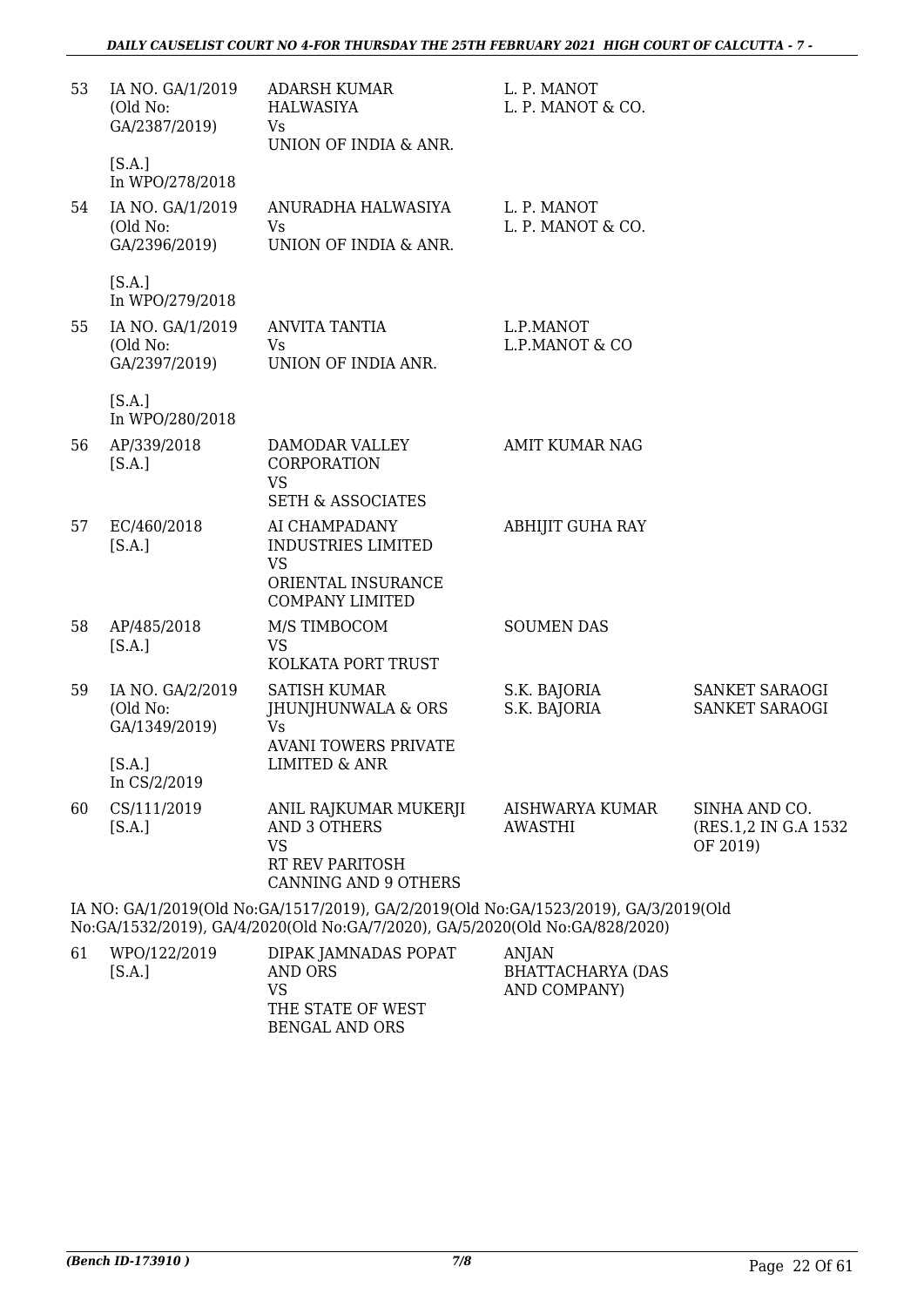| | | | | |
|---|---|---|---|---|
| 53 | IA NO. GA/1/2019 (Old No: GA/2387/2019) [S.A.] In WPO/278/2018 | ADARSH KUMAR HALWASIYA Vs UNION OF INDIA & ANR. | L. P. MANOT L. P. MANOT & CO. | |
| 54 | IA NO. GA/1/2019 (Old No: GA/2396/2019) [S.A.] In WPO/279/2018 | ANURADHA HALWASIYA Vs UNION OF INDIA & ANR. | L. P. MANOT L. P. MANOT & CO. | |
| 55 | IA NO. GA/1/2019 (Old No: GA/2397/2019) [S.A.] In WPO/280/2018 | ANVITA TANTIA Vs UNION OF INDIA ANR. | L.P.MANOT L.P.MANOT & CO | |
| 56 | AP/339/2018 [S.A.] | DAMODAR VALLEY CORPORATION VS SETH & ASSOCIATES | AMIT KUMAR NAG | |
| 57 | EC/460/2018 [S.A.] | AI CHAMPADANY INDUSTRIES LIMITED VS ORIENTAL INSURANCE COMPANY LIMITED | ABHIJIT GUHA RAY | |
| 58 | AP/485/2018 [S.A.] | M/S TIMBOCOM VS KOLKATA PORT TRUST | SOUMEN DAS | |
| 59 | IA NO. GA/2/2019 (Old No: GA/1349/2019) [S.A.] In CS/2/2019 | SATISH KUMAR JHUNJHUNWALA & ORS Vs AVANI TOWERS PRIVATE LIMITED & ANR | S.K. BAJORIA S.K. BAJORIA | SANKET SARAOGI SANKET SARAOGI |
| 60 | CS/111/2019 [S.A.] | ANIL RAJKUMAR MUKERJI AND 3 OTHERS VS RT REV PARITOSH CANNING AND 9 OTHERS | AISHWARYA KUMAR AWASTHI | SINHA AND CO. (RES.1,2 IN G.A 1532 OF 2019) |

IA NO: GA/1/2019(Old No:GA/1517/2019), GA/2/2019(Old No:GA/1523/2019), GA/3/2019(Old No:GA/1532/2019), GA/4/2020(Old No:GA/7/2020), GA/5/2020(Old No:GA/828/2020)

| | | | | |
|---|---|---|---|---|
| 61 | WPO/122/2019 [S.A.] | DIPAK JAMNADAS POPAT AND ORS VS THE STATE OF WEST BENGAL AND ORS | ANJAN BHATTACHARYA (DAS AND COMPANY) | |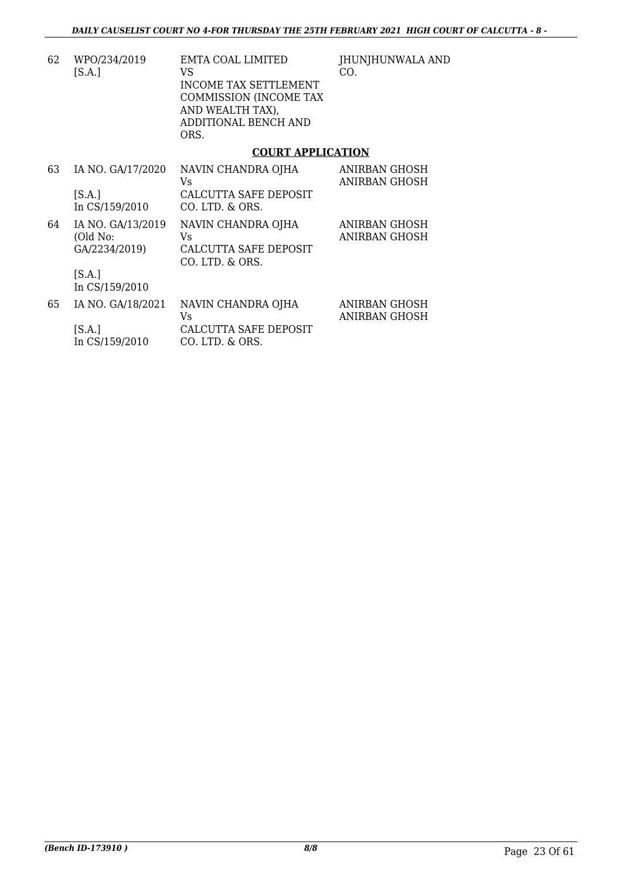| 62 | WPO/234/2019<br>[S.A.] | EMTA COAL LIMITED<br>VS<br>INCOME TAX SETTLEMENT COMMISSION (INCOME TAX AND WEALTH TAX), ADDITIONAL BENCH AND ORS. | JHUNJHUNWALA AND CO. |
|---|---|---|---|

## COURT APPLICATION

| 63 | IA NO. GA/17/2020<br><br>[S.A.]<br>In CS/159/2010 | NAVIN CHANDRA OJHA<br>Vs<br>CALCUTTA SAFE DEPOSIT CO. LTD. & ORS. | ANIRBAN GHOSH<br>ANIRBAN GHOSH |
|---|---|---|---|
| 64 | IA NO. GA/13/2019<br>(Old No: GA/2234/2019)<br><br>[S.A.]<br>In CS/159/2010 | NAVIN CHANDRA OJHA<br>Vs<br>CALCUTTA SAFE DEPOSIT CO. LTD. & ORS. | ANIRBAN GHOSH<br>ANIRBAN GHOSH |
| 65 | IA NO. GA/18/2021<br><br>[S.A.]<br>In CS/159/2010 | NAVIN CHANDRA OJHA<br>Vs<br>CALCUTTA SAFE DEPOSIT CO. LTD. & ORS. | ANIRBAN GHOSH<br>ANIRBAN GHOSH |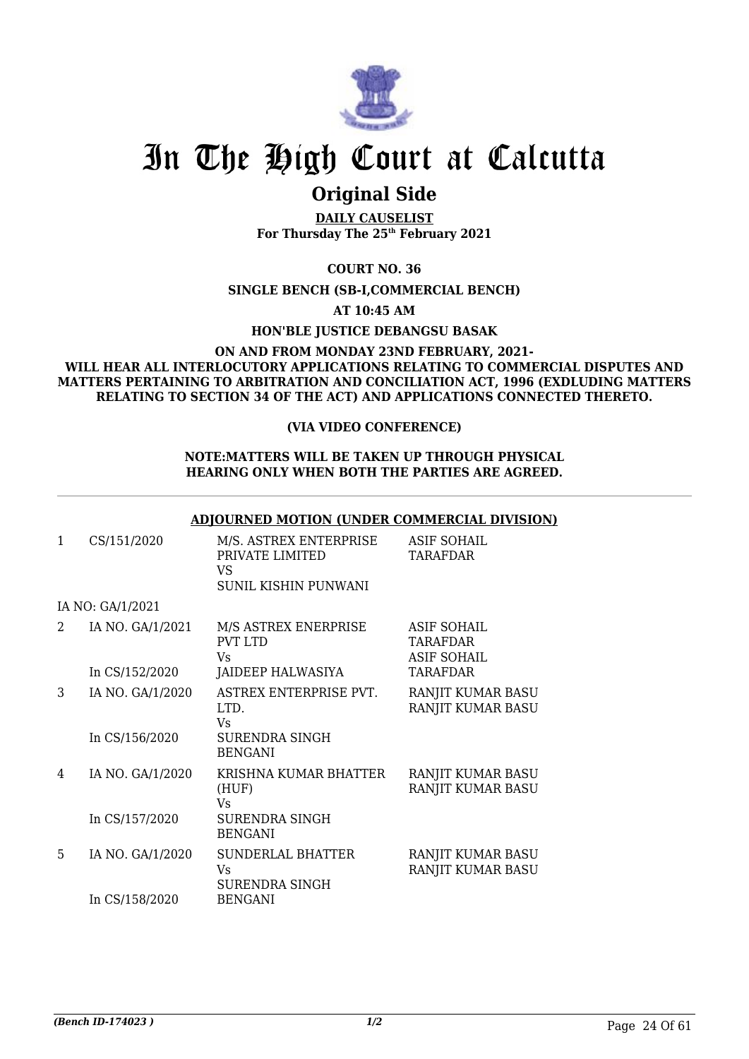# In The High Court at Calcutta

## Original Side

**DAILY CAUSELIST**
**For Thursday The 25th February 2021**

**COURT NO. 36**

**SINGLE BENCH (SB-I,COMMERCIAL BENCH)**

**AT 10:45 AM**

**HON'BLE JUSTICE DEBANGSU BASAK**

**ON AND FROM MONDAY 23ND FEBRUARY, 2021-**
**WILL HEAR ALL INTERLOCUTORY APPLICATIONS RELATING TO COMMERCIAL DISPUTES AND MATTERS PERTAINING TO ARBITRATION AND CONCILIATION ACT, 1996 (EXDLUDING MATTERS RELATING TO SECTION 34 OF THE ACT) AND APPLICATIONS CONNECTED THERETO.**

**(VIA VIDEO CONFERENCE)**

**NOTE:MATTERS WILL BE TAKEN UP THROUGH PHYSICAL HEARING ONLY WHEN BOTH THE PARTIES ARE AGREED.**

**ADJOURNED MOTION (UNDER COMMERCIAL DIVISION)**

| | | | |
|---|---|---|---|
| 1 | CS/151/2020 | M/S. ASTREX ENTERPRISE PRIVATE LIMITED VS SUNIL KISHIN PUNWANI | ASIF SOHAIL TARAFDAR |
| | IA NO: GA/1/2021 | | |
| 2 | IA NO. GA/1/2021 In CS/152/2020 | M/S ASTREX ENERPRISE PVT LTD Vs JAIDEEP HALWASIYA | ASIF SOHAIL TARAFDAR ASIF SOHAIL TARAFDAR |
| 3 | IA NO. GA/1/2020 In CS/156/2020 | ASTREX ENTERPRISE PVT. LTD. Vs SURENDRA SINGH BENGANI | RANJIT KUMAR BASU RANJIT KUMAR BASU |
| 4 | IA NO. GA/1/2020 In CS/157/2020 | KRISHNA KUMAR BHATTER (HUF) Vs SURENDRA SINGH BENGANI | RANJIT KUMAR BASU RANJIT KUMAR BASU |
| 5 | IA NO. GA/1/2020 In CS/158/2020 | SUNDERLAL BHATTER Vs SURENDRA SINGH BENGANI | RANJIT KUMAR BASU RANJIT KUMAR BASU |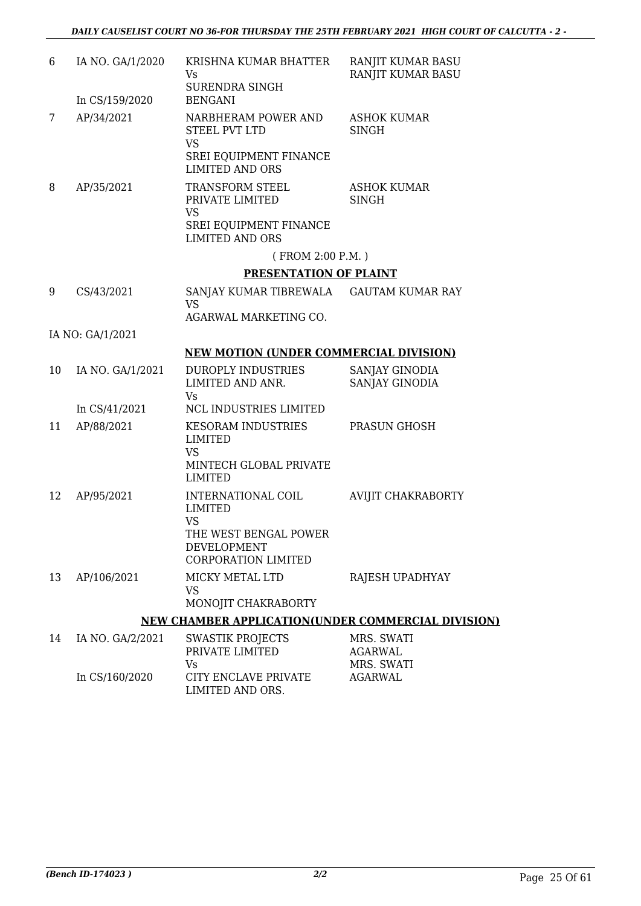| | | | |
|---|---|---|---|
| 6 | IA NO. GA/1/2020<br><br>In CS/159/2020 | KRISHNA KUMAR BHATTER<br>Vs<br>SURENDRA SINGH<br>BENGANI | RANJIT KUMAR BASU<br>RANJIT KUMAR BASU |
| 7 | AP/34/2021 | NARBHERAM POWER AND STEEL PVT LTD<br>VS<br>SREI EQUIPMENT FINANCE LIMITED AND ORS | ASHOK KUMAR SINGH |
| 8 | AP/35/2021 | TRANSFORM STEEL PRIVATE LIMITED<br>VS<br>SREI EQUIPMENT FINANCE LIMITED AND ORS | ASHOK KUMAR SINGH |

( FROM 2:00 P.M. )

**PRESENTATION OF PLAINT**

| | | | |
|---|---|---|---|
| 9 | CS/43/2021 | SANJAY KUMAR TIBREWALA<br>VS<br>AGARWAL MARKETING CO. | GAUTAM KUMAR RAY |

IA NO: GA/1/2021

**NEW MOTION (UNDER COMMERCIAL DIVISION)**

| | | | |
|---|---|---|---|
| 10 | IA NO. GA/1/2021<br><br>In CS/41/2021 | DUROPLY INDUSTRIES LIMITED AND ANR.<br>Vs<br>NCL INDUSTRIES LIMITED | SANJAY GINODIA<br>SANJAY GINODIA |
| 11 | AP/88/2021 | KESORAM INDUSTRIES LIMITED<br>VS<br>MINTECH GLOBAL PRIVATE LIMITED | PRASUN GHOSH |
| 12 | AP/95/2021 | INTERNATIONAL COIL LIMITED<br>VS<br>THE WEST BENGAL POWER DEVELOPMENT CORPORATION LIMITED | AVIJIT CHAKRABORTY |
| 13 | AP/106/2021 | MICKY METAL LTD<br>VS<br>MONOJIT CHAKRABORTY | RAJESH UPADHYAY |

**NEW CHAMBER APPLICATION(UNDER COMMERCIAL DIVISION)**

| | | | |
|---|---|---|---|
| 14 | IA NO. GA/2/2021<br><br>In CS/160/2020 | SWASTIK PROJECTS PRIVATE LIMITED<br>Vs<br>CITY ENCLAVE PRIVATE LIMITED AND ORS. | MRS. SWATI AGARWAL<br>MRS. SWATI AGARWAL |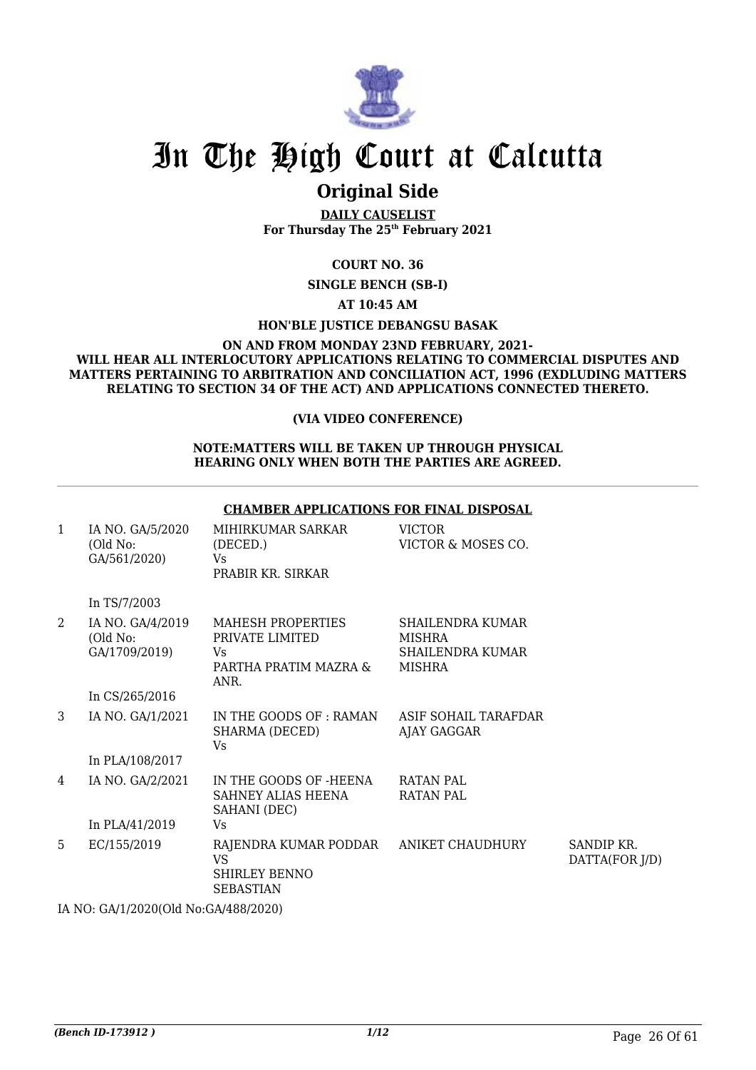# In The High Court at Calcutta

## Original Side

**DAILY CAUSELIST**
**For Thursday The 25th February 2021**

**COURT NO. 36**

**SINGLE BENCH (SB-I)**

**AT 10:45 AM**

**HON'BLE JUSTICE DEBANGSU BASAK**

**ON AND FROM MONDAY 23ND FEBRUARY, 2021- WILL HEAR ALL INTERLOCUTORY APPLICATIONS RELATING TO COMMERCIAL DISPUTES AND MATTERS PERTAINING TO ARBITRATION AND CONCILIATION ACT, 1996 (EXDLUDING MATTERS RELATING TO SECTION 34 OF THE ACT) AND APPLICATIONS CONNECTED THERETO.**

**(VIA VIDEO CONFERENCE)**

**NOTE:MATTERS WILL BE TAKEN UP THROUGH PHYSICAL HEARING ONLY WHEN BOTH THE PARTIES ARE AGREED.**

**CHAMBER APPLICATIONS FOR FINAL DISPOSAL**

| | | | | |
|---|---|---|---|---|
| 1 | IA NO. GA/5/2020 (Old No: GA/561/2020) | MIHIRKUMAR SARKAR (DECED.) Vs PRABIR KR. SIRKAR | VICTOR VICTOR & MOSES CO. | |
| | In TS/7/2003 | | | |
| 2 | IA NO. GA/4/2019 (Old No: GA/1709/2019) | MAHESH PROPERTIES PRIVATE LIMITED Vs PARTHA PRATIM MAZRA & ANR. | SHAILENDRA KUMAR MISHRA SHAILENDRA KUMAR MISHRA | |
| | In CS/265/2016 | | | |
| 3 | IA NO. GA/1/2021 | IN THE GOODS OF : RAMAN SHARMA (DECED) Vs | ASIF SOHAIL TARAFDAR AJAY GAGGAR | |
| | In PLA/108/2017 | | | |
| 4 | IA NO. GA/2/2021 | IN THE GOODS OF -HEENA SAHNEY ALIAS HEENA SAHANI (DEC) Vs | RATAN PAL RATAN PAL | |
| | In PLA/41/2019 | | | |
| 5 | EC/155/2019 | RAJENDRA KUMAR PODDAR VS SHIRLEY BENNO SEBASTIAN | ANIKET CHAUDHURY | SANDIP KR. DATTA(FOR J/D) |

IA NO: GA/1/2020(Old No:GA/488/2020)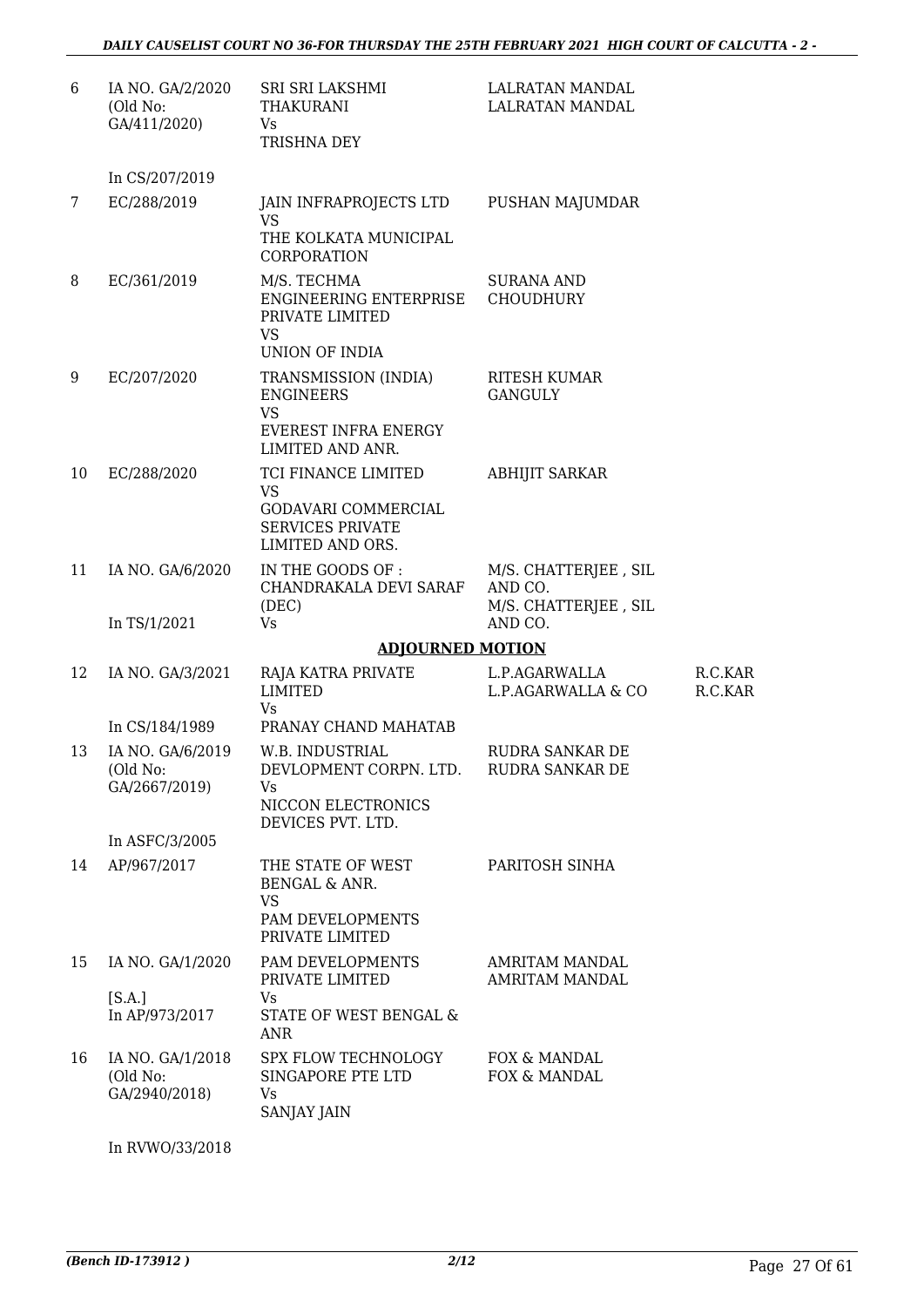| | | | | |
|---|---|---|---|---|
| 6 | IA NO. GA/2/2020 (Old No: GA/411/2020) | SRI SRI LAKSHMI THAKURANI Vs TRISHNA DEY | LALRATAN MANDAL LALRATAN MANDAL | |
| | In CS/207/2019 | | | |
| 7 | EC/288/2019 | JAIN INFRAPROJECTS LTD VS THE KOLKATA MUNICIPAL CORPORATION | PUSHAN MAJUMDAR | |
| 8 | EC/361/2019 | M/S. TECHMA ENGINEERING ENTERPRISE PRIVATE LIMITED VS UNION OF INDIA | SURANA AND CHOUDHURY | |
| 9 | EC/207/2020 | TRANSMISSION (INDIA) ENGINEERS VS EVEREST INFRA ENERGY LIMITED AND ANR. | RITESH KUMAR GANGULY | |
| 10 | EC/288/2020 | TCI FINANCE LIMITED VS GODAVARI COMMERCIAL SERVICES PRIVATE LIMITED AND ORS. | ABHIJIT SARKAR | |
| 11 | IA NO. GA/6/2020 | IN THE GOODS OF : CHANDRAKALA DEVI SARAF (DEC) Vs | M/S. CHATTERJEE , SIL AND CO. M/S. CHATTERJEE , SIL AND CO. | |
| | In TS/1/2021 | | | |

**ADJOURNED MOTION**

| | | | | |
|---|---|---|---|---|
| 12 | IA NO. GA/3/2021 | RAJA KATRA PRIVATE LIMITED Vs PRANAY CHAND MAHATAB | L.P.AGARWALLA L.P.AGARWALLA & CO | R.C.KAR R.C.KAR |
| | In CS/184/1989 | | | |
| 13 | IA NO. GA/6/2019 (Old No: GA/2667/2019) | W.B. INDUSTRIAL DEVLOPMENT CORPN. LTD. Vs NICCON ELECTRONICS DEVICES PVT. LTD. | RUDRA SANKAR DE RUDRA SANKAR DE | |
| | In ASFC/3/2005 | | | |
| 14 | AP/967/2017 | THE STATE OF WEST BENGAL & ANR. VS PAM DEVELOPMENTS PRIVATE LIMITED | PARITOSH SINHA | |
| 15 | IA NO. GA/1/2020 [S.A.] In AP/973/2017 | PAM DEVELOPMENTS PRIVATE LIMITED Vs STATE OF WEST BENGAL & ANR | AMRITAM MANDAL AMRITAM MANDAL | |
| 16 | IA NO. GA/1/2018 (Old No: GA/2940/2018) | SPX FLOW TECHNOLOGY SINGAPORE PTE LTD Vs SANJAY JAIN | FOX & MANDAL FOX & MANDAL | |
| | In RVWO/33/2018 | | | |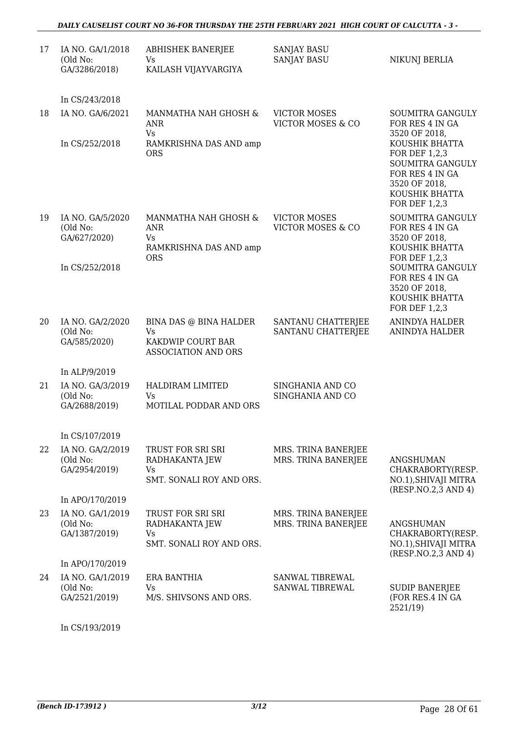| 17 | IA NO. GA/1/2018 (Old No: GA/3286/2018) In CS/243/2018 | ABHISHEK BANERJEE Vs KAILASH VIJAYVARGIYA | SANJAY BASU SANJAY BASU | NIKUNJ BERLIA |
|---|---|---|---|---|
| 18 | IA NO. GA/6/2021 In CS/252/2018 | MANMATHA NAH GHOSH & ANR Vs RAMKRISHNA DAS AND amp ORS | VICTOR MOSES VICTOR MOSES & CO | SOUMITRA GANGULY FOR RES 4 IN GA 3520 OF 2018, KOUSHIK BHATTA FOR DEF 1,2,3 SOUMITRA GANGULY FOR RES 4 IN GA 3520 OF 2018, KOUSHIK BHATTA FOR DEF 1,2,3 |
| 19 | IA NO. GA/5/2020 (Old No: GA/627/2020) In CS/252/2018 | MANMATHA NAH GHOSH & ANR Vs RAMKRISHNA DAS AND amp ORS | VICTOR MOSES VICTOR MOSES & CO | SOUMITRA GANGULY FOR RES 4 IN GA 3520 OF 2018, KOUSHIK BHATTA FOR DEF 1,2,3 SOUMITRA GANGULY FOR RES 4 IN GA 3520 OF 2018, KOUSHIK BHATTA FOR DEF 1,2,3 |
| 20 | IA NO. GA/2/2020 (Old No: GA/585/2020) In ALP/9/2019 | BINA DAS @ BINA HALDER Vs KAKDWIP COURT BAR ASSOCIATION AND ORS | SANTANU CHATTERJEE SANTANU CHATTERJEE | ANINDYA HALDER ANINDYA HALDER |
| 21 | IA NO. GA/3/2019 (Old No: GA/2688/2019) In CS/107/2019 | HALDIRAM LIMITED Vs MOTILAL PODDAR AND ORS | SINGHANIA AND CO SINGHANIA AND CO | |
| 22 | IA NO. GA/2/2019 (Old No: GA/2954/2019) In APO/170/2019 | TRUST FOR SRI SRI RADHAKANTA JEW Vs SMT. SONALI ROY AND ORS. | MRS. TRINA BANERJEE MRS. TRINA BANERJEE | ANGSHUMAN CHAKRABORTY(RESP. NO.1),SHIVAJI MITRA (RESP.NO.2,3 AND 4) |
| 23 | IA NO. GA/1/2019 (Old No: GA/1387/2019) In APO/170/2019 | TRUST FOR SRI SRI RADHAKANTA JEW Vs SMT. SONALI ROY AND ORS. | MRS. TRINA BANERJEE MRS. TRINA BANERJEE | ANGSHUMAN CHAKRABORTY(RESP. NO.1),SHIVAJI MITRA (RESP.NO.2,3 AND 4) |
| 24 | IA NO. GA/1/2019 (Old No: GA/2521/2019) In CS/193/2019 | ERA BANTHIA Vs M/S. SHIVSONS AND ORS. | SANWAL TIBREWAL SANWAL TIBREWAL | SUDIP BANERJEE (FOR RES.4 IN GA 2521/19) |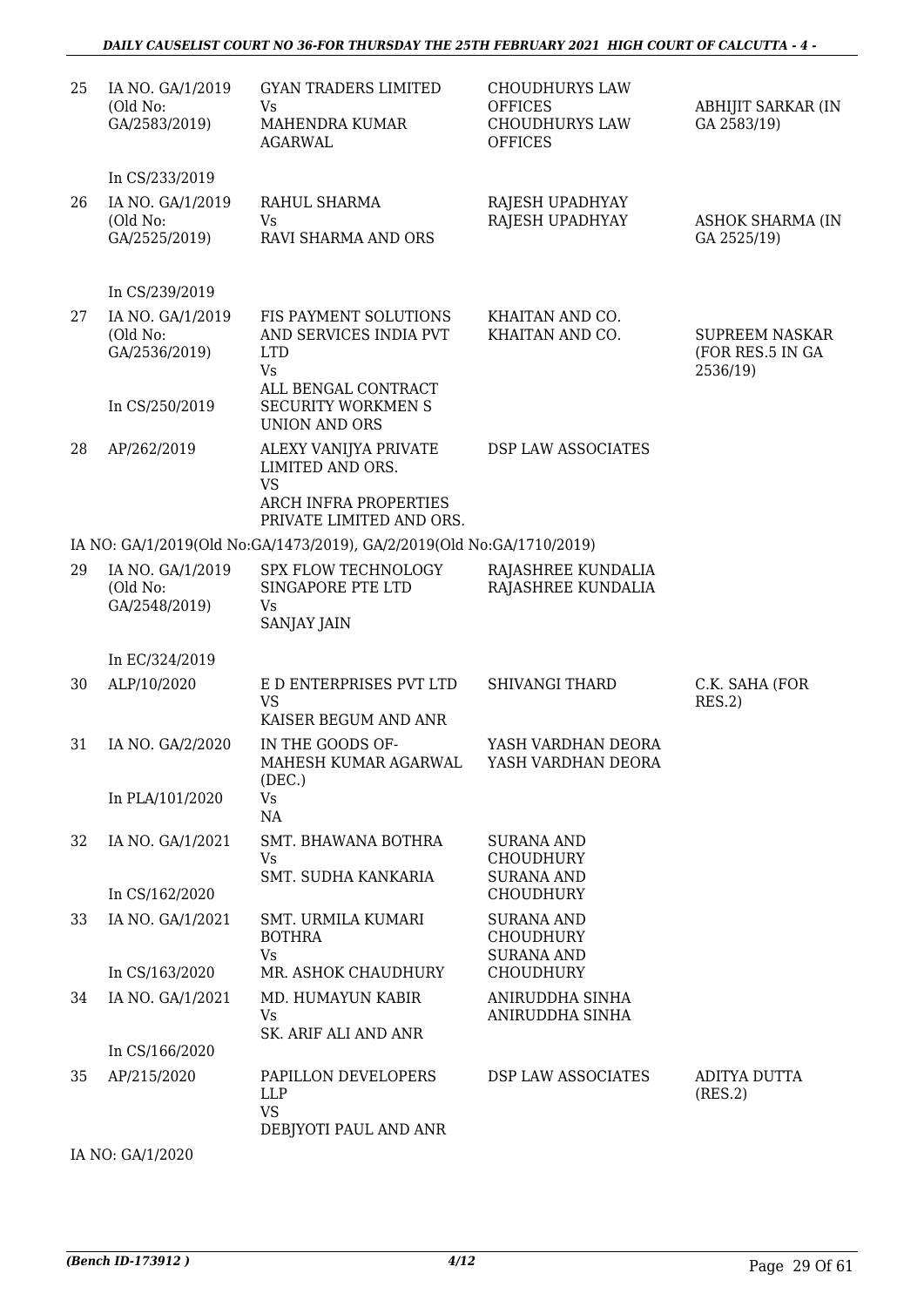| | | | | |
|---|---|---|---|---|
| 25 | IA NO. GA/1/2019 (Old No: GA/2583/2019) In CS/233/2019 | GYAN TRADERS LIMITED Vs MAHENDRA KUMAR AGARWAL | CHOUDHURYS LAW OFFICES CHOUDHURYS LAW OFFICES | ABHIJIT SARKAR (IN GA 2583/19) |
| 26 | IA NO. GA/1/2019 (Old No: GA/2525/2019) In CS/239/2019 | RAHUL SHARMA Vs RAVI SHARMA AND ORS | RAJESH UPADHYAY RAJESH UPADHYAY | ASHOK SHARMA (IN GA 2525/19) |
| 27 | IA NO. GA/1/2019 (Old No: GA/2536/2019) In CS/250/2019 | FIS PAYMENT SOLUTIONS AND SERVICES INDIA PVT LTD Vs ALL BENGAL CONTRACT SECURITY WORKMEN S UNION AND ORS | KHAITAN AND CO. KHAITAN AND CO. | SUPREEM NASKAR (FOR RES.5 IN GA 2536/19) |
| 28 | AP/262/2019 | ALEXY VANIJYA PRIVATE LIMITED AND ORS. VS ARCH INFRA PROPERTIES PRIVATE LIMITED AND ORS. | DSP LAW ASSOCIATES | |
| | IA NO: GA/1/2019(Old No:GA/1473/2019), GA/2/2019(Old No:GA/1710/2019) | | | |
| 29 | IA NO. GA/1/2019 (Old No: GA/2548/2019) In EC/324/2019 | SPX FLOW TECHNOLOGY SINGAPORE PTE LTD Vs SANJAY JAIN | RAJASHREE KUNDALIA RAJASHREE KUNDALIA | |
| 30 | ALP/10/2020 | E D ENTERPRISES PVT LTD VS KAISER BEGUM AND ANR | SHIVANGI THARD | C.K. SAHA (FOR RES.2) |
| 31 | IA NO. GA/2/2020 In PLA/101/2020 | IN THE GOODS OF- MAHESH KUMAR AGARWAL (DEC.) Vs NA | YASH VARDHAN DEORA YASH VARDHAN DEORA | |
| 32 | IA NO. GA/1/2021 In CS/162/2020 | SMT. BHAWANA BOTHRA Vs SMT. SUDHA KANKARIA | SURANA AND CHOUDHURY SURANA AND CHOUDHURY | |
| 33 | IA NO. GA/1/2021 In CS/163/2020 | SMT. URMILA KUMARI BOTHRA Vs MR. ASHOK CHAUDHURY | SURANA AND CHOUDHURY SURANA AND CHOUDHURY | |
| 34 | IA NO. GA/1/2021 In CS/166/2020 | MD. HUMAYUN KABIR Vs SK. ARIF ALI AND ANR | ANIRUDDHA SINHA ANIRUDDHA SINHA | |
| 35 | AP/215/2020 | PAPILLON DEVELOPERS LLP VS DEBJYOTI PAUL AND ANR | DSP LAW ASSOCIATES | ADITYA DUTTA (RES.2) |
| | IA NO: GA/1/2020 | | | |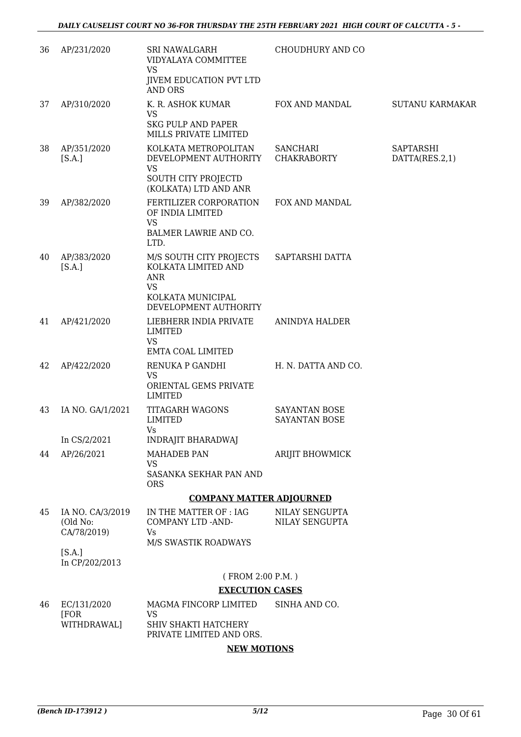| | | | | |
|---|---|---|---|---|
| 36 | AP/231/2020 | SRI NAWALGARH VIDYALAYA COMMITTEE VS JIVEM EDUCATION PVT LTD AND ORS | CHOUDHURY AND CO | |
| 37 | AP/310/2020 | K. R. ASHOK KUMAR VS SKG PULP AND PAPER MILLS PRIVATE LIMITED | FOX AND MANDAL | SUTANU KARMAKAR |
| 38 | AP/351/2020 [S.A.] | KOLKATA METROPOLITAN DEVELOPMENT AUTHORITY VS SOUTH CITY PROJECTD (KOLKATA) LTD AND ANR | SANCHARI CHAKRABORTY | SAPTARSHI DATTA(RES.2,1) |
| 39 | AP/382/2020 | FERTILIZER CORPORATION OF INDIA LIMITED VS BALMER LAWRIE AND CO. LTD. | FOX AND MANDAL | |
| 40 | AP/383/2020 [S.A.] | M/S SOUTH CITY PROJECTS KOLKATA LIMITED AND ANR VS KOLKATA MUNICIPAL DEVELOPMENT AUTHORITY | SAPTARSHI DATTA | |
| 41 | AP/421/2020 | LIEBHERR INDIA PRIVATE LIMITED VS EMTA COAL LIMITED | ANINDYA HALDER | |
| 42 | AP/422/2020 | RENUKA P GANDHI VS ORIENTAL GEMS PRIVATE LIMITED | H. N. DATTA AND CO. | |
| 43 | IA NO. GA/1/2021 In CS/2/2021 | TITAGARH WAGONS LIMITED Vs INDRAJIT BHARADWAJ | SAYANTAN BOSE SAYANTAN BOSE | |
| 44 | AP/26/2021 | MAHADEB PAN VS SASANKA SEKHAR PAN AND ORS | ARIJIT BHOWMICK | |

**COMPANY MATTER ADJOURNED**

| | | | | |
|---|---|---|---|---|
| 45 | IA NO. CA/3/2019 (Old No: CA/78/2019) [S.A.] In CP/202/2013 | IN THE MATTER OF : IAG COMPANY LTD -AND- Vs M/S SWASTIK ROADWAYS | NILAY SENGUPTA NILAY SENGUPTA | |

( FROM 2:00 P.M. )

**EXECUTION CASES**

| | | | | |
|---|---|---|---|---|
| 46 | EC/131/2020 [FOR WITHDRAWAL] | MAGMA FINCORP LIMITED VS SHIV SHAKTI HATCHERY PRIVATE LIMITED AND ORS. | SINHA AND CO. | |

**NEW MOTIONS**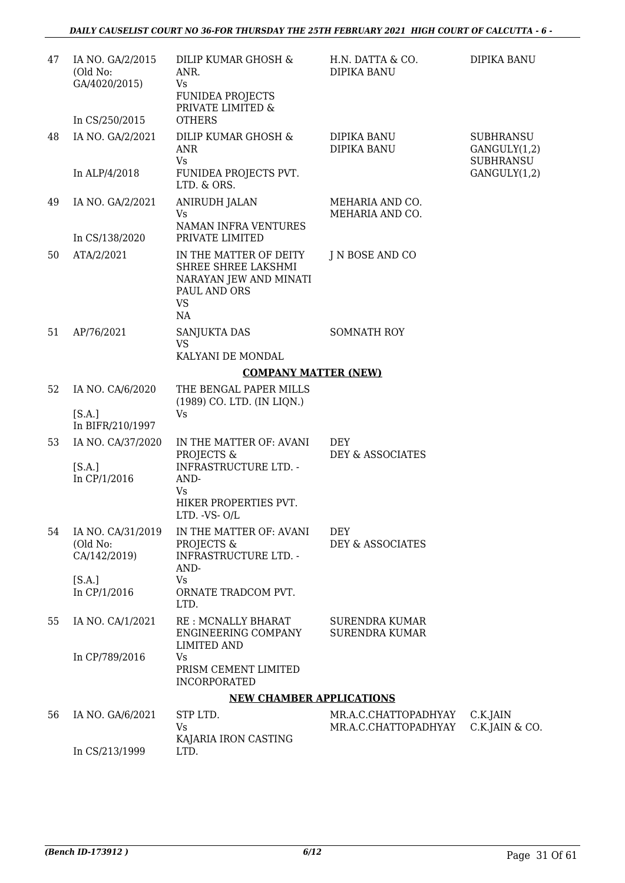| | | | | |
|---|---|---|---|---|
| 47 | IA NO. GA/2/2015 (Old No: GA/4020/2015) In CS/250/2015 | DILIP KUMAR GHOSH & ANR. Vs FUNIDEA PROJECTS PRIVATE LIMITED & OTHERS | H.N. DATTA & CO. DIPIKA BANU | DIPIKA BANU |
| 48 | IA NO. GA/2/2021 In ALP/4/2018 | DILIP KUMAR GHOSH & ANR Vs FUNIDEA PROJECTS PVT. LTD. & ORS. | DIPIKA BANU DIPIKA BANU | SUBHRANSU GANGULY(1,2) SUBHRANSU GANGULY(1,2) |
| 49 | IA NO. GA/2/2021 In CS/138/2020 | ANIRUDH JALAN Vs NAMAN INFRA VENTURES PRIVATE LIMITED | MEHARIA AND CO. MEHARIA AND CO. | |
| 50 | ATA/2/2021 | IN THE MATTER OF DEITY SHREE SHREE LAKSHMI NARAYAN JEW AND MINATI PAUL AND ORS VS NA | J N BOSE AND CO | |
| 51 | AP/76/2021 | SANJUKTA DAS VS KALYANI DE MONDAL | SOMNATH ROY | |

**COMPANY MATTER (NEW)**

| | | | | |
|---|---|---|---|---|
| 52 | IA NO. CA/6/2020 [S.A.] In BIFR/210/1997 | THE BENGAL PAPER MILLS (1989) CO. LTD. (IN LIQN.) Vs | | |
| 53 | IA NO. CA/37/2020 [S.A.] In CP/1/2016 | IN THE MATTER OF: AVANI PROJECTS & INFRASTRUCTURE LTD. -AND- Vs HIKER PROPERTIES PVT. LTD. -VS- O/L | DEY DEY & ASSOCIATES | |
| 54 | IA NO. CA/31/2019 (Old No: CA/142/2019) [S.A.] In CP/1/2016 | IN THE MATTER OF: AVANI PROJECTS & INFRASTRUCTURE LTD. -AND- Vs ORNATE TRADCOM PVT. LTD. | DEY DEY & ASSOCIATES | |
| 55 | IA NO. CA/1/2021 In CP/789/2016 | RE : MCNALLY BHARAT ENGINEERING COMPANY LIMITED AND Vs PRISM CEMENT LIMITED INCORPORATED | SURENDRA KUMAR SURENDRA KUMAR | |

**NEW CHAMBER APPLICATIONS**

| | | | | |
|---|---|---|---|---|
| 56 | IA NO. GA/6/2021 In CS/213/1999 | STP LTD. Vs KAJARIA IRON CASTING LTD. | MR.A.C.CHATTOPADHYAY MR.A.C.CHATTOPADHYAY | C.K.JAIN C.K.JAIN & CO. |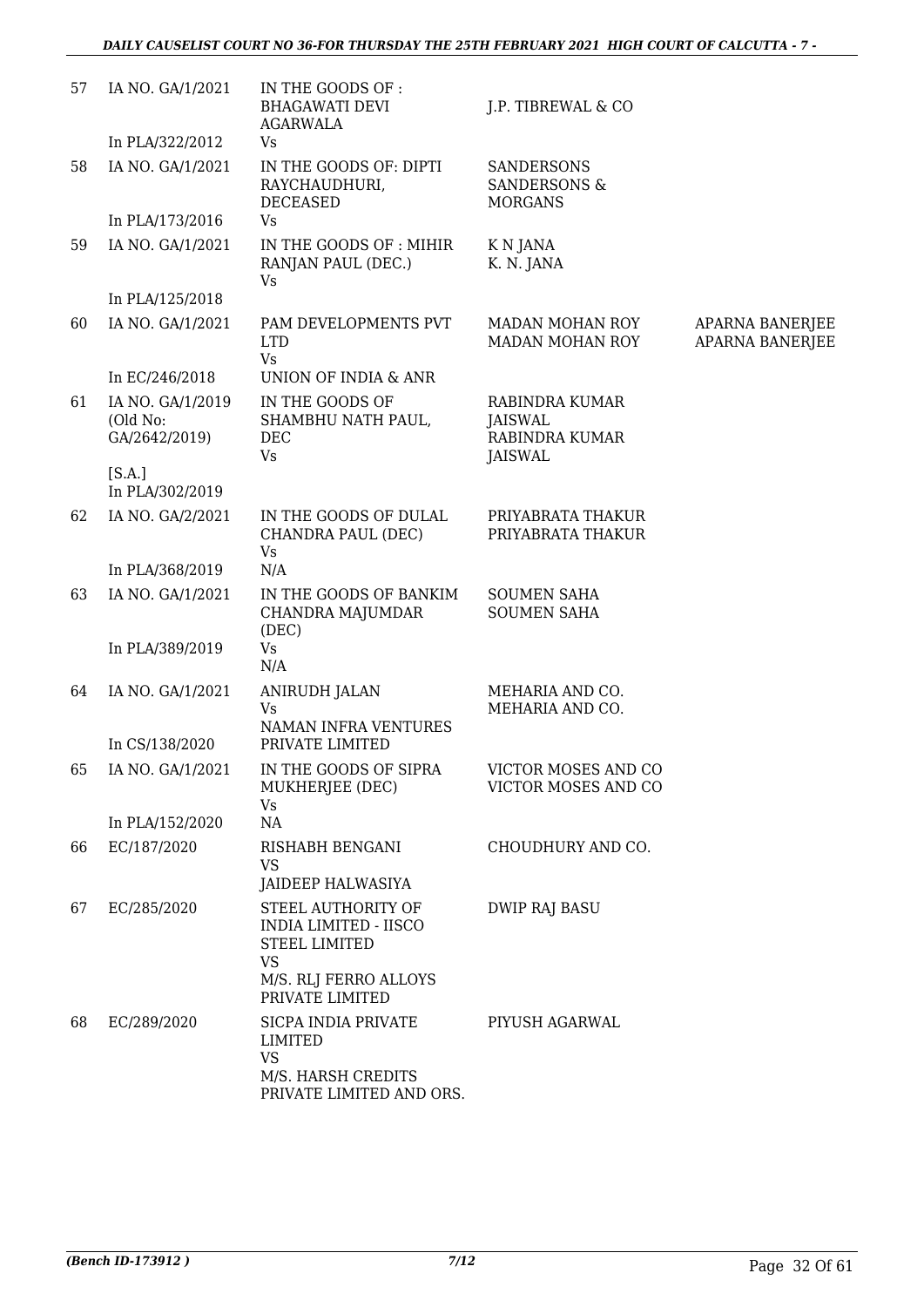| 57 | IA NO. GA/1/2021<br>In PLA/322/2012 | IN THE GOODS OF : BHAGAWATI DEVI AGARWALA<br>Vs | J.P. TIBREWAL & CO | |
|---|---|---|---|---|
| 58 | IA NO. GA/1/2021<br>In PLA/173/2016 | IN THE GOODS OF: DIPTI RAYCHAUDHURI, DECEASED<br>Vs | SANDERSONS SANDERSONS & MORGANS | |
| 59 | IA NO. GA/1/2021<br>In PLA/125/2018 | IN THE GOODS OF : MIHIR RANJAN PAUL (DEC.)<br>Vs | K N JANA<br>K. N. JANA | |
| 60 | IA NO. GA/1/2021<br>In EC/246/2018 | PAM DEVELOPMENTS PVT LTD<br>Vs<br>UNION OF INDIA & ANR | MADAN MOHAN ROY<br>MADAN MOHAN ROY | APARNA BANERJEE<br>APARNA BANERJEE |
| 61 | IA NO. GA/1/2019 (Old No: GA/2642/2019)<br>[S.A.]<br>In PLA/302/2019 | IN THE GOODS OF SHAMBHU NATH PAUL, DEC<br>Vs | RABINDRA KUMAR JAISWAL<br>RABINDRA KUMAR JAISWAL | |
| 62 | IA NO. GA/2/2021<br>In PLA/368/2019 | IN THE GOODS OF DULAL CHANDRA PAUL (DEC)<br>Vs<br>N/A | PRIYABRATA THAKUR<br>PRIYABRATA THAKUR | |
| 63 | IA NO. GA/1/2021<br>In PLA/389/2019 | IN THE GOODS OF BANKIM CHANDRA MAJUMDAR (DEC)<br>Vs<br>N/A | SOUMEN SAHA<br>SOUMEN SAHA | |
| 64 | IA NO. GA/1/2021<br>In CS/138/2020 | ANIRUDH JALAN<br>Vs<br>NAMAN INFRA VENTURES PRIVATE LIMITED | MEHARIA AND CO.<br>MEHARIA AND CO. | |
| 65 | IA NO. GA/1/2021<br>In PLA/152/2020 | IN THE GOODS OF SIPRA MUKHERJEE (DEC)<br>Vs<br>NA | VICTOR MOSES AND CO<br>VICTOR MOSES AND CO | |
| 66 | EC/187/2020 | RISHABH BENGANI<br>VS<br>JAIDEEP HALWASIYA | CHOUDHURY AND CO. | |
| 67 | EC/285/2020 | STEEL AUTHORITY OF INDIA LIMITED - IISCO STEEL LIMITED<br>VS<br>M/S. RLJ FERRO ALLOYS PRIVATE LIMITED | DWIP RAJ BASU | |
| 68 | EC/289/2020 | SICPA INDIA PRIVATE LIMITED<br>VS<br>M/S. HARSH CREDITS PRIVATE LIMITED AND ORS. | PIYUSH AGARWAL | |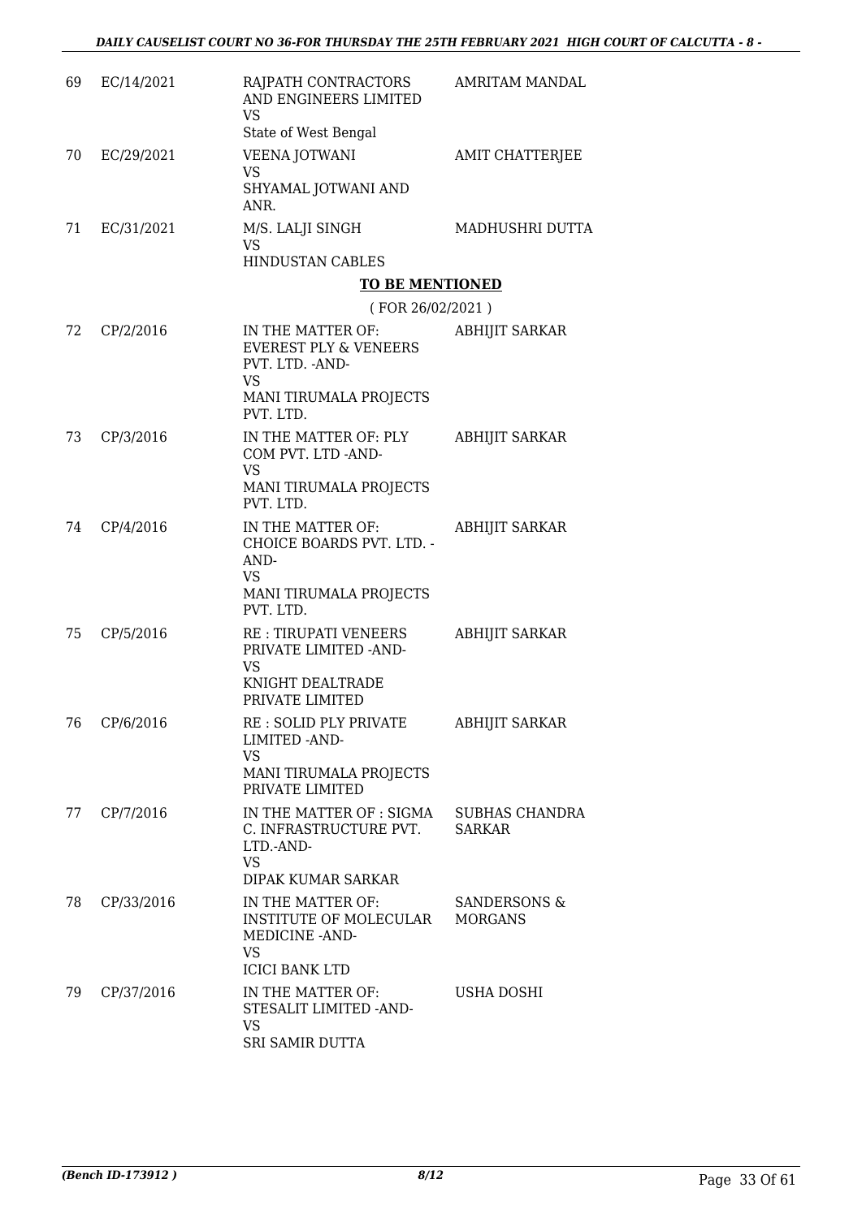| | | | |
|---|---|---|---|
| 69 | EC/14/2021 | RAJPATH CONTRACTORS AND ENGINEERS LIMITED<br>VS<br>State of West Bengal | AMRITAM MANDAL |
| 70 | EC/29/2021 | VEENA JOTWANI<br>VS<br>SHYAMAL JOTWANI AND ANR. | AMIT CHATTERJEE |
| 71 | EC/31/2021 | M/S. LALJI SINGH<br>VS<br>HINDUSTAN CABLES | MADHUSHRI DUTTA |

## TO BE MENTIONED

( FOR 26/02/2021 )

| | | | |
|---|---|---|---|
| 72 | CP/2/2016 | IN THE MATTER OF: EVEREST PLY & VENEERS PVT. LTD. -AND-<br>VS<br>MANI TIRUMALA PROJECTS PVT. LTD. | ABHIJIT SARKAR |
| 73 | CP/3/2016 | IN THE MATTER OF: PLY COM PVT. LTD -AND-<br>VS<br>MANI TIRUMALA PROJECTS PVT. LTD. | ABHIJIT SARKAR |
| 74 | CP/4/2016 | IN THE MATTER OF: CHOICE BOARDS PVT. LTD. -AND-<br>VS<br>MANI TIRUMALA PROJECTS PVT. LTD. | ABHIJIT SARKAR |
| 75 | CP/5/2016 | RE : TIRUPATI VENEERS PRIVATE LIMITED -AND-<br>VS<br>KNIGHT DEALTRADE PRIVATE LIMITED | ABHIJIT SARKAR |
| 76 | CP/6/2016 | RE : SOLID PLY PRIVATE LIMITED -AND-<br>VS<br>MANI TIRUMALA PROJECTS PRIVATE LIMITED | ABHIJIT SARKAR |
| 77 | CP/7/2016 | IN THE MATTER OF : SIGMA C. INFRASTRUCTURE PVT. LTD.-AND-<br>VS<br>DIPAK KUMAR SARKAR | SUBHAS CHANDRA SARKAR |
| 78 | CP/33/2016 | IN THE MATTER OF: INSTITUTE OF MOLECULAR MEDICINE -AND-<br>VS<br>ICICI BANK LTD | SANDERSONS & MORGANS |
| 79 | CP/37/2016 | IN THE MATTER OF: STESALIT LIMITED -AND-<br>VS<br>SRI SAMIR DUTTA | USHA DOSHI |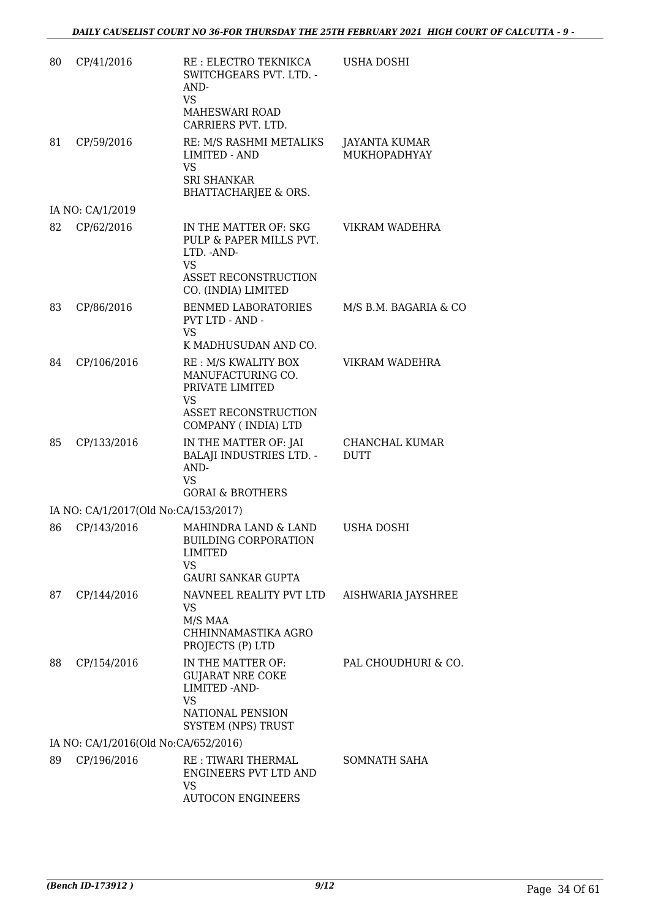| | | | |
|---|---|---|---|
| 80 | CP/41/2016 | RE : ELECTRO TEKNIKCA SWITCHGEARS PVT. LTD. -AND-<br>VS<br>MAHESWARI ROAD CARRIERS PVT. LTD. | USHA DOSHI |
| 81 | CP/59/2016 | RE: M/S RASHMI METALIKS LIMITED - AND<br>VS<br>SRI SHANKAR BHATTACHARJEE & ORS. | JAYANTA KUMAR MUKHOPADHYAY |
| IA NO: CA/1/2019 | | | |
| 82 | CP/62/2016 | IN THE MATTER OF: SKG PULP & PAPER MILLS PVT. LTD. -AND-<br>VS<br>ASSET RECONSTRUCTION CO. (INDIA) LIMITED | VIKRAM WADEHRA |
| 83 | CP/86/2016 | BENMED LABORATORIES PVT LTD - AND -<br>VS<br>K MADHUSUDAN AND CO. | M/S B.M. BAGARIA & CO |
| 84 | CP/106/2016 | RE : M/S KWALITY BOX MANUFACTURING CO. PRIVATE LIMITED<br>VS<br>ASSET RECONSTRUCTION COMPANY ( INDIA) LTD | VIKRAM WADEHRA |
| 85 | CP/133/2016 | IN THE MATTER OF: JAI BALAJI INDUSTRIES LTD. -AND-<br>VS<br>GORAI & BROTHERS | CHANCHAL KUMAR DUTT |
| IA NO: CA/1/2017(Old No:CA/153/2017) | | | |
| 86 | CP/143/2016 | MAHINDRA LAND & LAND BUILDING CORPORATION LIMITED<br>VS<br>GAURI SANKAR GUPTA | USHA DOSHI |
| 87 | CP/144/2016 | NAVNEEL REALITY PVT LTD<br>VS<br>M/S MAA CHHINNAMASTIKA AGRO PROJECTS (P) LTD | AISHWARIA JAYSHREE |
| 88 | CP/154/2016 | IN THE MATTER OF: GUJARAT NRE COKE LIMITED -AND-<br>VS<br>NATIONAL PENSION SYSTEM (NPS) TRUST | PAL CHOUDHURI & CO. |
| IA NO: CA/1/2016(Old No:CA/652/2016) | | | |
| 89 | CP/196/2016 | RE : TIWARI THERMAL ENGINEERS PVT LTD AND<br>VS<br>AUTOCON ENGINEERS | SOMNATH SAHA |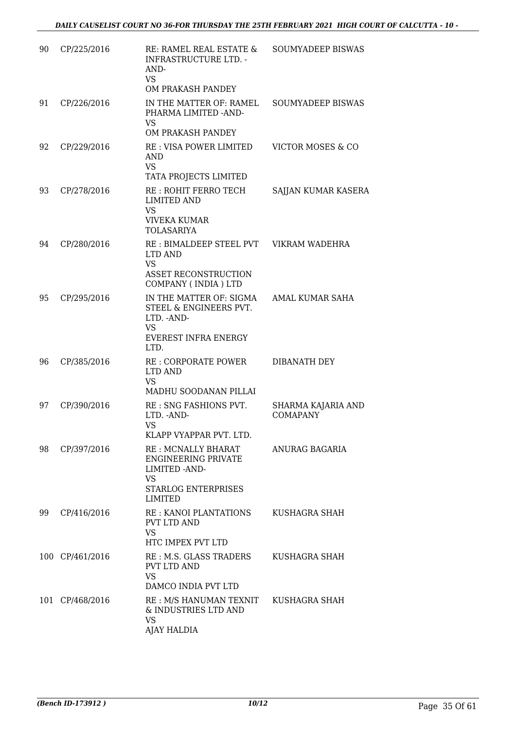| 90 | CP/225/2016 | RE: RAMEL REAL ESTATE & INFRASTRUCTURE LTD. -AND-<br>VS<br>OM PRAKASH PANDEY | SOUMYADEEP BISWAS |
|---|---|---|---|
| 91 | CP/226/2016 | IN THE MATTER OF: RAMEL PHARMA LIMITED -AND-<br>VS<br>OM PRAKASH PANDEY | SOUMYADEEP BISWAS |
| 92 | CP/229/2016 | RE : VISA POWER LIMITED AND<br>VS<br>TATA PROJECTS LIMITED | VICTOR MOSES & CO |
| 93 | CP/278/2016 | RE : ROHIT FERRO TECH LIMITED AND<br>VS<br>VIVEKA KUMAR TOLASARIYA | SAJJAN KUMAR KASERA |
| 94 | CP/280/2016 | RE : BIMALDEEP STEEL PVT LTD AND<br>VS<br>ASSET RECONSTRUCTION COMPANY ( INDIA ) LTD | VIKRAM WADEHRA |
| 95 | CP/295/2016 | IN THE MATTER OF: SIGMA STEEL & ENGINEERS PVT. LTD. -AND-<br>VS<br>EVEREST INFRA ENERGY LTD. | AMAL KUMAR SAHA |
| 96 | CP/385/2016 | RE : CORPORATE POWER LTD AND<br>VS<br>MADHU SOODANAN PILLAI | DIBANATH DEY |
| 97 | CP/390/2016 | RE : SNG FASHIONS PVT. LTD. -AND-<br>VS<br>KLAPP VYAPPAR PVT. LTD. | SHARMA KAJARIA AND COMAPANY |
| 98 | CP/397/2016 | RE : MCNALLY BHARAT ENGINEERING PRIVATE LIMITED -AND-<br>VS<br>STARLOG ENTERPRISES LIMITED | ANURAG BAGARIA |
| 99 | CP/416/2016 | RE : KANOI PLANTATIONS PVT LTD AND<br>VS<br>HTC IMPEX PVT LTD | KUSHAGRA SHAH |
| 100 | CP/461/2016 | RE : M.S. GLASS TRADERS PVT LTD AND<br>VS<br>DAMCO INDIA PVT LTD | KUSHAGRA SHAH |
| 101 | CP/468/2016 | RE : M/S HANUMAN TEXNIT & INDUSTRIES LTD AND<br>VS<br>AJAY HALDIA | KUSHAGRA SHAH |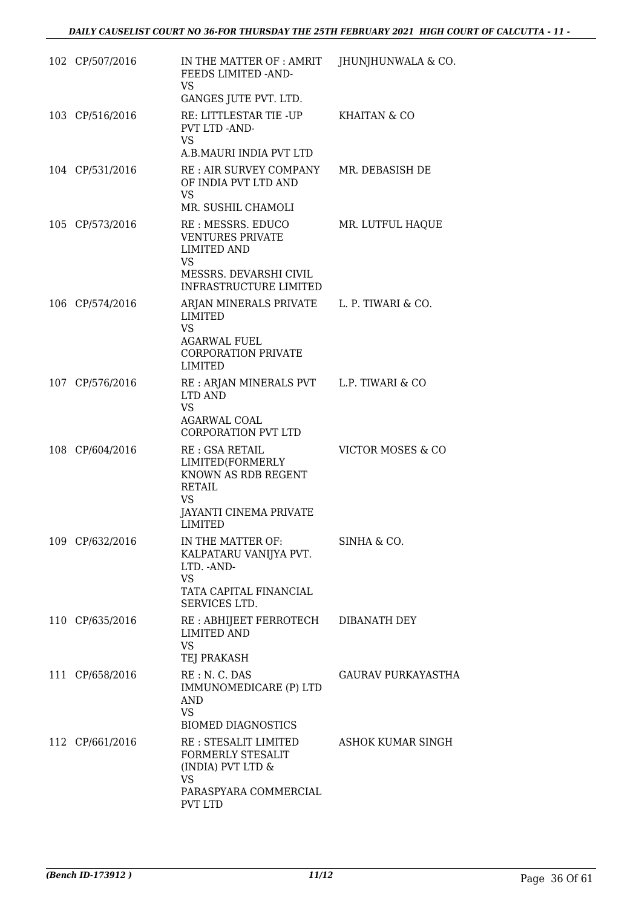| | | | |
|---|---|---|---|
| 102 | CP/507/2016 | IN THE MATTER OF : AMRIT FEEDS LIMITED -AND-<br>VS<br>GANGES JUTE PVT. LTD. | JHUNJHUNWALA & CO. |
| 103 | CP/516/2016 | RE: LITTLESTAR TIE -UP PVT LTD -AND-<br>VS<br>A.B.MAURI INDIA PVT LTD | KHAITAN & CO |
| 104 | CP/531/2016 | RE : AIR SURVEY COMPANY OF INDIA PVT LTD AND<br>VS<br>MR. SUSHIL CHAMOLI | MR. DEBASISH DE |
| 105 | CP/573/2016 | RE : MESSRS. EDUCO VENTURES PRIVATE LIMITED AND<br>VS<br>MESSRS. DEVARSHI CIVIL INFRASTRUCTURE LIMITED | MR. LUTFUL HAQUE |
| 106 | CP/574/2016 | ARJAN MINERALS PRIVATE LIMITED<br>VS<br>AGARWAL FUEL CORPORATION PRIVATE LIMITED | L. P. TIWARI & CO. |
| 107 | CP/576/2016 | RE : ARJAN MINERALS PVT LTD AND<br>VS<br>AGARWAL COAL CORPORATION PVT LTD | L.P. TIWARI & CO |
| 108 | CP/604/2016 | RE : GSA RETAIL LIMITED(FORMERLY KNOWN AS RDB REGENT RETAIL<br>VS<br>JAYANTI CINEMA PRIVATE LIMITED | VICTOR MOSES & CO |
| 109 | CP/632/2016 | IN THE MATTER OF: KALPATARU VANIJYA PVT. LTD. -AND-<br>VS<br>TATA CAPITAL FINANCIAL SERVICES LTD. | SINHA & CO. |
| 110 | CP/635/2016 | RE : ABHIJEET FERROTECH LIMITED AND<br>VS<br>TEJ PRAKASH | DIBANATH DEY |
| 111 | CP/658/2016 | RE : N. C. DAS IMMUNOMEDICARE (P) LTD AND<br>VS<br>BIOMED DIAGNOSTICS | GAURAV PURKAYASTHA |
| 112 | CP/661/2016 | RE : STESALIT LIMITED FORMERLY STESALIT (INDIA) PVT LTD &<br>VS<br>PARASPYARA COMMERCIAL PVT LTD | ASHOK KUMAR SINGH |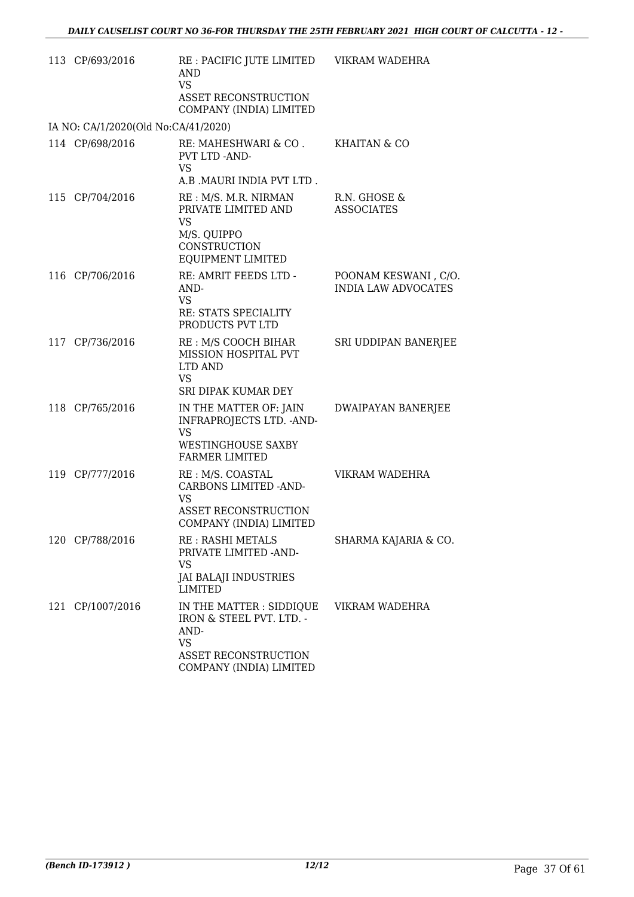| | | | |
|---|---|---|---|
| 113 | CP/693/2016 | RE : PACIFIC JUTE LIMITED AND<br>VS<br>ASSET RECONSTRUCTION COMPANY (INDIA) LIMITED | VIKRAM WADEHRA |
| IA NO: CA/1/2020(Old No:CA/41/2020) | | | |
| 114 | CP/698/2016 | RE: MAHESHWARI & CO . PVT LTD -AND-<br>VS<br>A.B .MAURI INDIA PVT LTD . | KHAITAN & CO |
| 115 | CP/704/2016 | RE : M/S. M.R. NIRMAN PRIVATE LIMITED AND<br>VS<br>M/S. QUIPPO CONSTRUCTION EQUIPMENT LIMITED | R.N. GHOSE & ASSOCIATES |
| 116 | CP/706/2016 | RE: AMRIT FEEDS LTD -AND-<br>VS<br>RE: STATS SPECIALITY PRODUCTS PVT LTD | POONAM KESWANI , C/O. INDIA LAW ADVOCATES |
| 117 | CP/736/2016 | RE : M/S COOCH BIHAR MISSION HOSPITAL PVT LTD AND<br>VS<br>SRI DIPAK KUMAR DEY | SRI UDDIPAN BANERJEE |
| 118 | CP/765/2016 | IN THE MATTER OF: JAIN INFRAPROJECTS LTD. -AND-<br>VS<br>WESTINGHOUSE SAXBY FARMER LIMITED | DWAIPAYAN BANERJEE |
| 119 | CP/777/2016 | RE : M/S. COASTAL CARBONS LIMITED -AND-<br>VS<br>ASSET RECONSTRUCTION COMPANY (INDIA) LIMITED | VIKRAM WADEHRA |
| 120 | CP/788/2016 | RE : RASHI METALS PRIVATE LIMITED -AND-<br>VS<br>JAI BALAJI INDUSTRIES LIMITED | SHARMA KAJARIA & CO. |
| 121 | CP/1007/2016 | IN THE MATTER : SIDDIQUE IRON & STEEL PVT. LTD. -AND-<br>VS<br>ASSET RECONSTRUCTION COMPANY (INDIA) LIMITED | VIKRAM WADEHRA |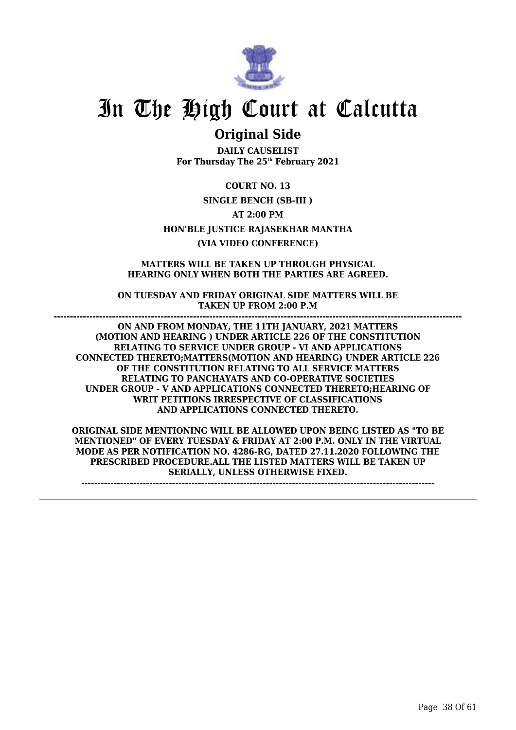# In The High Court at Calcutta

## Original Side

**DAILY CAUSELIST**
**For Thursday The 25th February 2021**

**COURT NO. 13**

**SINGLE BENCH (SB-III )**

**AT 2:00 PM**

**HON'BLE JUSTICE RAJASEKHAR MANTHA**

**(VIA VIDEO CONFERENCE)**

**MATTERS WILL BE TAKEN UP THROUGH PHYSICAL HEARING ONLY WHEN BOTH THE PARTIES ARE AGREED.**

**ON TUESDAY AND FRIDAY ORIGINAL SIDE MATTERS WILL BE TAKEN UP FROM 2:00 P.M**

**---------------------------------------------------------------------------------------------------------------------------**

**ON AND FROM MONDAY, THE 11TH JANUARY, 2021 MATTERS (MOTION AND HEARING ) UNDER ARTICLE 226 OF THE CONSTITUTION RELATING TO SERVICE UNDER GROUP - VI AND APPLICATIONS CONNECTED THERETO;MATTERS(MOTION AND HEARING) UNDER ARTICLE 226 OF THE CONSTITUTION RELATING TO ALL SERVICE MATTERS RELATING TO PANCHAYATS AND CO-OPERATIVE SOCIETIES UNDER GROUP - V AND APPLICATIONS CONNECTED THERETO;HEARING OF WRIT PETITIONS IRRESPECTIVE OF CLASSIFICATIONS AND APPLICATIONS CONNECTED THERETO.**

**ORIGINAL SIDE MENTIONING WILL BE ALLOWED UPON BEING LISTED AS "TO BE MENTIONED" OF EVERY TUESDAY & FRIDAY AT 2:00 P.M. ONLY IN THE VIRTUAL MODE AS PER NOTIFICATION NO. 4286-RG, DATED 27.11.2020 FOLLOWING THE PRESCRIBED PROCEDURE.ALL THE LISTED MATTERS WILL BE TAKEN UP SERIALLY, UNLESS OTHERWISE FIXED.**

**------------------------------------------------------------------------------------------------------------**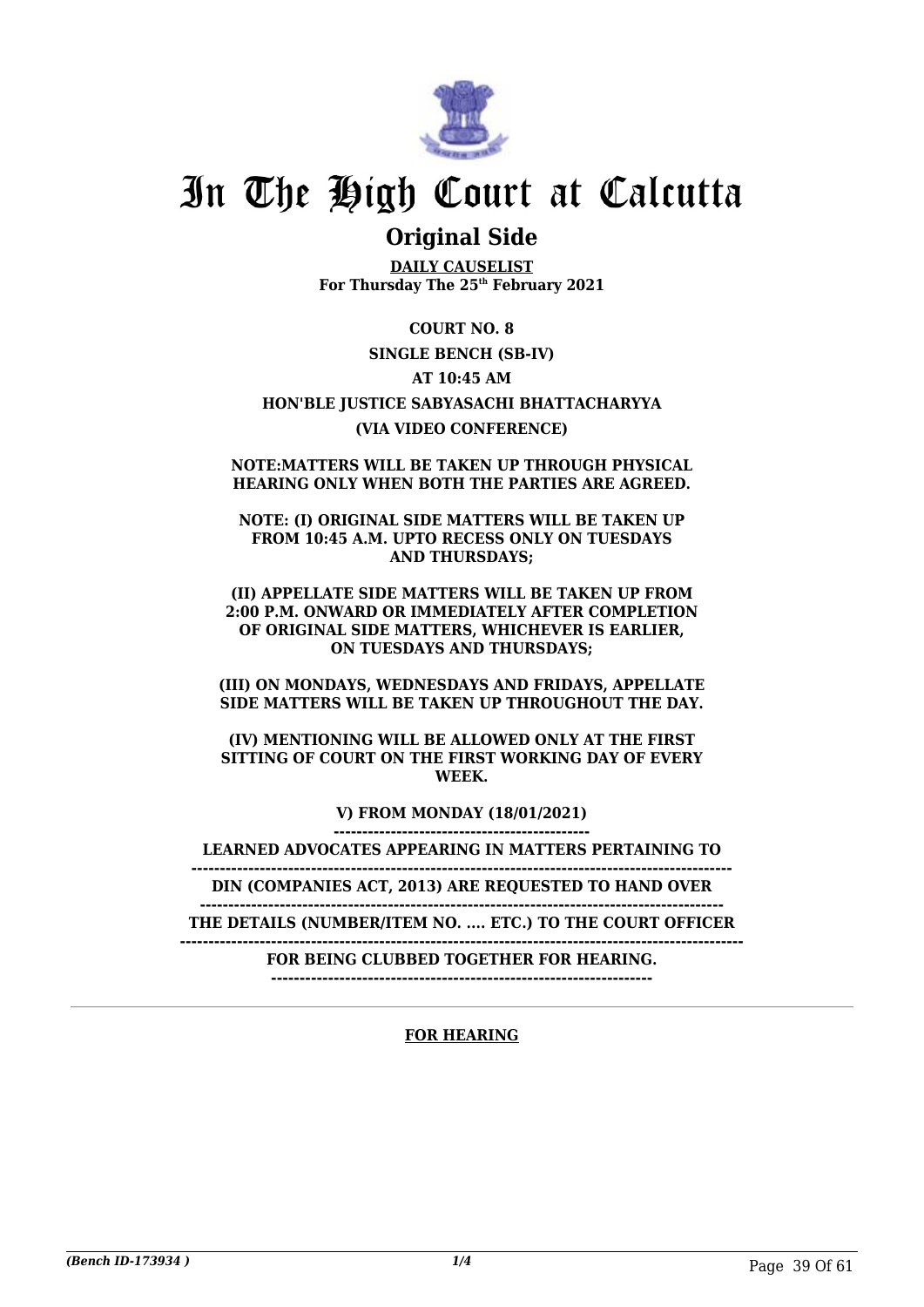# In The High Court at Calcutta

## Original Side

**DAILY CAUSELIST**
**For Thursday The 25th February 2021**

**COURT NO. 8**

**SINGLE BENCH (SB-IV)**

**AT 10:45 AM**

**HON'BLE JUSTICE SABYASACHI BHATTACHARYYA**

**(VIA VIDEO CONFERENCE)**

**NOTE:MATTERS WILL BE TAKEN UP THROUGH PHYSICAL HEARING ONLY WHEN BOTH THE PARTIES ARE AGREED.**

**NOTE: (I) ORIGINAL SIDE MATTERS WILL BE TAKEN UP FROM 10:45 A.M. UPTO RECESS ONLY ON TUESDAYS AND THURSDAYS;**

**(II) APPELLATE SIDE MATTERS WILL BE TAKEN UP FROM 2:00 P.M. ONWARD OR IMMEDIATELY AFTER COMPLETION OF ORIGINAL SIDE MATTERS, WHICHEVER IS EARLIER, ON TUESDAYS AND THURSDAYS;**

**(III) ON MONDAYS, WEDNESDAYS AND FRIDAYS, APPELLATE SIDE MATTERS WILL BE TAKEN UP THROUGHOUT THE DAY.**

**(IV) MENTIONING WILL BE ALLOWED ONLY AT THE FIRST SITTING OF COURT ON THE FIRST WORKING DAY OF EVERY WEEK.**

**V) FROM MONDAY (18/01/2021)**

**LEARNED ADVOCATES APPEARING IN MATTERS PERTAINING TO**

**DIN (COMPANIES ACT, 2013) ARE REQUESTED TO HAND OVER**

**THE DETAILS (NUMBER/ITEM NO. .... ETC.) TO THE COURT OFFICER**

**FOR BEING CLUBBED TOGETHER FOR HEARING.**

**FOR HEARING**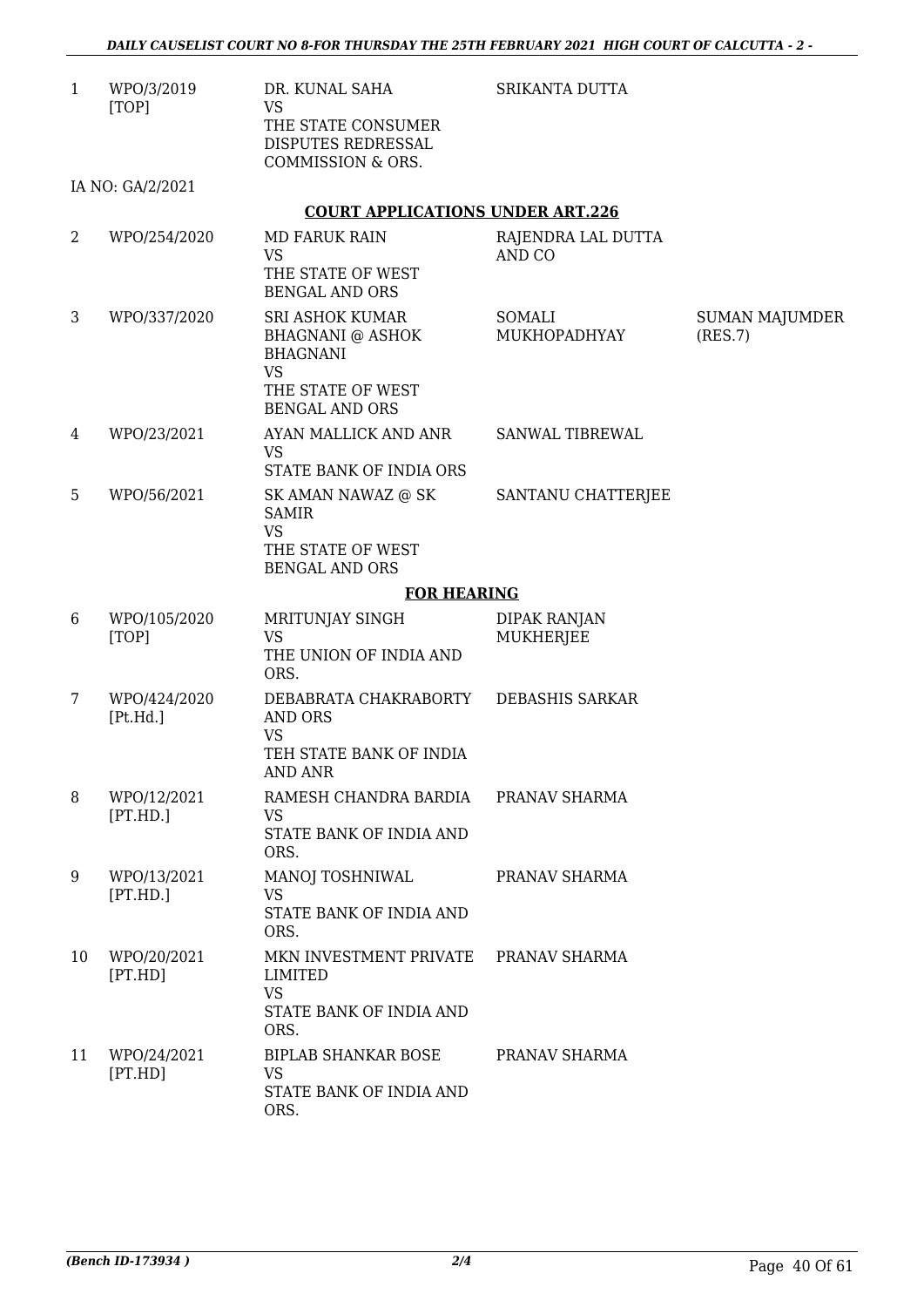| | | | | |
|---|---|---|---|---|
| 1 | WPO/3/2019 [TOP] | DR. KUNAL SAHA VS THE STATE CONSUMER DISPUTES REDRESSAL COMMISSION & ORS. | SRIKANTA DUTTA | |

IA NO: GA/2/2021

**COURT APPLICATIONS UNDER ART.226**

| | | | | |
|---|---|---|---|---|
| 2 | WPO/254/2020 | MD FARUK RAIN VS THE STATE OF WEST BENGAL AND ORS | RAJENDRA LAL DUTTA AND CO | |
| 3 | WPO/337/2020 | SRI ASHOK KUMAR BHAGNANI @ ASHOK BHAGNANI VS THE STATE OF WEST BENGAL AND ORS | SOMALI MUKHOPADHYAY | SUMAN MAJUMDER (RES.7) |
| 4 | WPO/23/2021 | AYAN MALLICK AND ANR VS STATE BANK OF INDIA ORS | SANWAL TIBREWAL | |
| 5 | WPO/56/2021 | SK AMAN NAWAZ @ SK SAMIR VS THE STATE OF WEST BENGAL AND ORS | SANTANU CHATTERJEE | |

**FOR HEARING**

| | | | | |
|---|---|---|---|---|
| 6 | WPO/105/2020 [TOP] | MRITUNJAY SINGH VS THE UNION OF INDIA AND ORS. | DIPAK RANJAN MUKHERJEE | |
| 7 | WPO/424/2020 [Pt.Hd.] | DEBABRATA CHAKRABORTY AND ORS VS TEH STATE BANK OF INDIA AND ANR | DEBASHIS SARKAR | |
| 8 | WPO/12/2021 [PT.HD.] | RAMESH CHANDRA BARDIA VS STATE BANK OF INDIA AND ORS. | PRANAV SHARMA | |
| 9 | WPO/13/2021 [PT.HD.] | MANOJ TOSHNIWAL VS STATE BANK OF INDIA AND ORS. | PRANAV SHARMA | |
| 10 | WPO/20/2021 [PT.HD] | MKN INVESTMENT PRIVATE LIMITED VS STATE BANK OF INDIA AND ORS. | PRANAV SHARMA | |
| 11 | WPO/24/2021 [PT.HD] | BIPLAB SHANKAR BOSE VS STATE BANK OF INDIA AND ORS. | PRANAV SHARMA | |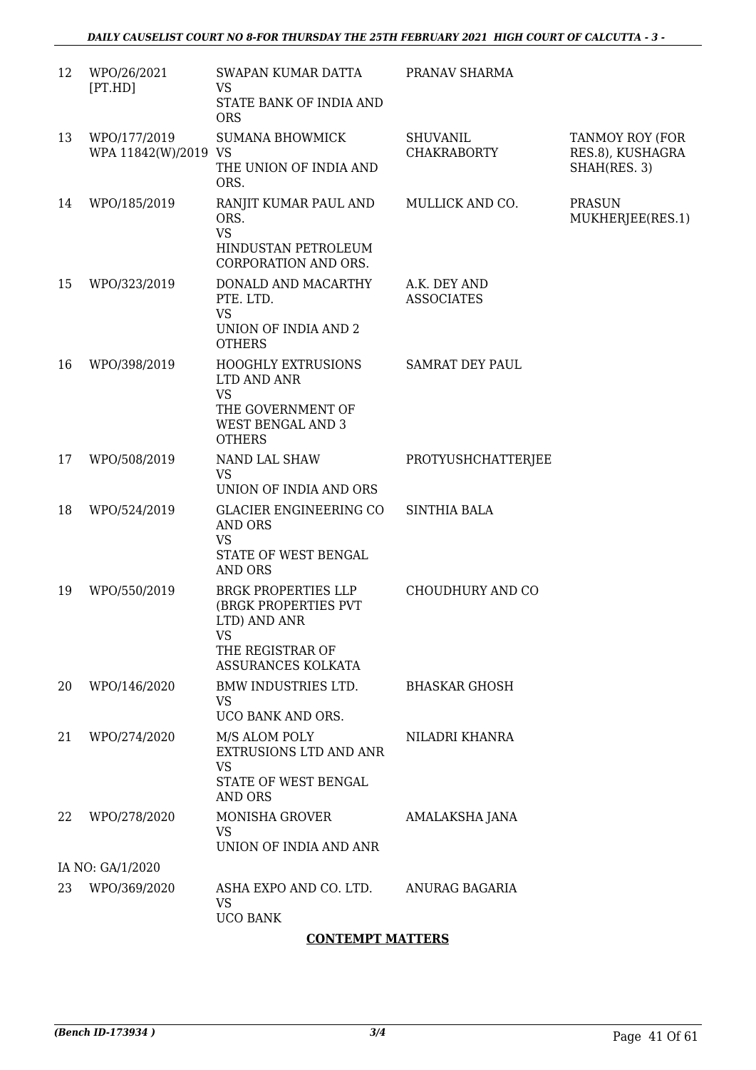| | | | | |
|---|---|---|---|---|
| 12 | WPO/26/2021 [PT.HD] | SWAPAN KUMAR DATTA VS STATE BANK OF INDIA AND ORS | PRANAV SHARMA | |
| 13 | WPO/177/2019 WPA 11842(W)/2019 | SUMANA BHOWMICK VS THE UNION OF INDIA AND ORS. | SHUVANIL CHAKRABORTY | TANMOY ROY (FOR RES.8), KUSHAGRA SHAH(RES. 3) |
| 14 | WPO/185/2019 | RANJIT KUMAR PAUL AND ORS. VS HINDUSTAN PETROLEUM CORPORATION AND ORS. | MULLICK AND CO. | PRASUN MUKHERJEE(RES.1) |
| 15 | WPO/323/2019 | DONALD AND MACARTHY PTE. LTD. VS UNION OF INDIA AND 2 OTHERS | A.K. DEY AND ASSOCIATES | |
| 16 | WPO/398/2019 | HOOGHLY EXTRUSIONS LTD AND ANR VS THE GOVERNMENT OF WEST BENGAL AND 3 OTHERS | SAMRAT DEY PAUL | |
| 17 | WPO/508/2019 | NAND LAL SHAW VS UNION OF INDIA AND ORS | PROTYUSHCHATTERJEE | |
| 18 | WPO/524/2019 | GLACIER ENGINEERING CO AND ORS VS STATE OF WEST BENGAL AND ORS | SINTHIA BALA | |
| 19 | WPO/550/2019 | BRGK PROPERTIES LLP (BRGK PROPERTIES PVT LTD) AND ANR VS THE REGISTRAR OF ASSURANCES KOLKATA | CHOUDHURY AND CO | |
| 20 | WPO/146/2020 | BMW INDUSTRIES LTD. VS UCO BANK AND ORS. | BHASKAR GHOSH | |
| 21 | WPO/274/2020 | M/S ALOM POLY EXTRUSIONS LTD AND ANR VS STATE OF WEST BENGAL AND ORS | NILADRI KHANRA | |
| 22 | WPO/278/2020 | MONISHA GROVER VS UNION OF INDIA AND ANR | AMALAKSHA JANA | |
| | IA NO: GA/1/2020 | | | |
| 23 | WPO/369/2020 | ASHA EXPO AND CO. LTD. VS UCO BANK | ANURAG BAGARIA | |

**CONTEMPT MATTERS**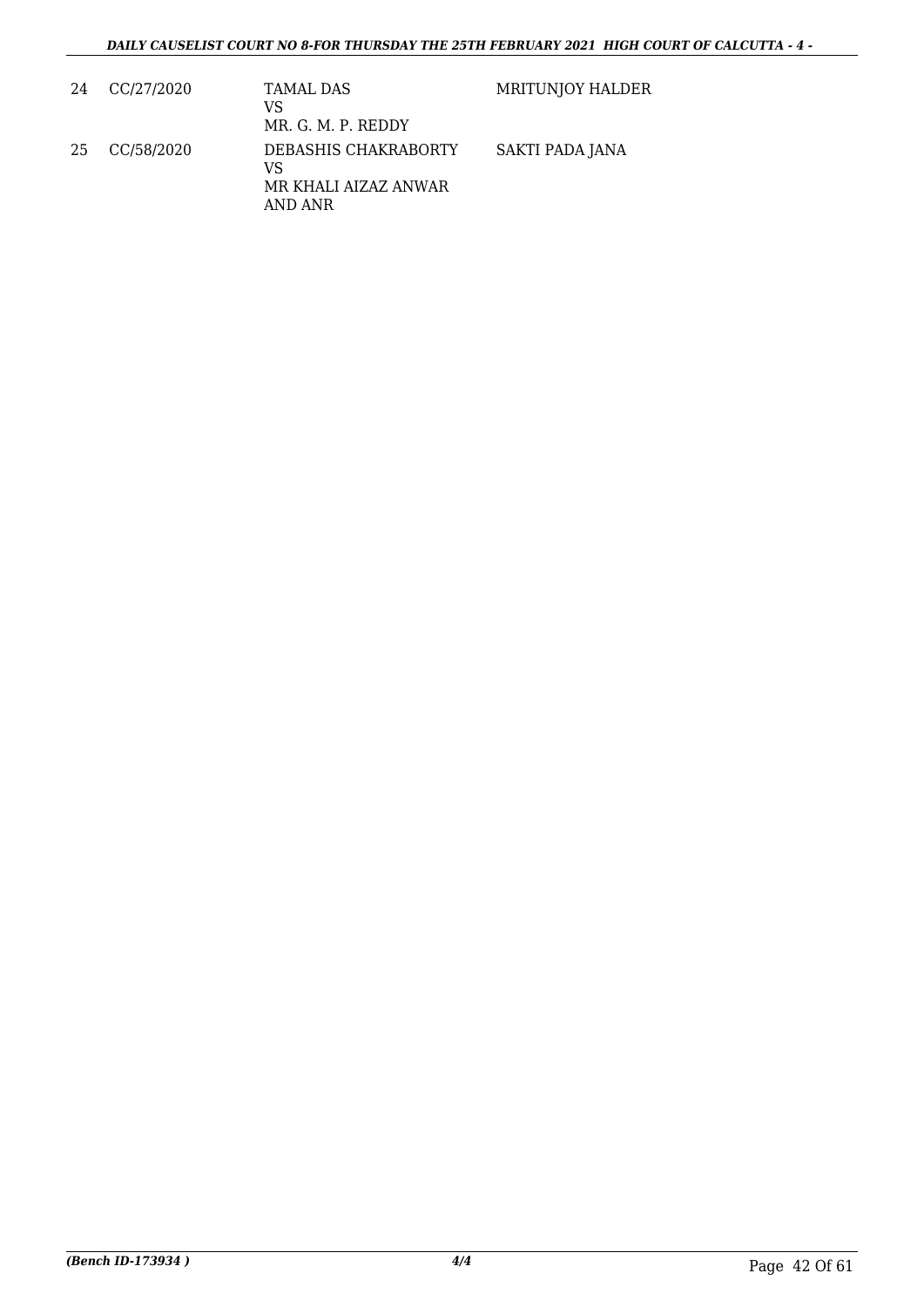| 24 | CC/27/2020 | TAMAL DAS<br>VS<br>MR. G. M. P. REDDY | MRITUNJOY HALDER |
|---|---|---|---|
| 25 | CC/58/2020 | DEBASHIS CHAKRABORTY<br>VS<br>MR KHALI AIZAZ ANWAR AND ANR | SAKTI PADA JANA |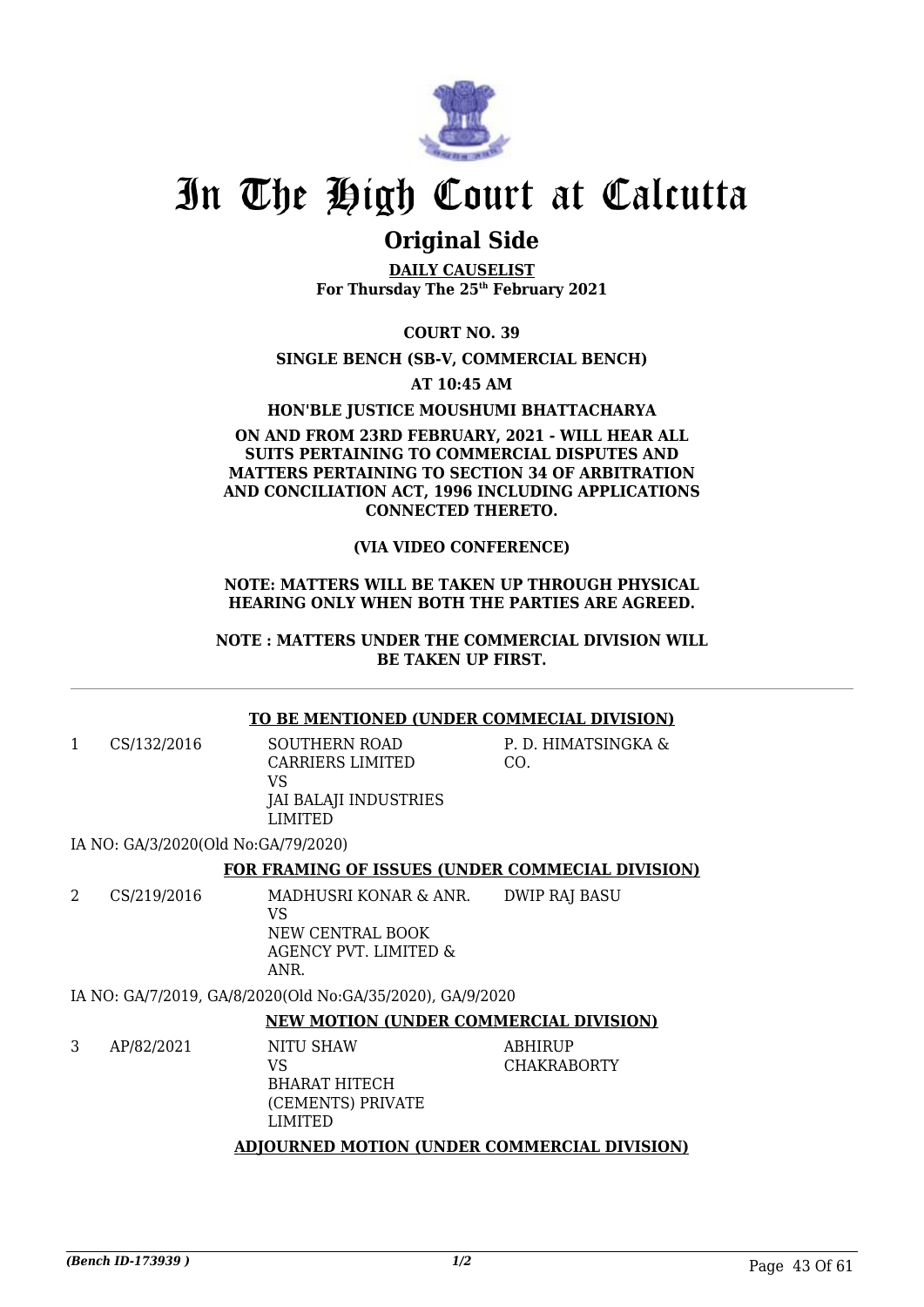# In The High Court at Calcutta

## Original Side

**DAILY CAUSELIST**
**For Thursday The 25th February 2021**

**COURT NO. 39**

**SINGLE BENCH (SB-V, COMMERCIAL BENCH)**

**AT 10:45 AM**

**HON'BLE JUSTICE MOUSHUMI BHATTACHARYA**

**ON AND FROM 23RD FEBRUARY, 2021 - WILL HEAR ALL SUITS PERTAINING TO COMMERCIAL DISPUTES AND MATTERS PERTAINING TO SECTION 34 OF ARBITRATION AND CONCILIATION ACT, 1996 INCLUDING APPLICATIONS CONNECTED THERETO.**

**(VIA VIDEO CONFERENCE)**

**NOTE: MATTERS WILL BE TAKEN UP THROUGH PHYSICAL HEARING ONLY WHEN BOTH THE PARTIES ARE AGREED.**

**NOTE : MATTERS UNDER THE COMMERCIAL DIVISION WILL BE TAKEN UP FIRST.**

---

**TO BE MENTIONED (UNDER COMMECIAL DIVISION)**

| | | | |
|---|---|---|---|
| 1 | CS/132/2016 | SOUTHERN ROAD CARRIERS LIMITED VS JAI BALAJI INDUSTRIES LIMITED | P. D. HIMATSINGKA & CO. |

IA NO: GA/3/2020(Old No:GA/79/2020)

**FOR FRAMING OF ISSUES (UNDER COMMECIAL DIVISION)**

| | | | |
|---|---|---|---|
| 2 | CS/219/2016 | MADHUSRI KONAR & ANR. VS NEW CENTRAL BOOK AGENCY PVT. LIMITED & ANR. | DWIP RAJ BASU |

IA NO: GA/7/2019, GA/8/2020(Old No:GA/35/2020), GA/9/2020

**NEW MOTION (UNDER COMMERCIAL DIVISION)**

| | | | |
|---|---|---|---|
| 3 | AP/82/2021 | NITU SHAW VS BHARAT HITECH (CEMENTS) PRIVATE LIMITED | ABHIRUP CHAKRABORTY |

**ADJOURNED MOTION (UNDER COMMERCIAL DIVISION)**

(Bench ID-173939 )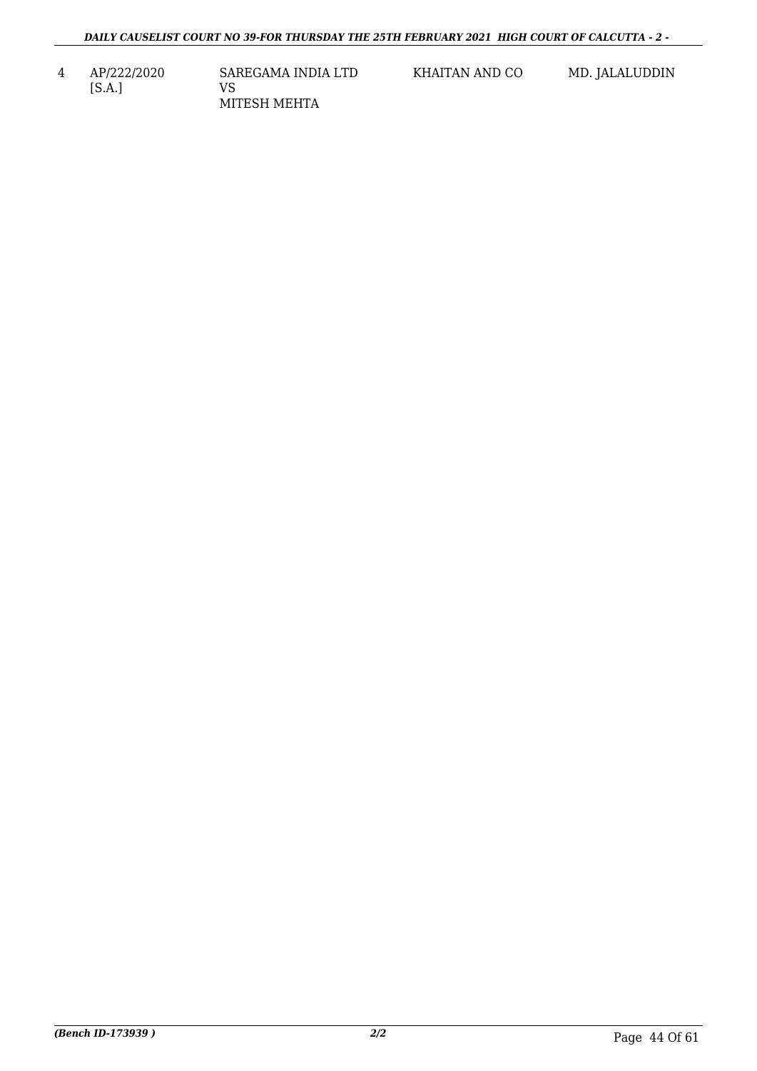| 4 | AP/222/2020 [S.A.] | SAREGAMA INDIA LTD VS MITESH MEHTA | KHAITAN AND CO | MD. JALALUDDIN |
|---|---|---|---|---|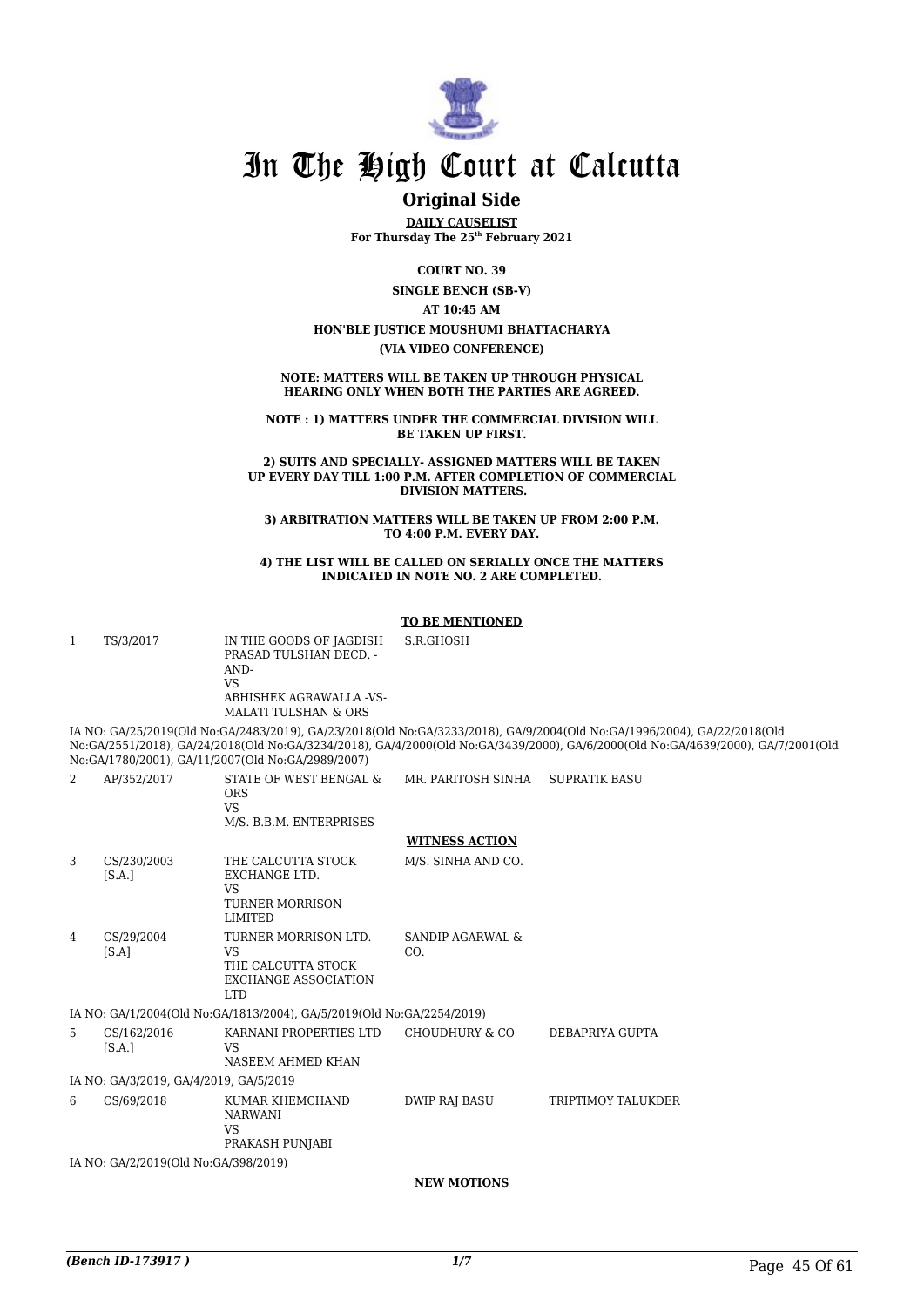# In The High Court at Calcutta

## Original Side

**DAILY CAUSELIST**
**For Thursday The 25th February 2021**

**COURT NO. 39**

**SINGLE BENCH (SB-V)**

**AT 10:45 AM**

**HON'BLE JUSTICE MOUSHUMI BHATTACHARYA**

**(VIA VIDEO CONFERENCE)**

**NOTE: MATTERS WILL BE TAKEN UP THROUGH PHYSICAL HEARING ONLY WHEN BOTH THE PARTIES ARE AGREED.**

**NOTE : 1) MATTERS UNDER THE COMMERCIAL DIVISION WILL BE TAKEN UP FIRST.**

**2) SUITS AND SPECIALLY- ASSIGNED MATTERS WILL BE TAKEN UP EVERY DAY TILL 1:00 P.M. AFTER COMPLETION OF COMMERCIAL DIVISION MATTERS.**

**3) ARBITRATION MATTERS WILL BE TAKEN UP FROM 2:00 P.M. TO 4:00 P.M. EVERY DAY.**

**4) THE LIST WILL BE CALLED ON SERIALLY ONCE THE MATTERS INDICATED IN NOTE NO. 2 ARE COMPLETED.**

**TO BE MENTIONED**

| | | | | |
|---|---|---|---|---|
| 1 | TS/3/2017 | IN THE GOODS OF JAGDISH PRASAD TULSHAN DECD. -AND- VS ABHISHEK AGRAWALLA -VS- MALATI TULSHAN & ORS | S.R.GHOSH | |

IA NO: GA/25/2019(Old No:GA/2483/2019), GA/23/2018(Old No:GA/3233/2018), GA/9/2004(Old No:GA/1996/2004), GA/22/2018(Old No:GA/2551/2018), GA/24/2018(Old No:GA/3234/2018), GA/4/2000(Old No:GA/3439/2000), GA/6/2000(Old No:GA/4639/2000), GA/7/2001(Old No:GA/1780/2001), GA/11/2007(Old No:GA/2989/2007)

| | | | | |
|---|---|---|---|---|
| 2 | AP/352/2017 | STATE OF WEST BENGAL & ORS VS M/S. B.B.M. ENTERPRISES | MR. PARITOSH SINHA | SUPRATIK BASU |

**WITNESS ACTION**

| | | | | |
|---|---|---|---|---|
| 3 | CS/230/2003 [S.A.] | THE CALCUTTA STOCK EXCHANGE LTD. VS TURNER MORRISON LIMITED | M/S. SINHA AND CO. | |
| 4 | CS/29/2004 [S.A] | TURNER MORRISON LTD. VS THE CALCUTTA STOCK EXCHANGE ASSOCIATION LTD | SANDIP AGARWAL & CO. | |

IA NO: GA/1/2004(Old No:GA/1813/2004), GA/5/2019(Old No:GA/2254/2019)

| | | | | |
|---|---|---|---|---|
| 5 | CS/162/2016 [S.A.] | KARNANI PROPERTIES LTD VS NASEEM AHMED KHAN | CHOUDHURY & CO | DEBAPRIYA GUPTA |

IA NO: GA/3/2019, GA/4/2019, GA/5/2019

| | | | | |
|---|---|---|---|---|
| 6 | CS/69/2018 | KUMAR KHEMCHAND NARWANI VS PRAKASH PUNJABI | DWIP RAJ BASU | TRIPTIMOY TALUKDER |

IA NO: GA/2/2019(Old No:GA/398/2019)

**NEW MOTIONS**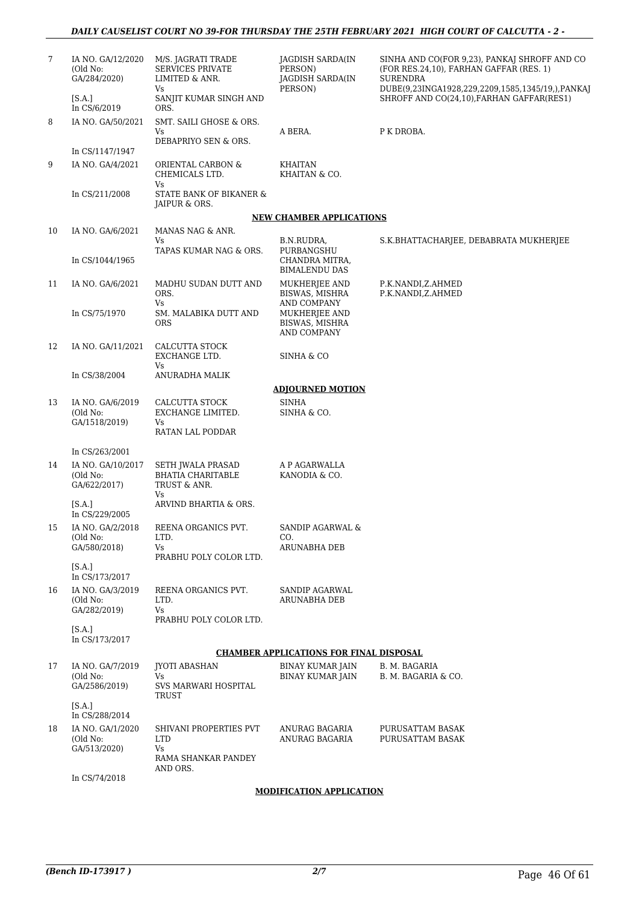| | | | | |
|---|---|---|---|---|
| 7 | IA NO. GA/12/2020 (Old No: GA/284/2020) [S.A.] In CS/6/2019 | M/S. JAGRATI TRADE SERVICES PRIVATE LIMITED & ANR. Vs SANJIT KUMAR SINGH AND ORS. | JAGDISH SARDA(IN PERSON) JAGDISH SARDA(IN PERSON) | SINHA AND CO(FOR 9,23), PANKAJ SHROFF AND CO (FOR RES.24,10), FARHAN GAFFAR (RES. 1) SURENDRA DUBE(9,23INGA1928,229,2209,1585,1345/19,),PANKAJ SHROFF AND CO(24,10),FARHAN GAFFAR(RES1) |
| 8 | IA NO. GA/50/2021 In CS/1147/1947 | SMT. SAILI GHOSE & ORS. Vs DEBAPRIYO SEN & ORS. | A BERA. | P K DROBA. |
| 9 | IA NO. GA/4/2021 In CS/211/2008 | ORIENTAL CARBON & CHEMICALS LTD. Vs STATE BANK OF BIKANER & JAIPUR & ORS. | KHAITAN KHAITAN & CO. | |

**NEW CHAMBER APPLICATIONS**

| | | | | |
|---|---|---|---|---|
| 10 | IA NO. GA/6/2021 In CS/1044/1965 | MANAS NAG & ANR. Vs TAPAS KUMAR NAG & ORS. | B.N.RUDRA, PURBANGSHU CHANDRA MITRA, BIMALENDU DAS | S.K.BHATTACHARJEE, DEBABRATA MUKHERJEE |
| 11 | IA NO. GA/6/2021 In CS/75/1970 | MADHU SUDAN DUTT AND ORS. Vs SM. MALABIKA DUTT AND ORS | MUKHERJEE AND BISWAS, MISHRA AND COMPANY MUKHERJEE AND BISWAS, MISHRA AND COMPANY | P.K.NANDI,Z.AHMED P.K.NANDI,Z.AHMED |
| 12 | IA NO. GA/11/2021 In CS/38/2004 | CALCUTTA STOCK EXCHANGE LTD. Vs ANURADHA MALIK | SINHA & CO | |

**ADJOURNED MOTION**

| | | | | |
|---|---|---|---|---|
| 13 | IA NO. GA/6/2019 (Old No: GA/1518/2019) In CS/263/2001 | CALCUTTA STOCK EXCHANGE LIMITED. Vs RATAN LAL PODDAR | SINHA SINHA & CO. | |
| 14 | IA NO. GA/10/2017 (Old No: GA/622/2017) [S.A.] In CS/229/2005 | SETH JWALA PRASAD BHATIA CHARITABLE TRUST & ANR. Vs ARVIND BHARTIA & ORS. | A P AGARWALLA KANODIA & CO. | |
| 15 | IA NO. GA/2/2018 (Old No: GA/580/2018) [S.A.] In CS/173/2017 | REENA ORGANICS PVT. LTD. Vs PRABHU POLY COLOR LTD. | SANDIP AGARWAL & CO. ARUNABHA DEB | |
| 16 | IA NO. GA/3/2019 (Old No: GA/282/2019) [S.A.] In CS/173/2017 | REENA ORGANICS PVT. LTD. Vs PRABHU POLY COLOR LTD. | SANDIP AGARWAL ARUNABHA DEB | |

**CHAMBER APPLICATIONS FOR FINAL DISPOSAL**

| | | | | |
|---|---|---|---|---|
| 17 | IA NO. GA/7/2019 (Old No: GA/2586/2019) [S.A.] In CS/288/2014 | JYOTI ABASHAN Vs SVS MARWARI HOSPITAL TRUST | BINAY KUMAR JAIN BINAY KUMAR JAIN | B. M. BAGARIA B. M. BAGARIA & CO. |
| 18 | IA NO. GA/1/2020 (Old No: GA/513/2020) In CS/74/2018 | SHIVANI PROPERTIES PVT LTD Vs RAMA SHANKAR PANDEY AND ORS. | ANURAG BAGARIA ANURAG BAGARIA | PURUSATTAM BASAK PURUSATTAM BASAK |

**MODIFICATION APPLICATION**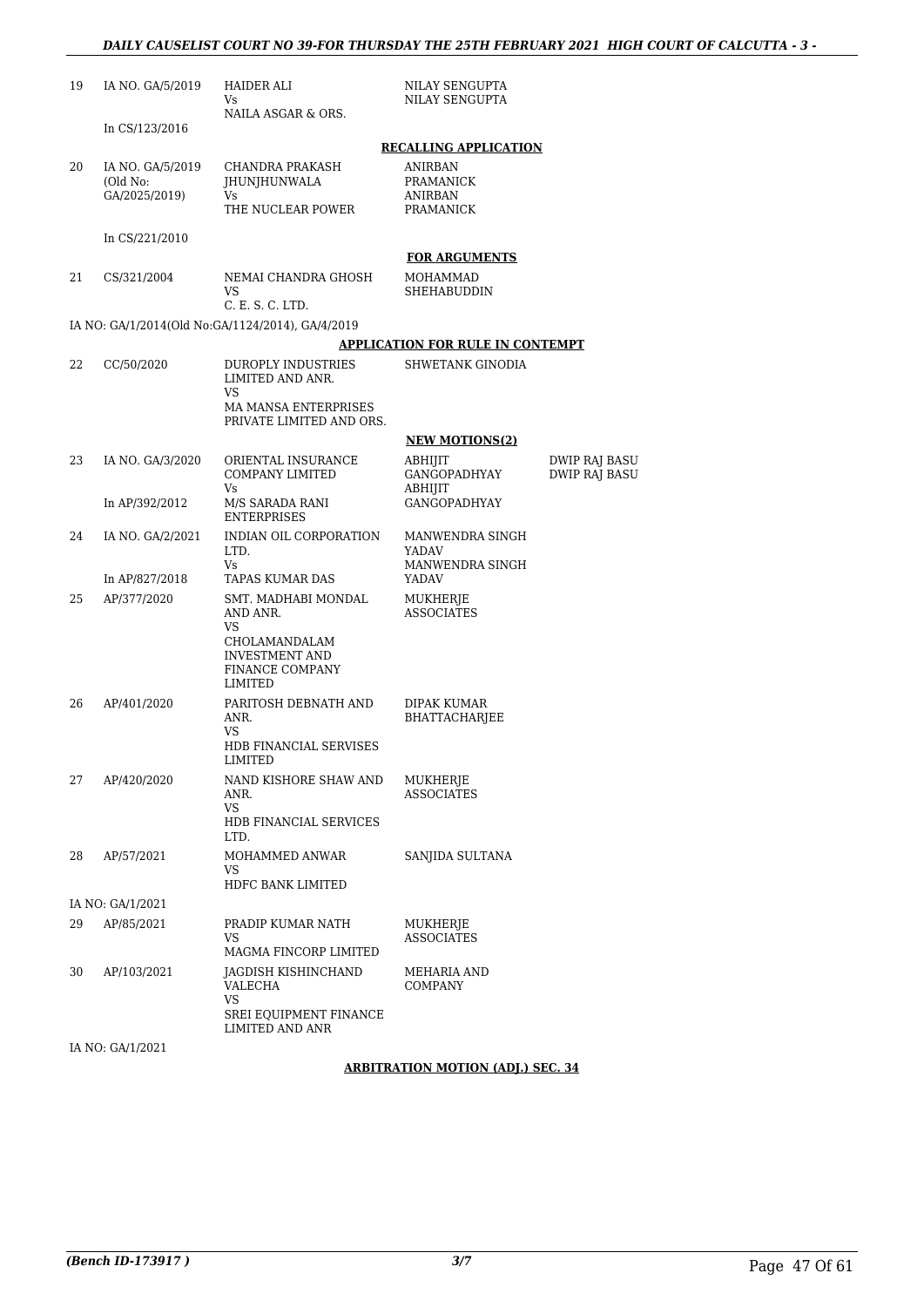| | | | | |
|---|---|---|---|---|
| 19 | IA NO. GA/5/2019<br><br>In CS/123/2016 | HAIDER ALI<br>Vs<br>NAILA ASGAR & ORS. | NILAY SENGUPTA<br>NILAY SENGUPTA | |

**RECALLING APPLICATION**

| | | | | |
|---|---|---|---|---|
| 20 | IA NO. GA/5/2019<br>(Old No:<br>GA/2025/2019)<br><br>In CS/221/2010 | CHANDRA PRAKASH<br>JHUNJHUNWALA<br>Vs<br>THE NUCLEAR POWER | ANIRBAN<br>PRAMANICK<br>ANIRBAN<br>PRAMANICK | |

**FOR ARGUMENTS**

| | | | | |
|---|---|---|---|---|
| 21 | CS/321/2004 | NEMAI CHANDRA GHOSH<br>VS<br>C. E. S. C. LTD. | MOHAMMAD<br>SHEHABUDDIN | |

IA NO: GA/1/2014(Old No:GA/1124/2014), GA/4/2019

**APPLICATION FOR RULE IN CONTEMPT**

| | | | | |
|---|---|---|---|---|
| 22 | CC/50/2020 | DUROPLY INDUSTRIES<br>LIMITED AND ANR.<br>VS<br>MA MANSA ENTERPRISES<br>PRIVATE LIMITED AND ORS. | SHWETANK GINODIA | |

**NEW MOTIONS(2)**

| | | | | |
|---|---|---|---|---|
| 23 | IA NO. GA/3/2020<br><br>In AP/392/2012 | ORIENTAL INSURANCE<br>COMPANY LIMITED<br>Vs<br>M/S SARADA RANI<br>ENTERPRISES | ABHIJIT<br>GANGOPADHYAY<br>ABHIJIT<br>GANGOPADHYAY | DWIP RAJ BASU<br>DWIP RAJ BASU |
| 24 | IA NO. GA/2/2021<br><br>In AP/827/2018 | INDIAN OIL CORPORATION<br>LTD.<br>Vs<br>TAPAS KUMAR DAS | MANWENDRA SINGH<br>YADAV<br>MANWENDRA SINGH<br>YADAV | |
| 25 | AP/377/2020 | SMT. MADHABI MONDAL<br>AND ANR.<br>VS<br>CHOLAMANDALAM<br>INVESTMENT AND<br>FINANCE COMPANY<br>LIMITED | MUKHERJE<br>ASSOCIATES | |
| 26 | AP/401/2020 | PARITOSH DEBNATH AND<br>ANR.<br>VS<br>HDB FINANCIAL SERVISES<br>LIMITED | DIPAK KUMAR<br>BHATTACHARJEE | |
| 27 | AP/420/2020 | NAND KISHORE SHAW AND<br>ANR.<br>VS<br>HDB FINANCIAL SERVICES<br>LTD. | MUKHERJE<br>ASSOCIATES | |
| 28 | AP/57/2021 | MOHAMMED ANWAR<br>VS<br>HDFC BANK LIMITED | SANJIDA SULTANA | |

IA NO: GA/1/2021

| | | | | |
|---|---|---|---|---|
| 29 | AP/85/2021 | PRADIP KUMAR NATH<br>VS<br>MAGMA FINCORP LIMITED | MUKHERJE<br>ASSOCIATES | |
| 30 | AP/103/2021 | JAGDISH KISHINCHAND<br>VALECHA<br>VS<br>SREI EQUIPMENT FINANCE<br>LIMITED AND ANR | MEHARIA AND<br>COMPANY | |

IA NO: GA/1/2021

**ARBITRATION MOTION (ADJ.) SEC. 34**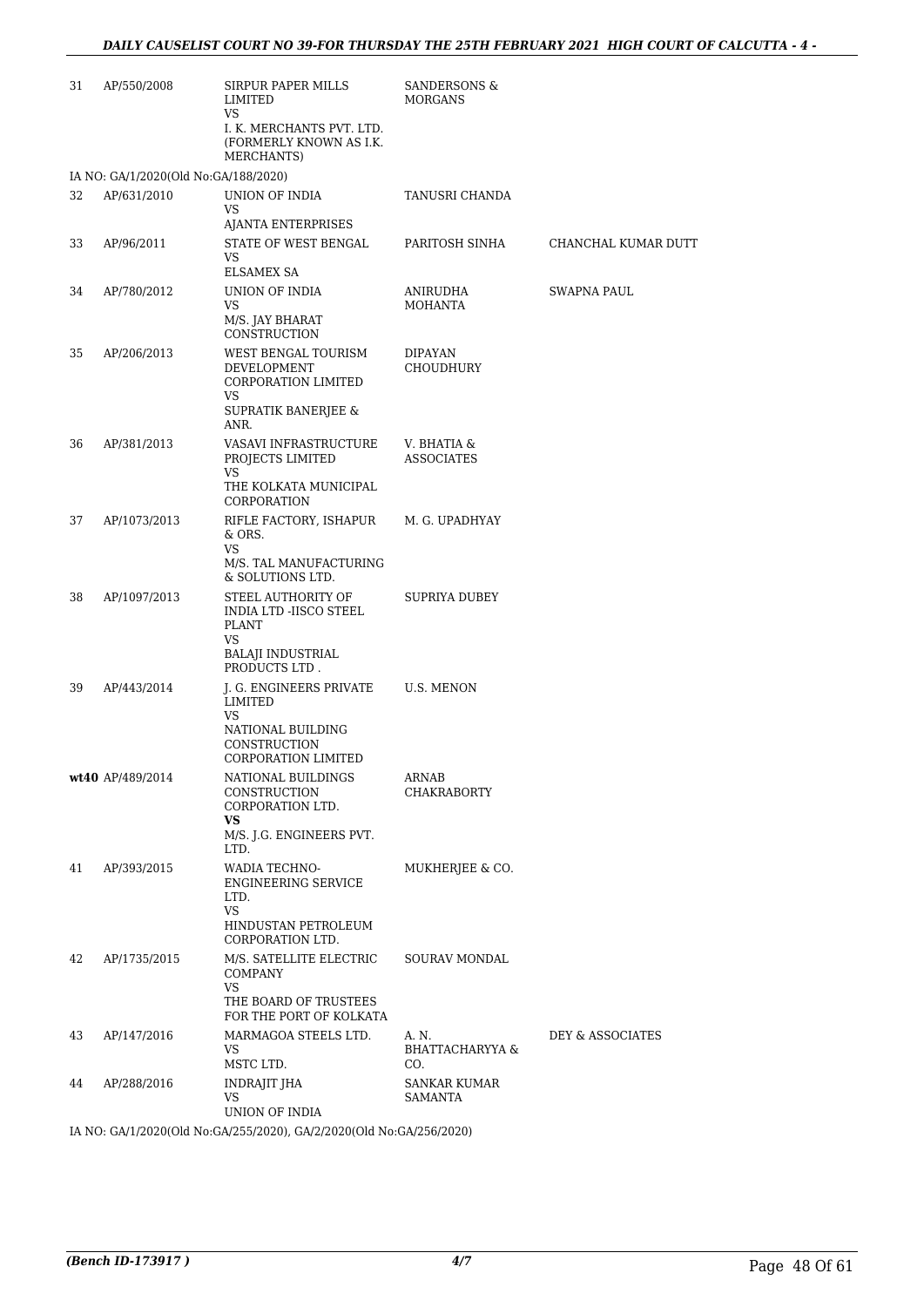| | | | | |
|---|---|---|---|---|
| 31 | AP/550/2008 | SIRPUR PAPER MILLS LIMITED<br>VS<br>I. K. MERCHANTS PVT. LTD. (FORMERLY KNOWN AS I.K. MERCHANTS) | SANDERSONS & MORGANS | |
| IA NO: GA/1/2020(Old No:GA/188/2020) | | | | |
| 32 | AP/631/2010 | UNION OF INDIA<br>VS<br>AJANTA ENTERPRISES | TANUSRI CHANDA | |
| 33 | AP/96/2011 | STATE OF WEST BENGAL<br>VS<br>ELSAMEX SA | PARITOSH SINHA | CHANCHAL KUMAR DUTT |
| 34 | AP/780/2012 | UNION OF INDIA<br>VS<br>M/S. JAY BHARAT CONSTRUCTION | ANIRUDHA MOHANTA | SWAPNA PAUL |
| 35 | AP/206/2013 | WEST BENGAL TOURISM DEVELOPMENT CORPORATION LIMITED<br>VS<br>SUPRATIK BANERJEE & ANR. | DIPAYAN CHOUDHURY | |
| 36 | AP/381/2013 | VASAVI INFRASTRUCTURE PROJECTS LIMITED<br>VS<br>THE KOLKATA MUNICIPAL CORPORATION | V. BHATIA & ASSOCIATES | |
| 37 | AP/1073/2013 | RIFLE FACTORY, ISHAPUR & ORS.<br>VS<br>M/S. TAL MANUFACTURING & SOLUTIONS LTD. | M. G. UPADHYAY | |
| 38 | AP/1097/2013 | STEEL AUTHORITY OF INDIA LTD -IISCO STEEL PLANT<br>VS<br>BALAJI INDUSTRIAL PRODUCTS LTD . | SUPRIYA DUBEY | |
| 39 | AP/443/2014 | J. G. ENGINEERS PRIVATE LIMITED<br>VS<br>NATIONAL BUILDING CONSTRUCTION CORPORATION LIMITED | U.S. MENON | |
| **wt40** | AP/489/2014 | NATIONAL BUILDINGS CONSTRUCTION CORPORATION LTD.<br>**VS**<br>M/S. J.G. ENGINEERS PVT. LTD. | ARNAB CHAKRABORTY | |
| 41 | AP/393/2015 | WADIA TECHNO-ENGINEERING SERVICE LTD.<br>VS<br>HINDUSTAN PETROLEUM CORPORATION LTD. | MUKHERJEE & CO. | |
| 42 | AP/1735/2015 | M/S. SATELLITE ELECTRIC COMPANY<br>VS<br>THE BOARD OF TRUSTEES FOR THE PORT OF KOLKATA | SOURAV MONDAL | |
| 43 | AP/147/2016 | MARMAGOA STEELS LTD.<br>VS<br>MSTC LTD. | A. N. BHATTACHARYYA & CO. | DEY & ASSOCIATES |
| 44 | AP/288/2016 | INDRAJIT JHA<br>VS<br>UNION OF INDIA | SANKAR KUMAR SAMANTA | |
| IA NO: GA/1/2020(Old No:GA/255/2020), GA/2/2020(Old No:GA/256/2020) | | | | |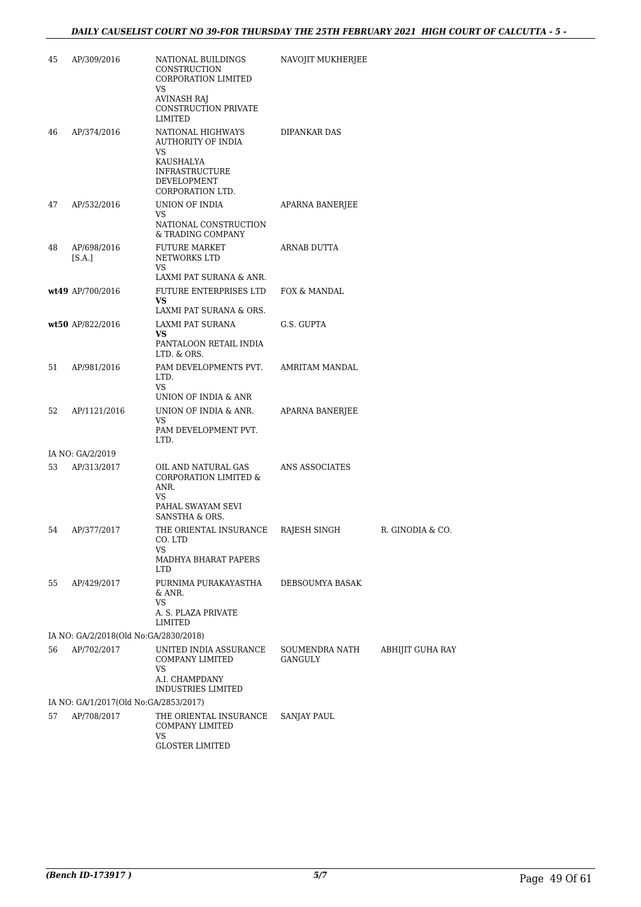| | | | | |
|---|---|---|---|---|
| 45 | AP/309/2016 | NATIONAL BUILDINGS CONSTRUCTION CORPORATION LIMITED<br>VS<br>AVINASH RAJ CONSTRUCTION PRIVATE LIMITED | NAVOJIT MUKHERJEE | |
| 46 | AP/374/2016 | NATIONAL HIGHWAYS AUTHORITY OF INDIA<br>VS<br>KAUSHALYA INFRASTRUCTURE DEVELOPMENT CORPORATION LTD. | DIPANKAR DAS | |
| 47 | AP/532/2016 | UNION OF INDIA<br>VS<br>NATIONAL CONSTRUCTION & TRADING COMPANY | APARNA BANERJEE | |
| 48 | AP/698/2016 [S.A.] | FUTURE MARKET NETWORKS LTD<br>VS<br>LAXMI PAT SURANA & ANR. | ARNAB DUTTA | |
| **wt49** | AP/700/2016 | FUTURE ENTERPRISES LTD<br>**VS**<br>LAXMI PAT SURANA & ORS. | FOX & MANDAL | |
| **wt50** | AP/822/2016 | LAXMI PAT SURANA<br>**VS**<br>PANTALOON RETAIL INDIA LTD. & ORS. | G.S. GUPTA | |
| 51 | AP/981/2016 | PAM DEVELOPMENTS PVT. LTD.<br>VS<br>UNION OF INDIA & ANR | AMRITAM MANDAL | |
| 52 | AP/1121/2016 | UNION OF INDIA & ANR.<br>VS<br>PAM DEVELOPMENT PVT. LTD. | APARNA BANERJEE | |
| | IA NO: GA/2/2019 | | | |
| 53 | AP/313/2017 | OIL AND NATURAL GAS CORPORATION LIMITED & ANR.<br>VS<br>PAHAL SWAYAM SEVI SANSTHA & ORS. | ANS ASSOCIATES | |
| 54 | AP/377/2017 | THE ORIENTAL INSURANCE CO. LTD<br>VS<br>MADHYA BHARAT PAPERS LTD | RAJESH SINGH | R. GINODIA & CO. |
| 55 | AP/429/2017 | PURNIMA PURAKAYASTHA & ANR.<br>VS<br>A. S. PLAZA PRIVATE LIMITED | DEBSOUMYA BASAK | |
| | IA NO: GA/2/2018(Old No:GA/2830/2018) | | | |
| 56 | AP/702/2017 | UNITED INDIA ASSURANCE COMPANY LIMITED<br>VS<br>A.I. CHAMPDANY INDUSTRIES LIMITED | SOUMENDRA NATH GANGULY | ABHIJIT GUHA RAY |
| | IA NO: GA/1/2017(Old No:GA/2853/2017) | | | |
| 57 | AP/708/2017 | THE ORIENTAL INSURANCE COMPANY LIMITED<br>VS<br>GLOSTER LIMITED | SANJAY PAUL | |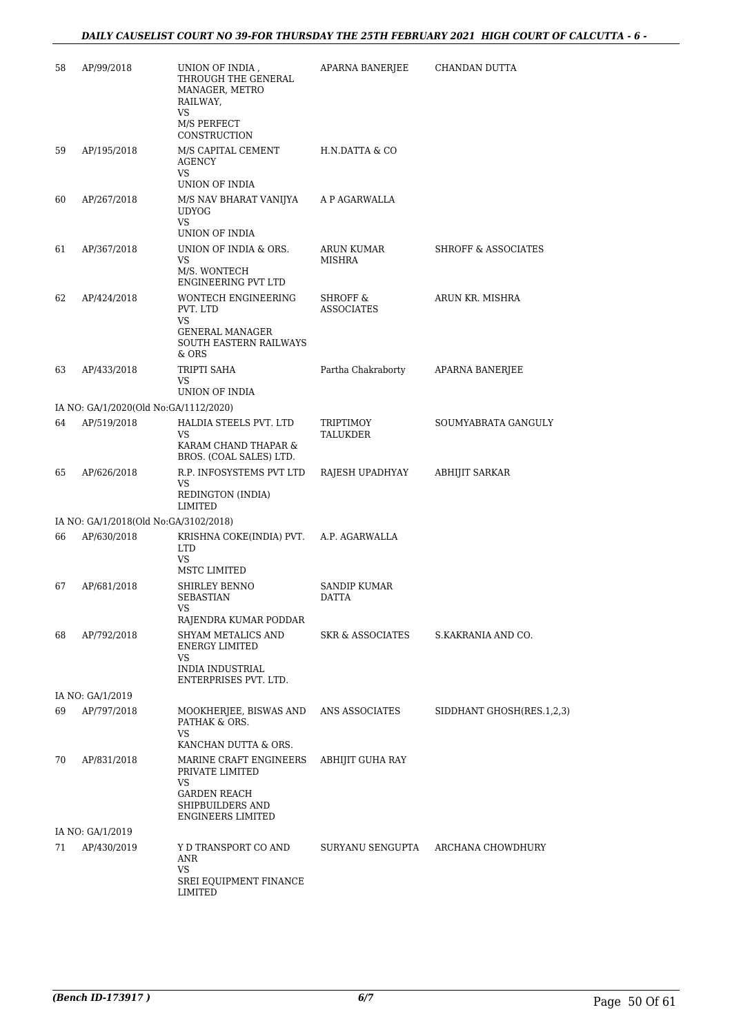| | | | | |
|---|---|---|---|---|
| 58 | AP/99/2018 | UNION OF INDIA , THROUGH THE GENERAL MANAGER, METRO RAILWAY, VS M/S PERFECT CONSTRUCTION | APARNA BANERJEE | CHANDAN DUTTA |
| 59 | AP/195/2018 | M/S CAPITAL CEMENT AGENCY VS UNION OF INDIA | H.N.DATTA & CO | |
| 60 | AP/267/2018 | M/S NAV BHARAT VANIJYA UDYOG VS UNION OF INDIA | A P AGARWALLA | |
| 61 | AP/367/2018 | UNION OF INDIA & ORS. VS M/S. WONTECH ENGINEERING PVT LTD | ARUN KUMAR MISHRA | SHROFF & ASSOCIATES |
| 62 | AP/424/2018 | WONTECH ENGINEERING PVT. LTD VS GENERAL MANAGER SOUTH EASTERN RAILWAYS & ORS | SHROFF & ASSOCIATES | ARUN KR. MISHRA |
| 63 | AP/433/2018 | TRIPTI SAHA VS UNION OF INDIA | Partha Chakraborty | APARNA BANERJEE |
| | IA NO: GA/1/2020(Old No:GA/1112/2020) | | | |
| 64 | AP/519/2018 | HALDIA STEELS PVT. LTD VS KARAM CHAND THAPAR & BROS. (COAL SALES) LTD. | TRIPTIMOY TALUKDER | SOUMYABRATA GANGULY |
| 65 | AP/626/2018 | R.P. INFOSYSTEMS PVT LTD VS REDINGTON (INDIA) LIMITED | RAJESH UPADHYAY | ABHIJIT SARKAR |
| | IA NO: GA/1/2018(Old No:GA/3102/2018) | | | |
| 66 | AP/630/2018 | KRISHNA COKE(INDIA) PVT. LTD VS MSTC LIMITED | A.P. AGARWALLA | |
| 67 | AP/681/2018 | SHIRLEY BENNO SEBASTIAN VS RAJENDRA KUMAR PODDAR | SANDIP KUMAR DATTA | |
| 68 | AP/792/2018 | SHYAM METALICS AND ENERGY LIMITED VS INDIA INDUSTRIAL ENTERPRISES PVT. LTD. | SKR & ASSOCIATES | S.KAKRANIA AND CO. |
| | IA NO: GA/1/2019 | | | |
| 69 | AP/797/2018 | MOOKHERJEE, BISWAS AND PATHAK & ORS. VS KANCHAN DUTTA & ORS. | ANS ASSOCIATES | SIDDHANT GHOSH(RES.1,2,3) |
| 70 | AP/831/2018 | MARINE CRAFT ENGINEERS PRIVATE LIMITED VS GARDEN REACH SHIPBUILDERS AND ENGINEERS LIMITED | ABHIJIT GUHA RAY | |
| | IA NO: GA/1/2019 | | | |
| 71 | AP/430/2019 | Y D TRANSPORT CO AND ANR VS SREI EQUIPMENT FINANCE LIMITED | SURYANU SENGUPTA | ARCHANA CHOWDHURY |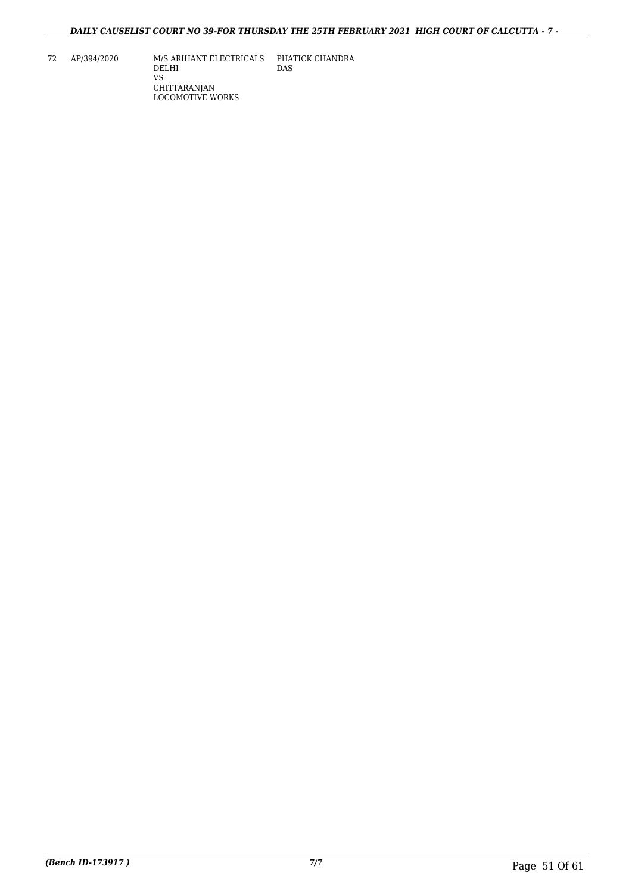| 72 | AP/394/2020 | M/S ARIHANT ELECTRICALS DELHI<br>VS<br>CHITTARANJAN LOCOMOTIVE WORKS | PHATICK CHANDRA DAS |
|---|---|---|---|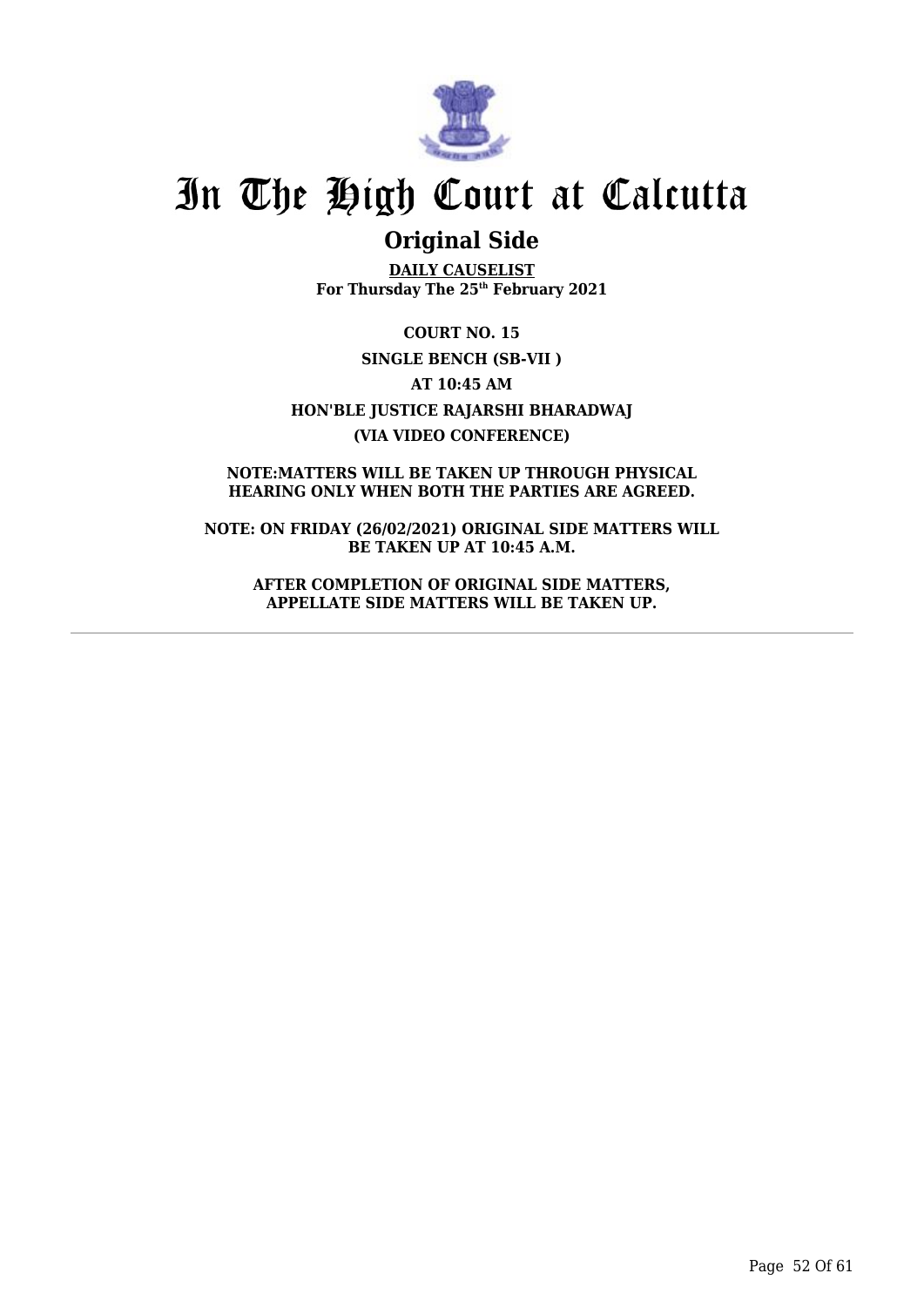# In The High Court at Calcutta

## Original Side

**DAILY CAUSELIST**
**For Thursday The 25th February 2021**

**COURT NO. 15**

**SINGLE BENCH (SB-VII )**

**AT 10:45 AM**

**HON'BLE JUSTICE RAJARSHI BHARADWAJ**

**(VIA VIDEO CONFERENCE)**

**NOTE:MATTERS WILL BE TAKEN UP THROUGH PHYSICAL HEARING ONLY WHEN BOTH THE PARTIES ARE AGREED.**

**NOTE: ON FRIDAY (26/02/2021) ORIGINAL SIDE MATTERS WILL BE TAKEN UP AT 10:45 A.M.**

**AFTER COMPLETION OF ORIGINAL SIDE MATTERS, APPELLATE SIDE MATTERS WILL BE TAKEN UP.**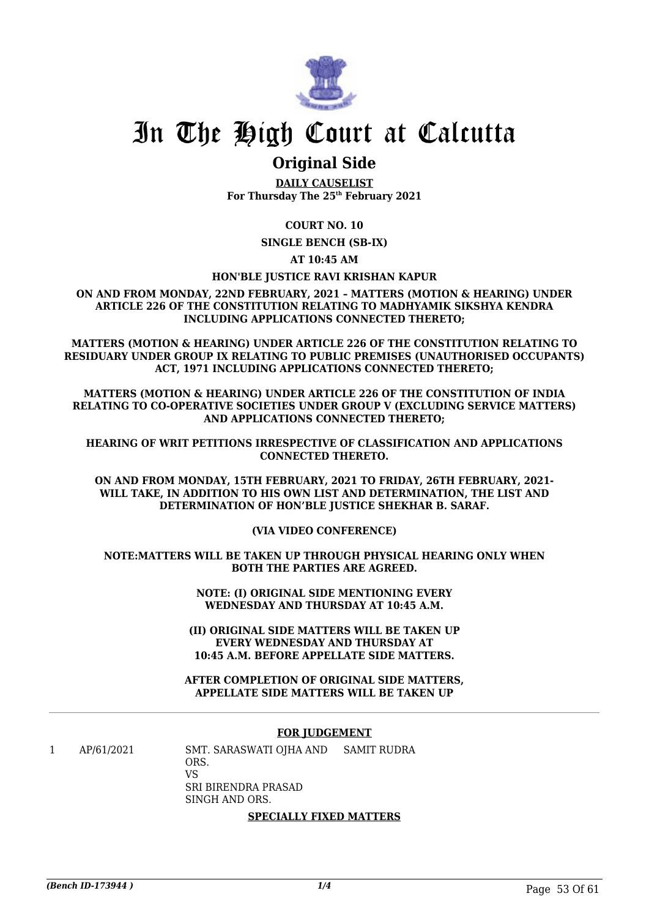# In The High Court at Calcutta

## Original Side

**DAILY CAUSELIST**
**For Thursday The 25th February 2021**

**COURT NO. 10**

**SINGLE BENCH (SB-IX)**

**AT 10:45 AM**

**HON'BLE JUSTICE RAVI KRISHAN KAPUR**

**ON AND FROM MONDAY, 22ND FEBRUARY, 2021 – MATTERS (MOTION & HEARING) UNDER ARTICLE 226 OF THE CONSTITUTION RELATING TO MADHYAMIK SIKSHYA KENDRA INCLUDING APPLICATIONS CONNECTED THERETO;**

**MATTERS (MOTION & HEARING) UNDER ARTICLE 226 OF THE CONSTITUTION RELATING TO RESIDUARY UNDER GROUP IX RELATING TO PUBLIC PREMISES (UNAUTHORISED OCCUPANTS) ACT, 1971 INCLUDING APPLICATIONS CONNECTED THERETO;**

**MATTERS (MOTION & HEARING) UNDER ARTICLE 226 OF THE CONSTITUTION OF INDIA RELATING TO CO-OPERATIVE SOCIETIES UNDER GROUP V (EXCLUDING SERVICE MATTERS) AND APPLICATIONS CONNECTED THERETO;**

**HEARING OF WRIT PETITIONS IRRESPECTIVE OF CLASSIFICATION AND APPLICATIONS CONNECTED THERETO.**

**ON AND FROM MONDAY, 15TH FEBRUARY, 2021 TO FRIDAY, 26TH FEBRUARY, 2021- WILL TAKE, IN ADDITION TO HIS OWN LIST AND DETERMINATION, THE LIST AND DETERMINATION OF HON'BLE JUSTICE SHEKHAR B. SARAF.**

**(VIA VIDEO CONFERENCE)**

**NOTE:MATTERS WILL BE TAKEN UP THROUGH PHYSICAL HEARING ONLY WHEN BOTH THE PARTIES ARE AGREED.**

**NOTE: (I) ORIGINAL SIDE MENTIONING EVERY WEDNESDAY AND THURSDAY AT 10:45 A.M.**

**(II) ORIGINAL SIDE MATTERS WILL BE TAKEN UP EVERY WEDNESDAY AND THURSDAY AT 10:45 A.M. BEFORE APPELLATE SIDE MATTERS.**

**AFTER COMPLETION OF ORIGINAL SIDE MATTERS, APPELLATE SIDE MATTERS WILL BE TAKEN UP**

---

**FOR JUDGEMENT**

| | | | |
|---|---|---|---|
| 1 | AP/61/2021 | SMT. SARASWATI OJHA AND ORS.<br>VS<br>SRI BIRENDRA PRASAD SINGH AND ORS. | SAMIT RUDRA |

**SPECIALLY FIXED MATTERS**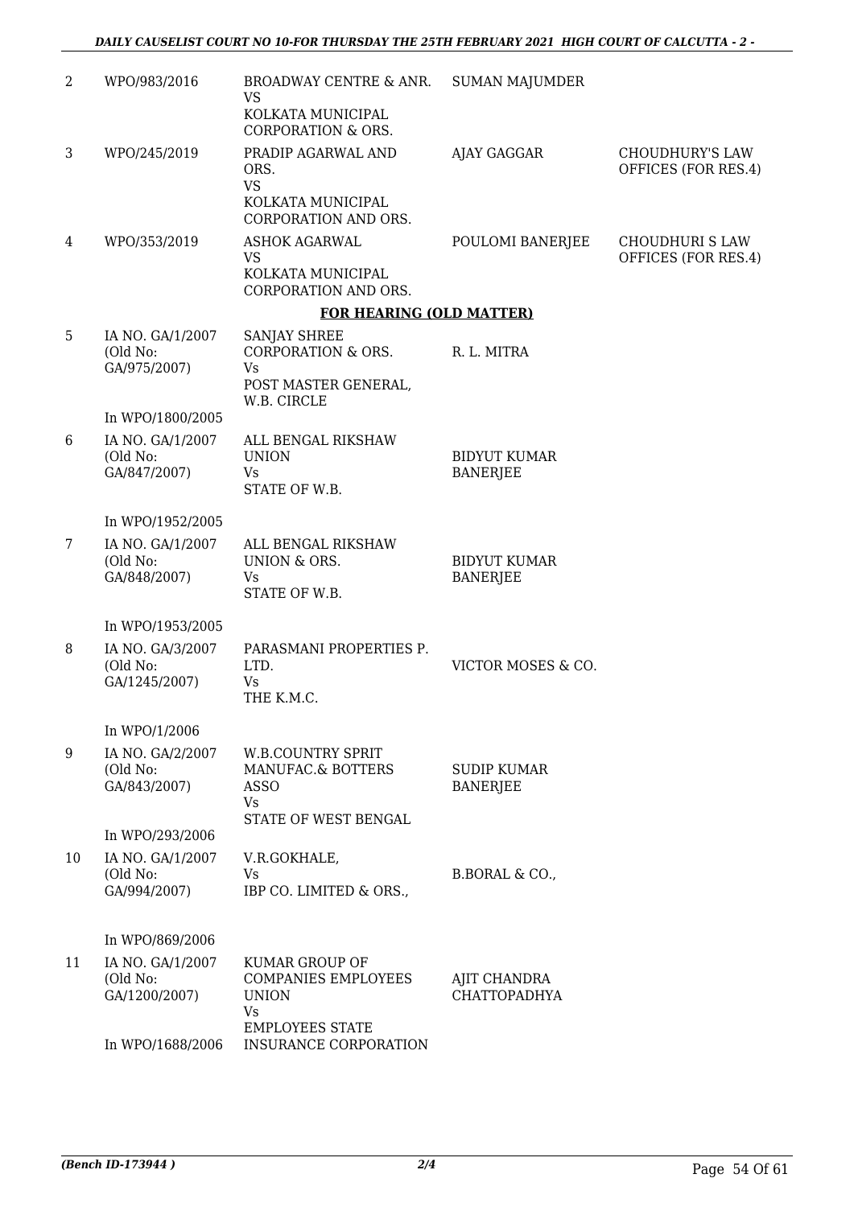| | | | | |
|---|---|---|---|---|
| 2 | WPO/983/2016 | BROADWAY CENTRE & ANR.<br>VS<br>KOLKATA MUNICIPAL CORPORATION & ORS. | SUMAN MAJUMDER | |
| 3 | WPO/245/2019 | PRADIP AGARWAL AND ORS.<br>VS<br>KOLKATA MUNICIPAL CORPORATION AND ORS. | AJAY GAGGAR | CHOUDHURY'S LAW OFFICES (FOR RES.4) |
| 4 | WPO/353/2019 | ASHOK AGARWAL<br>VS<br>KOLKATA MUNICIPAL CORPORATION AND ORS. | POULOMI BANERJEE | CHOUDHURI S LAW OFFICES (FOR RES.4) |

**FOR HEARING (OLD MATTER)**

| | | | | |
|---|---|---|---|---|
| 5 | IA NO. GA/1/2007 (Old No: GA/975/2007)<br>In WPO/1800/2005 | SANJAY SHREE CORPORATION & ORS.<br>Vs<br>POST MASTER GENERAL, W.B. CIRCLE | R. L. MITRA | |
| 6 | IA NO. GA/1/2007 (Old No: GA/847/2007)<br>In WPO/1952/2005 | ALL BENGAL RIKSHAW UNION<br>Vs<br>STATE OF W.B. | BIDYUT KUMAR BANERJEE | |
| 7 | IA NO. GA/1/2007 (Old No: GA/848/2007)<br>In WPO/1953/2005 | ALL BENGAL RIKSHAW UNION & ORS.<br>Vs<br>STATE OF W.B. | BIDYUT KUMAR BANERJEE | |
| 8 | IA NO. GA/3/2007 (Old No: GA/1245/2007)<br>In WPO/1/2006 | PARASMANI PROPERTIES P. LTD.<br>Vs<br>THE K.M.C. | VICTOR MOSES & CO. | |
| 9 | IA NO. GA/2/2007 (Old No: GA/843/2007)<br>In WPO/293/2006 | W.B.COUNTRY SPRIT MANUFAC.& BOTTERS ASSO<br>Vs<br>STATE OF WEST BENGAL | SUDIP KUMAR BANERJEE | |
| 10 | IA NO. GA/1/2007 (Old No: GA/994/2007)<br>In WPO/869/2006 | V.R.GOKHALE,<br>Vs<br>IBP CO. LIMITED & ORS., | B.BORAL & CO., | |
| 11 | IA NO. GA/1/2007 (Old No: GA/1200/2007)<br>In WPO/1688/2006 | KUMAR GROUP OF COMPANIES EMPLOYEES UNION<br>Vs<br>EMPLOYEES STATE INSURANCE CORPORATION | AJIT CHANDRA CHATTOPADHYA | |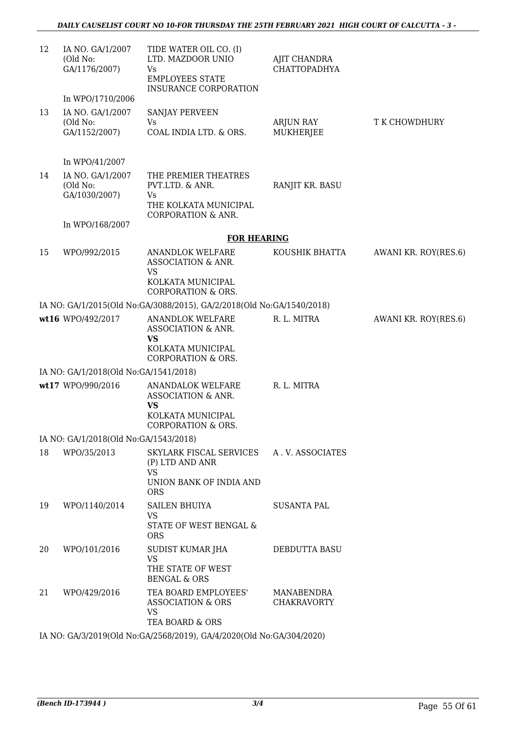| | | | | |
|---|---|---|---|---|
| 12 | IA NO. GA/1/2007 (Old No: GA/1176/2007) | TIDE WATER OIL CO. (I) LTD. MAZDOOR UNIO Vs EMPLOYEES STATE INSURANCE CORPORATION | AJIT CHANDRA CHATTOPADHYA | |
| | In WPO/1710/2006 | | | |
| 13 | IA NO. GA/1/2007 (Old No: GA/1152/2007) | SANJAY PERVEEN Vs COAL INDIA LTD. & ORS. | ARJUN RAY MUKHERJEE | T K CHOWDHURY |
| | In WPO/41/2007 | | | |
| 14 | IA NO. GA/1/2007 (Old No: GA/1030/2007) | THE PREMIER THEATRES PVT.LTD. & ANR. Vs THE KOLKATA MUNICIPAL CORPORATION & ANR. | RANJIT KR. BASU | |
| | In WPO/168/2007 | | | |

**FOR HEARING**

| | | | | |
|---|---|---|---|---|
| 15 | WPO/992/2015 | ANANDLOK WELFARE ASSOCIATION & ANR. VS KOLKATA MUNICIPAL CORPORATION & ORS. | KOUSHIK BHATTA | AWANI KR. ROY(RES.6) |
| | IA NO: GA/1/2015(Old No:GA/3088/2015), GA/2/2018(Old No:GA/1540/2018) | | | |
| **wt16** | WPO/492/2017 | ANANDLOK WELFARE ASSOCIATION & ANR. **VS** KOLKATA MUNICIPAL CORPORATION & ORS. | R. L. MITRA | AWANI KR. ROY(RES.6) |
| | IA NO: GA/1/2018(Old No:GA/1541/2018) | | | |
| **wt17** | WPO/990/2016 | ANANDALOK WELFARE ASSOCIATION & ANR. **VS** KOLKATA MUNICIPAL CORPORATION & ORS. | R. L. MITRA | |
| | IA NO: GA/1/2018(Old No:GA/1543/2018) | | | |
| 18 | WPO/35/2013 | SKYLARK FISCAL SERVICES (P) LTD AND ANR VS UNION BANK OF INDIA AND ORS | A . V. ASSOCIATES | |
| 19 | WPO/1140/2014 | SAILEN BHUIYA VS STATE OF WEST BENGAL & ORS | SUSANTA PAL | |
| 20 | WPO/101/2016 | SUDIST KUMAR JHA VS THE STATE OF WEST BENGAL & ORS | DEBDUTTA BASU | |
| 21 | WPO/429/2016 | TEA BOARD EMPLOYEES' ASSOCIATION & ORS VS TEA BOARD & ORS | MANABENDRA CHAKRAVORTY | |
| | IA NO: GA/3/2019(Old No:GA/2568/2019), GA/4/2020(Old No:GA/304/2020) | | | |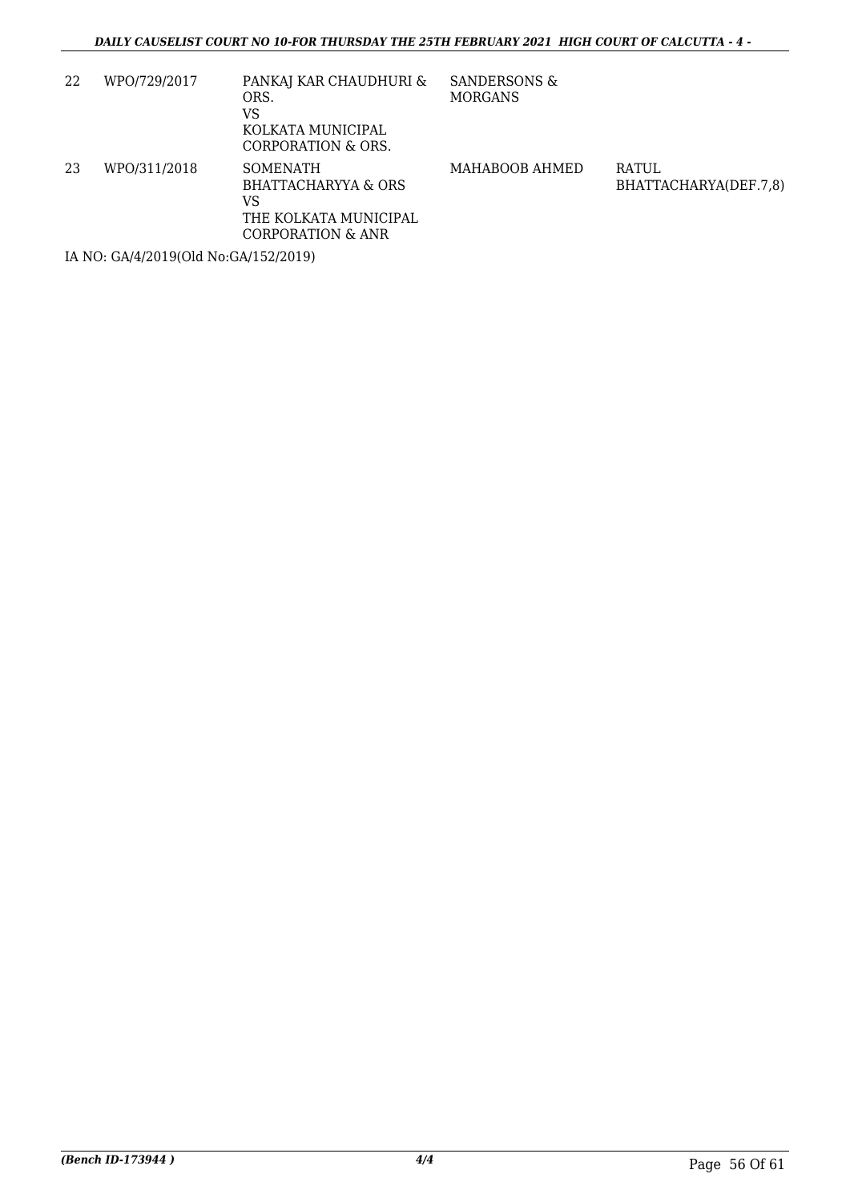| 22 | WPO/729/2017 | PANKAJ KAR CHAUDHURI & ORS.<br>VS<br>KOLKATA MUNICIPAL CORPORATION & ORS. | SANDERSONS & MORGANS | |
|---|---|---|---|---|
| 23 | WPO/311/2018 | SOMENATH BHATTACHARYYA & ORS<br>VS<br>THE KOLKATA MUNICIPAL CORPORATION & ANR | MAHABOOB AHMED | RATUL BHATTACHARYA(DEF.7,8) |

IA NO: GA/4/2019(Old No:GA/152/2019)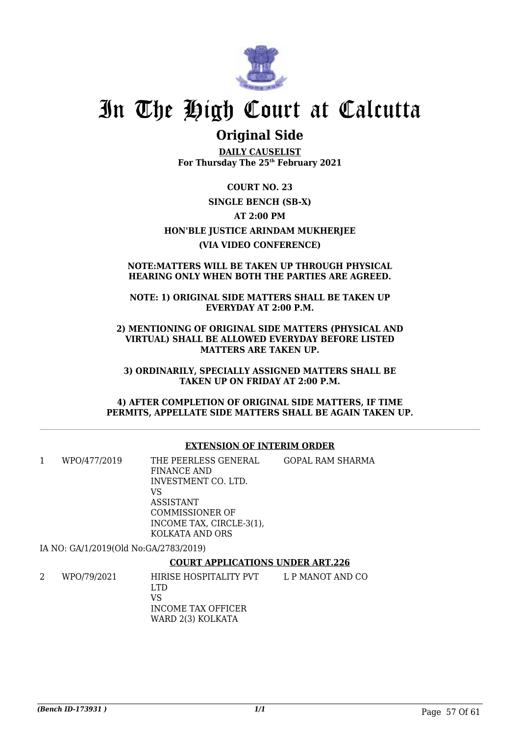# In The High Court at Calcutta

## Original Side

**DAILY CAUSELIST**
**For Thursday The 25th February 2021**

**COURT NO. 23**

**SINGLE BENCH (SB-X)**

**AT 2:00 PM**

**HON'BLE JUSTICE ARINDAM MUKHERJEE**

**(VIA VIDEO CONFERENCE)**

**NOTE:MATTERS WILL BE TAKEN UP THROUGH PHYSICAL HEARING ONLY WHEN BOTH THE PARTIES ARE AGREED.**

**NOTE: 1) ORIGINAL SIDE MATTERS SHALL BE TAKEN UP EVERYDAY AT 2:00 P.M.**

**2) MENTIONING OF ORIGINAL SIDE MATTERS (PHYSICAL AND VIRTUAL) SHALL BE ALLOWED EVERYDAY BEFORE LISTED MATTERS ARE TAKEN UP.**

**3) ORDINARILY, SPECIALLY ASSIGNED MATTERS SHALL BE TAKEN UP ON FRIDAY AT 2:00 P.M.**

**4) AFTER COMPLETION OF ORIGINAL SIDE MATTERS, IF TIME PERMITS, APPELLATE SIDE MATTERS SHALL BE AGAIN TAKEN UP.**

**EXTENSION OF INTERIM ORDER**

| | | | |
|---|---|---|---|
| 1 | WPO/477/2019 | THE PEERLESS GENERAL FINANCE AND INVESTMENT CO. LTD.<br>VS<br>ASSISTANT COMMISSIONER OF INCOME TAX, CIRCLE-3(1), KOLKATA AND ORS | GOPAL RAM SHARMA |

IA NO: GA/1/2019(Old No:GA/2783/2019)

**COURT APPLICATIONS UNDER ART.226**

| | | | |
|---|---|---|---|
| 2 | WPO/79/2021 | HIRISE HOSPITALITY PVT LTD<br>VS<br>INCOME TAX OFFICER WARD 2(3) KOLKATA | L P MANOT AND CO |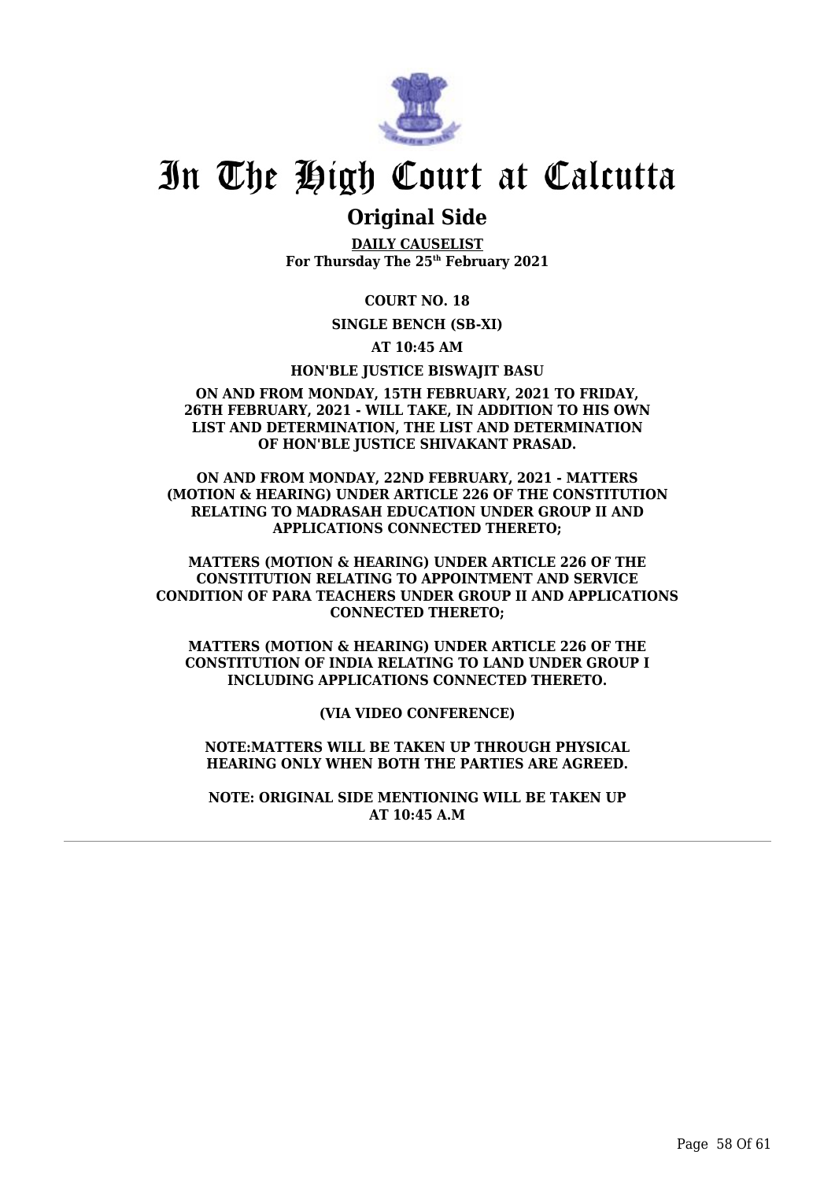# In The High Court at Calcutta

## Original Side

**DAILY CAUSELIST**
**For Thursday The 25th February 2021**

**COURT NO. 18**

**SINGLE BENCH (SB-XI)**

**AT 10:45 AM**

**HON'BLE JUSTICE BISWAJIT BASU**

**ON AND FROM MONDAY, 15TH FEBRUARY, 2021 TO FRIDAY, 26TH FEBRUARY, 2021 - WILL TAKE, IN ADDITION TO HIS OWN LIST AND DETERMINATION, THE LIST AND DETERMINATION OF HON'BLE JUSTICE SHIVAKANT PRASAD.**

**ON AND FROM MONDAY, 22ND FEBRUARY, 2021 - MATTERS (MOTION & HEARING) UNDER ARTICLE 226 OF THE CONSTITUTION RELATING TO MADRASAH EDUCATION UNDER GROUP II AND APPLICATIONS CONNECTED THERETO;**

**MATTERS (MOTION & HEARING) UNDER ARTICLE 226 OF THE CONSTITUTION RELATING TO APPOINTMENT AND SERVICE CONDITION OF PARA TEACHERS UNDER GROUP II AND APPLICATIONS CONNECTED THERETO;**

**MATTERS (MOTION & HEARING) UNDER ARTICLE 226 OF THE CONSTITUTION OF INDIA RELATING TO LAND UNDER GROUP I INCLUDING APPLICATIONS CONNECTED THERETO.**

**(VIA VIDEO CONFERENCE)**

**NOTE:MATTERS WILL BE TAKEN UP THROUGH PHYSICAL HEARING ONLY WHEN BOTH THE PARTIES ARE AGREED.**

**NOTE: ORIGINAL SIDE MENTIONING WILL BE TAKEN UP AT 10:45 A.M**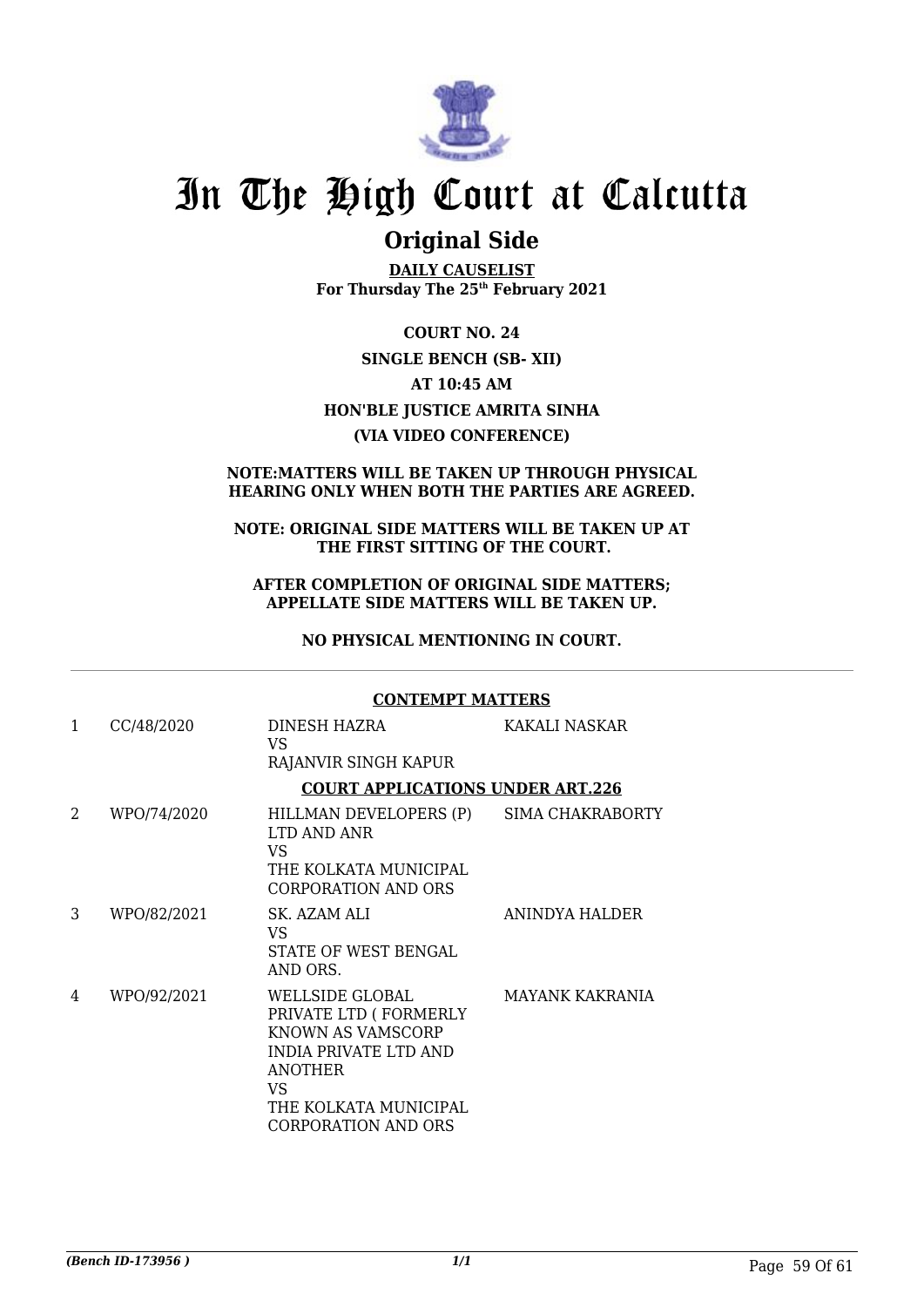# In The High Court at Calcutta

## Original Side

**DAILY CAUSELIST**
**For Thursday The 25th February 2021**

**COURT NO. 24**
**SINGLE BENCH (SB- XII)**
**AT 10:45 AM**
**HON'BLE JUSTICE AMRITA SINHA**
**(VIA VIDEO CONFERENCE)**

**NOTE:MATTERS WILL BE TAKEN UP THROUGH PHYSICAL HEARING ONLY WHEN BOTH THE PARTIES ARE AGREED.**

**NOTE: ORIGINAL SIDE MATTERS WILL BE TAKEN UP AT THE FIRST SITTING OF THE COURT.**

**AFTER COMPLETION OF ORIGINAL SIDE MATTERS; APPELLATE SIDE MATTERS WILL BE TAKEN UP.**

**NO PHYSICAL MENTIONING IN COURT.**

**CONTEMPT MATTERS**

| | | | |
|---|---|---|---|
| 1 | CC/48/2020 | DINESH HAZRA VS RAJANVIR SINGH KAPUR | KAKALI NASKAR |

**COURT APPLICATIONS UNDER ART.226**

| | | | |
|---|---|---|---|
| 2 | WPO/74/2020 | HILLMAN DEVELOPERS (P) LTD AND ANR VS THE KOLKATA MUNICIPAL CORPORATION AND ORS | SIMA CHAKRABORTY |
| 3 | WPO/82/2021 | SK. AZAM ALI VS STATE OF WEST BENGAL AND ORS. | ANINDYA HALDER |
| 4 | WPO/92/2021 | WELLSIDE GLOBAL PRIVATE LTD ( FORMERLY KNOWN AS VAMSCORP INDIA PRIVATE LTD AND ANOTHER VS THE KOLKATA MUNICIPAL CORPORATION AND ORS | MAYANK KAKRANIA |

*(Bench ID-173956 )*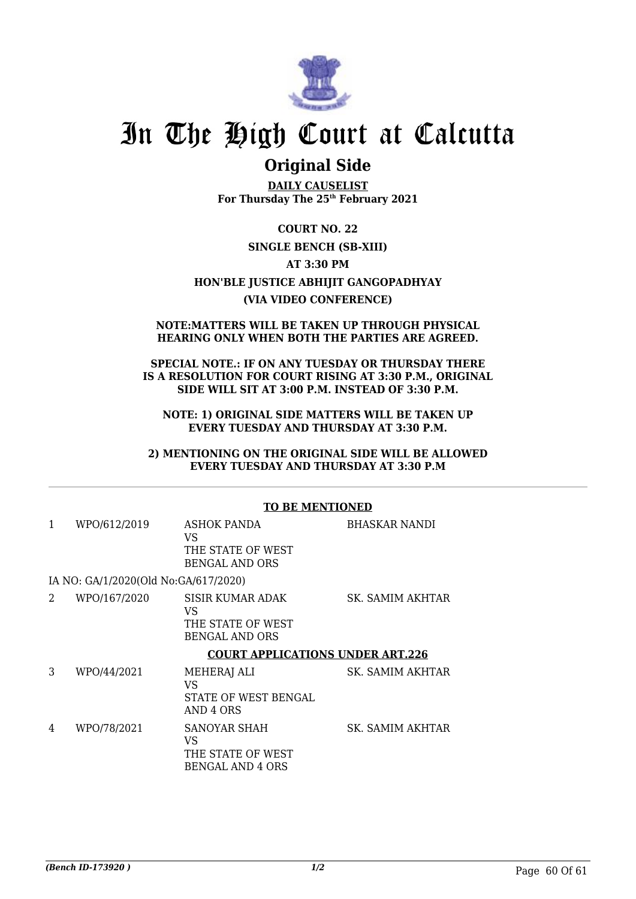# In The High Court at Calcutta

## Original Side

**DAILY CAUSELIST**
**For Thursday The 25th February 2021**

**COURT NO. 22**

**SINGLE BENCH (SB-XIII)**

**AT 3:30 PM**

**HON'BLE JUSTICE ABHIJIT GANGOPADHYAY**

**(VIA VIDEO CONFERENCE)**

**NOTE:MATTERS WILL BE TAKEN UP THROUGH PHYSICAL HEARING ONLY WHEN BOTH THE PARTIES ARE AGREED.**

**SPECIAL NOTE.: IF ON ANY TUESDAY OR THURSDAY THERE IS A RESOLUTION FOR COURT RISING AT 3:30 P.M., ORIGINAL SIDE WILL SIT AT 3:00 P.M. INSTEAD OF 3:30 P.M.**

**NOTE: 1) ORIGINAL SIDE MATTERS WILL BE TAKEN UP EVERY TUESDAY AND THURSDAY AT 3:30 P.M.**

**2) MENTIONING ON THE ORIGINAL SIDE WILL BE ALLOWED EVERY TUESDAY AND THURSDAY AT 3:30 P.M**

**TO BE MENTIONED**

| | | | |
|---|---|---|---|
| 1 | WPO/612/2019 | ASHOK PANDA<br>VS<br>THE STATE OF WEST BENGAL AND ORS | BHASKAR NANDI |
| IA NO: GA/1/2020(Old No:GA/617/2020) | | | |
| 2 | WPO/167/2020 | SISIR KUMAR ADAK<br>VS<br>THE STATE OF WEST BENGAL AND ORS | SK. SAMIM AKHTAR |

**COURT APPLICATIONS UNDER ART.226**

| | | | |
|---|---|---|---|
| 3 | WPO/44/2021 | MEHERAJ ALI<br>VS<br>STATE OF WEST BENGAL AND 4 ORS | SK. SAMIM AKHTAR |
| 4 | WPO/78/2021 | SANOYAR SHAH<br>VS<br>THE STATE OF WEST BENGAL AND 4 ORS | SK. SAMIM AKHTAR |

*(Bench ID-173920 )*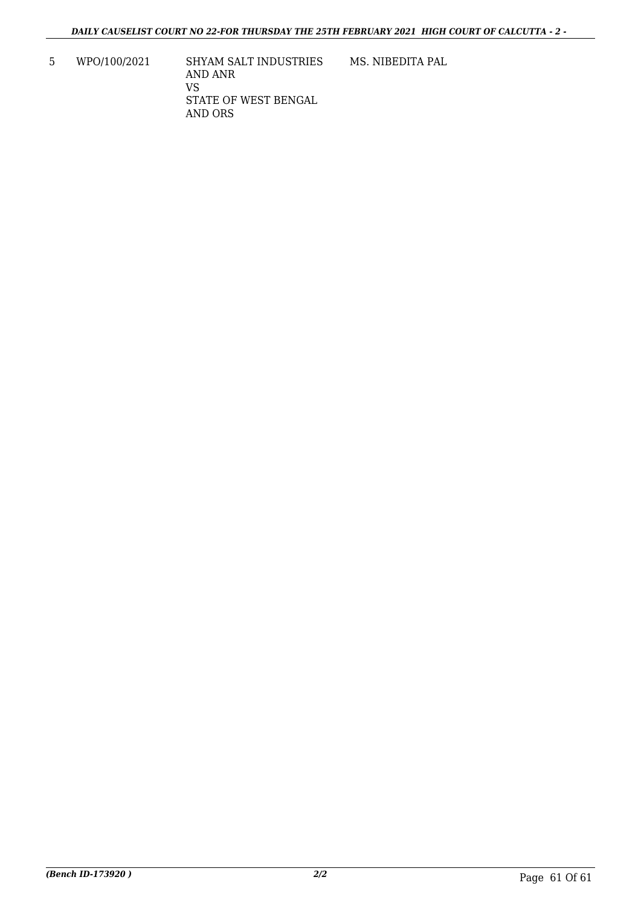| | | | |
|---|---|---|---|
| 5 | WPO/100/2021 | SHYAM SALT INDUSTRIES AND ANR<br>VS<br>STATE OF WEST BENGAL AND ORS | MS. NIBEDITA PAL |